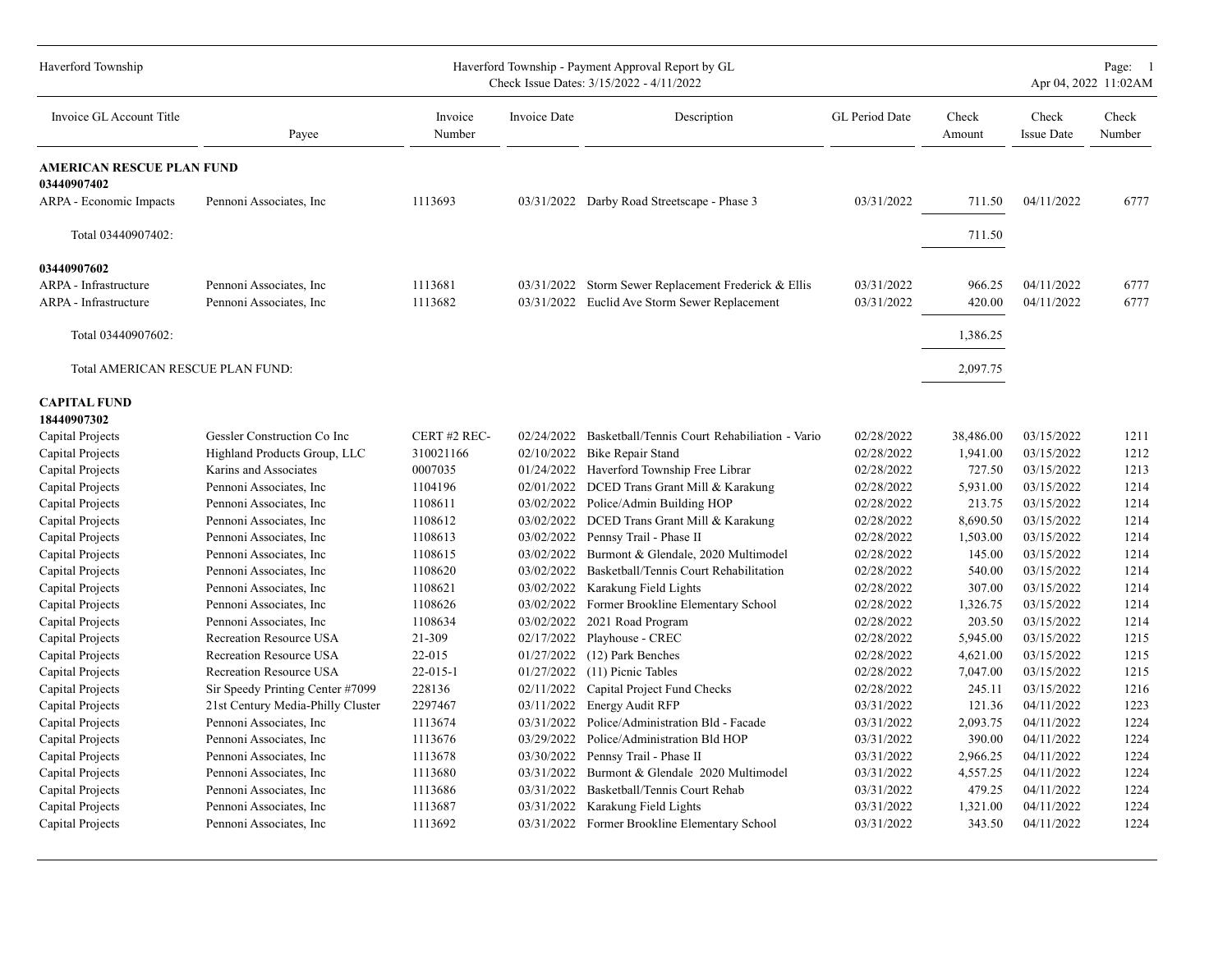Haverford Township

Haverford Township - Payment Approval Report by GL
Check Issue Dates: 3/15/2022 - 4/11/2022

Page: 1
Apr 04, 2022 11:02AM

| Invoice GL Account Title | Payee | Invoice Number | Invoice Date | Description | GL Period Date | Check Amount | Check Issue Date | Check Number |
|---|---|---|---|---|---|---|---|---|
| **AMERICAN RESCUE PLAN FUND** | | | | | | | | |
| **03440907402** | | | | | | | | |
| ARPA - Economic Impacts | Pennoni Associates, Inc | 1113693 | 03/31/2022 | Darby Road Streetscape - Phase 3 | 03/31/2022 | 711.50 | 04/11/2022 | 6777 |
| Total 03440907402: | | | | | | 711.50 | | |
| **03440907602** | | | | | | | | |
| ARPA - Infrastructure | Pennoni Associates, Inc | 1113681 | 03/31/2022 | Storm Sewer Replacement Frederick & Ellis | 03/31/2022 | 966.25 | 04/11/2022 | 6777 |
| ARPA - Infrastructure | Pennoni Associates, Inc | 1113682 | 03/31/2022 | Euclid Ave Storm Sewer Replacement | 03/31/2022 | 420.00 | 04/11/2022 | 6777 |
| Total 03440907602: | | | | | | 1,386.25 | | |
| Total AMERICAN RESCUE PLAN FUND: | | | | | | 2,097.75 | | |
| **CAPITAL FUND** | | | | | | | | |
| **18440907302** | | | | | | | | |
| Capital Projects | Gessler Construction Co Inc | CERT #2 REC- | 02/24/2022 | Basketball/Tennis Court Rehabiliation - Vario | 02/28/2022 | 38,486.00 | 03/15/2022 | 1211 |
| Capital Projects | Highland Products Group, LLC | 310021166 | 02/10/2022 | Bike Repair Stand | 02/28/2022 | 1,941.00 | 03/15/2022 | 1212 |
| Capital Projects | Karins and Associates | 0007035 | 01/24/2022 | Haverford Township Free Librar | 02/28/2022 | 727.50 | 03/15/2022 | 1213 |
| Capital Projects | Pennoni Associates, Inc | 1104196 | 02/01/2022 | DCED Trans Grant Mill & Karakung | 02/28/2022 | 5,931.00 | 03/15/2022 | 1214 |
| Capital Projects | Pennoni Associates, Inc | 1108611 | 03/02/2022 | Police/Admin Building HOP | 02/28/2022 | 213.75 | 03/15/2022 | 1214 |
| Capital Projects | Pennoni Associates, Inc | 1108612 | 03/02/2022 | DCED Trans Grant Mill & Karakung | 02/28/2022 | 8,690.50 | 03/15/2022 | 1214 |
| Capital Projects | Pennoni Associates, Inc | 1108613 | 03/02/2022 | Pennsy Trail - Phase II | 02/28/2022 | 1,503.00 | 03/15/2022 | 1214 |
| Capital Projects | Pennoni Associates, Inc | 1108615 | 03/02/2022 | Burmont & Glendale, 2020 Multimodel | 02/28/2022 | 145.00 | 03/15/2022 | 1214 |
| Capital Projects | Pennoni Associates, Inc | 1108620 | 03/02/2022 | Basketball/Tennis Court Rehabilitation | 02/28/2022 | 540.00 | 03/15/2022 | 1214 |
| Capital Projects | Pennoni Associates, Inc | 1108621 | 03/02/2022 | Karakung Field Lights | 02/28/2022 | 307.00 | 03/15/2022 | 1214 |
| Capital Projects | Pennoni Associates, Inc | 1108626 | 03/02/2022 | Former Brookline Elementary School | 02/28/2022 | 1,326.75 | 03/15/2022 | 1214 |
| Capital Projects | Pennoni Associates, Inc | 1108634 | 03/02/2022 | 2021 Road Program | 02/28/2022 | 203.50 | 03/15/2022 | 1214 |
| Capital Projects | Recreation Resource USA | 21-309 | 02/17/2022 | Playhouse - CREC | 02/28/2022 | 5,945.00 | 03/15/2022 | 1215 |
| Capital Projects | Recreation Resource USA | 22-015 | 01/27/2022 | (12) Park Benches | 02/28/2022 | 4,621.00 | 03/15/2022 | 1215 |
| Capital Projects | Recreation Resource USA | 22-015-1 | 01/27/2022 | (11) Picnic Tables | 02/28/2022 | 7,047.00 | 03/15/2022 | 1215 |
| Capital Projects | Sir Speedy Printing Center #7099 | 228136 | 02/11/2022 | Capital Project Fund Checks | 02/28/2022 | 245.11 | 03/15/2022 | 1216 |
| Capital Projects | 21st Century Media-Philly Cluster | 2297467 | 03/11/2022 | Energy Audit RFP | 03/31/2022 | 121.36 | 04/11/2022 | 1223 |
| Capital Projects | Pennoni Associates, Inc | 1113674 | 03/31/2022 | Police/Administration Bld - Facade | 03/31/2022 | 2,093.75 | 04/11/2022 | 1224 |
| Capital Projects | Pennoni Associates, Inc | 1113676 | 03/29/2022 | Police/Administration Bld HOP | 03/31/2022 | 390.00 | 04/11/2022 | 1224 |
| Capital Projects | Pennoni Associates, Inc | 1113678 | 03/30/2022 | Pennsy Trail - Phase II | 03/31/2022 | 2,966.25 | 04/11/2022 | 1224 |
| Capital Projects | Pennoni Associates, Inc | 1113680 | 03/31/2022 | Burmont & Glendale 2020 Multimodel | 03/31/2022 | 4,557.25 | 04/11/2022 | 1224 |
| Capital Projects | Pennoni Associates, Inc | 1113686 | 03/31/2022 | Basketball/Tennis Court Rehab | 03/31/2022 | 479.25 | 04/11/2022 | 1224 |
| Capital Projects | Pennoni Associates, Inc | 1113687 | 03/31/2022 | Karakung Field Lights | 03/31/2022 | 1,321.00 | 04/11/2022 | 1224 |
| Capital Projects | Pennoni Associates, Inc | 1113692 | 03/31/2022 | Former Brookline Elementary School | 03/31/2022 | 343.50 | 04/11/2022 | 1224 |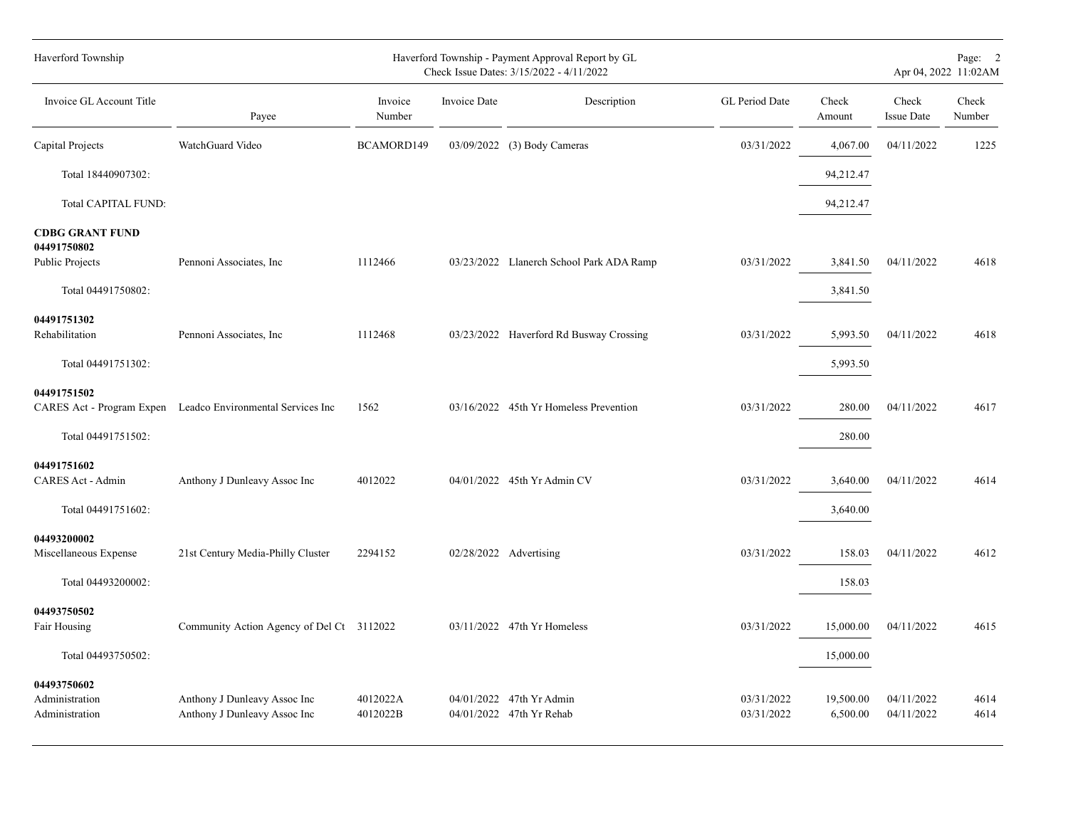| Invoice GL Account Title | Payee | Invoice Number | Invoice Date | Description | GL Period Date | Check Amount | Check Issue Date | Check Number |
|---|---|---|---|---|---|---|---|---|
| Capital Projects | WatchGuard Video | BCAMORD149 | 03/09/2022 | (3) Body Cameras | 03/31/2022 | 4,067.00 | 04/11/2022 | 1225 |
| Total 18440907302: | | | | | | 94,212.47 | | |
| Total CAPITAL FUND: | | | | | | 94,212.47 | | |
| **CDBG GRANT FUND** | | | | | | | | |
| **04491750802** | | | | | | | | |
| Public Projects | Pennoni Associates, Inc | 1112466 | 03/23/2022 | Llanerch School Park ADA Ramp | 03/31/2022 | 3,841.50 | 04/11/2022 | 4618 |
| Total 04491750802: | | | | | | 3,841.50 | | |
| **04491751302** | | | | | | | | |
| Rehabilitation | Pennoni Associates, Inc | 1112468 | 03/23/2022 | Haverford Rd Busway Crossing | 03/31/2022 | 5,993.50 | 04/11/2022 | 4618 |
| Total 04491751302: | | | | | | 5,993.50 | | |
| **04491751502** | | | | | | | | |
| CARES Act - Program Expen | Leadco Environmental Services Inc | 1562 | 03/16/2022 | 45th Yr Homeless Prevention | 03/31/2022 | 280.00 | 04/11/2022 | 4617 |
| Total 04491751502: | | | | | | 280.00 | | |
| **04491751602** | | | | | | | | |
| CARES Act - Admin | Anthony J Dunleavy Assoc Inc | 4012022 | 04/01/2022 | 45th Yr Admin CV | 03/31/2022 | 3,640.00 | 04/11/2022 | 4614 |
| Total 04491751602: | | | | | | 3,640.00 | | |
| **04493200002** | | | | | | | | |
| Miscellaneous Expense | 21st Century Media-Philly Cluster | 2294152 | 02/28/2022 | Advertising | 03/31/2022 | 158.03 | 04/11/2022 | 4612 |
| Total 04493200002: | | | | | | 158.03 | | |
| **04493750502** | | | | | | | | |
| Fair Housing | Community Action Agency of Del Ct | 3112022 | 03/11/2022 | 47th Yr Homeless | 03/31/2022 | 15,000.00 | 04/11/2022 | 4615 |
| Total 04493750502: | | | | | | 15,000.00 | | |
| **04493750602** | | | | | | | | |
| Administration | Anthony J Dunleavy Assoc Inc | 4012022A | 04/01/2022 | 47th Yr Admin | 03/31/2022 | 19,500.00 | 04/11/2022 | 4614 |
| Administration | Anthony J Dunleavy Assoc Inc | 4012022B | 04/01/2022 | 47th Yr Rehab | 03/31/2022 | 6,500.00 | 04/11/2022 | 4614 |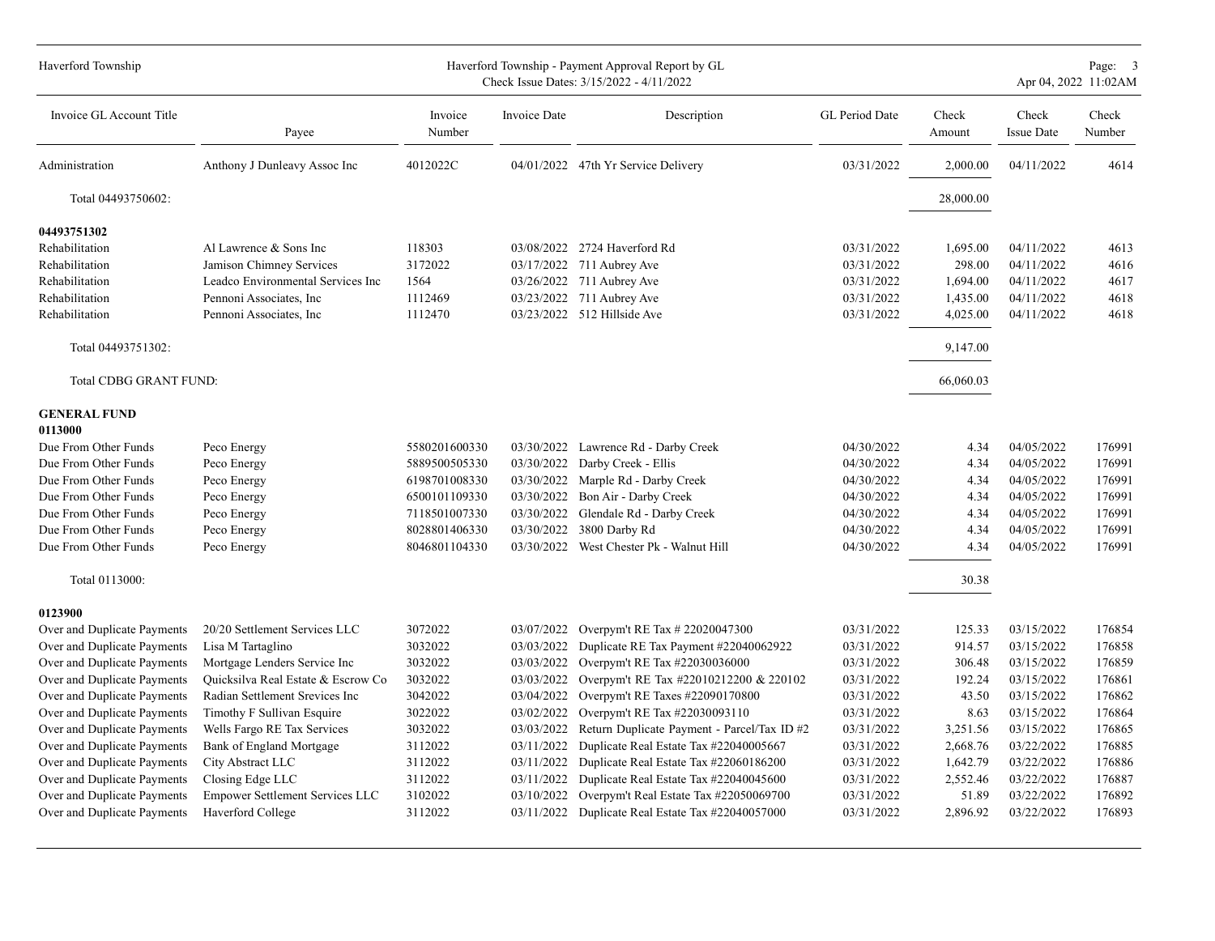| Invoice GL Account Title | Payee | Invoice Number | Invoice Date | Description | GL Period Date | Check Amount | Check Issue Date | Check Number |
|---|---|---|---|---|---|---|---|---|
| Administration | Anthony J Dunleavy Assoc Inc | 4012022C | 04/01/2022 | 47th Yr Service Delivery | 03/31/2022 | 2,000.00 | 04/11/2022 | 4614 |
| Total 04493750602: | | | | | | 28,000.00 | | |
| **04493751302** | | | | | | | | |
| Rehabilitation | Al Lawrence & Sons Inc | 118303 | 03/08/2022 | 2724 Haverford Rd | 03/31/2022 | 1,695.00 | 04/11/2022 | 4613 |
| Rehabilitation | Jamison Chimney Services | 3172022 | 03/17/2022 | 711 Aubrey Ave | 03/31/2022 | 298.00 | 04/11/2022 | 4616 |
| Rehabilitation | Leadco Environmental Services Inc | 1564 | 03/26/2022 | 711 Aubrey Ave | 03/31/2022 | 1,694.00 | 04/11/2022 | 4617 |
| Rehabilitation | Pennoni Associates, Inc | 1112469 | 03/23/2022 | 711 Aubrey Ave | 03/31/2022 | 1,435.00 | 04/11/2022 | 4618 |
| Rehabilitation | Pennoni Associates, Inc | 1112470 | 03/23/2022 | 512 Hillside Ave | 03/31/2022 | 4,025.00 | 04/11/2022 | 4618 |
| Total 04493751302: | | | | | | 9,147.00 | | |
| Total CDBG GRANT FUND: | | | | | | 66,060.03 | | |
| **GENERAL FUND** | | | | | | | | |
| **0113000** | | | | | | | | |
| Due From Other Funds | Peco Energy | 5580201600330 | 03/30/2022 | Lawrence Rd - Darby Creek | 04/30/2022 | 4.34 | 04/05/2022 | 176991 |
| Due From Other Funds | Peco Energy | 5889500505330 | 03/30/2022 | Darby Creek - Ellis | 04/30/2022 | 4.34 | 04/05/2022 | 176991 |
| Due From Other Funds | Peco Energy | 6198701008330 | 03/30/2022 | Marple Rd - Darby Creek | 04/30/2022 | 4.34 | 04/05/2022 | 176991 |
| Due From Other Funds | Peco Energy | 6500101109330 | 03/30/2022 | Bon Air - Darby Creek | 04/30/2022 | 4.34 | 04/05/2022 | 176991 |
| Due From Other Funds | Peco Energy | 7118501007330 | 03/30/2022 | Glendale Rd - Darby Creek | 04/30/2022 | 4.34 | 04/05/2022 | 176991 |
| Due From Other Funds | Peco Energy | 8028801406330 | 03/30/2022 | 3800 Darby Rd | 04/30/2022 | 4.34 | 04/05/2022 | 176991 |
| Due From Other Funds | Peco Energy | 8046801104330 | 03/30/2022 | West Chester Pk - Walnut Hill | 04/30/2022 | 4.34 | 04/05/2022 | 176991 |
| Total 0113000: | | | | | | 30.38 | | |
| **0123900** | | | | | | | | |
| Over and Duplicate Payments | 20/20 Settlement Services LLC | 3072022 | 03/07/2022 | Overpym't RE Tax # 22020047300 | 03/31/2022 | 125.33 | 03/15/2022 | 176854 |
| Over and Duplicate Payments | Lisa M Tartaglino | 3032022 | 03/03/2022 | Duplicate RE Tax Payment #22040062922 | 03/31/2022 | 914.57 | 03/15/2022 | 176858 |
| Over and Duplicate Payments | Mortgage Lenders Service Inc | 3032022 | 03/03/2022 | Overpym't RE Tax #22030036000 | 03/31/2022 | 306.48 | 03/15/2022 | 176859 |
| Over and Duplicate Payments | Quicksilva Real Estate & Escrow Co | 3032022 | 03/03/2022 | Overpym't RE Tax #22010212200 & 220102 | 03/31/2022 | 192.24 | 03/15/2022 | 176861 |
| Over and Duplicate Payments | Radian Settlement Srevices Inc | 3042022 | 03/04/2022 | Overpym't RE Taxes #22090170800 | 03/31/2022 | 43.50 | 03/15/2022 | 176862 |
| Over and Duplicate Payments | Timothy F Sullivan Esquire | 3022022 | 03/02/2022 | Overpym't RE Tax #22030093110 | 03/31/2022 | 8.63 | 03/15/2022 | 176864 |
| Over and Duplicate Payments | Wells Fargo RE Tax Services | 3032022 | 03/03/2022 | Return Duplicate Payment - Parcel/Tax ID #2 | 03/31/2022 | 3,251.56 | 03/15/2022 | 176865 |
| Over and Duplicate Payments | Bank of England Mortgage | 3112022 | 03/11/2022 | Duplicate Real Estate Tax #22040005667 | 03/31/2022 | 2,668.76 | 03/22/2022 | 176885 |
| Over and Duplicate Payments | City Abstract LLC | 3112022 | 03/11/2022 | Duplicate Real Estate Tax #22060186200 | 03/31/2022 | 1,642.79 | 03/22/2022 | 176886 |
| Over and Duplicate Payments | Closing Edge LLC | 3112022 | 03/11/2022 | Duplicate Real Estate Tax #22040045600 | 03/31/2022 | 2,552.46 | 03/22/2022 | 176887 |
| Over and Duplicate Payments | Empower Settlement Services LLC | 3102022 | 03/10/2022 | Overpym't Real Estate Tax #22050069700 | 03/31/2022 | 51.89 | 03/22/2022 | 176892 |
| Over and Duplicate Payments | Haverford College | 3112022 | 03/11/2022 | Duplicate Real Estate Tax #22040057000 | 03/31/2022 | 2,896.92 | 03/22/2022 | 176893 |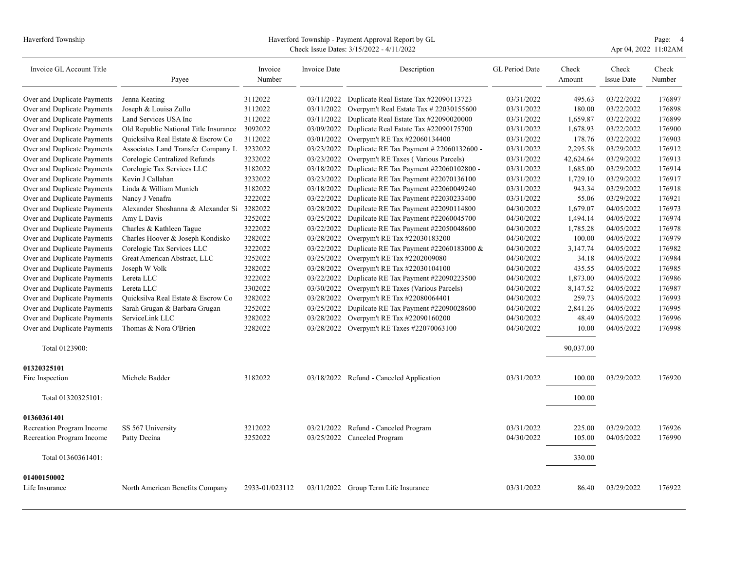| Invoice GL Account Title | Payee | Invoice Number | Invoice Date | Description | GL Period Date | Check Amount | Check Issue Date | Check Number |
|---|---|---|---|---|---|---|---|---|
| Over and Duplicate Payments | Jenna Keating | 3112022 | 03/11/2022 | Duplicate Real Estate Tax #22090113723 | 03/31/2022 | 495.63 | 03/22/2022 | 176897 |
| Over and Duplicate Payments | Joseph & Louisa Zullo | 3112022 | 03/11/2022 | Overpym't Real Estate Tax # 22030155600 | 03/31/2022 | 180.00 | 03/22/2022 | 176898 |
| Over and Duplicate Payments | Land Services USA Inc | 3112022 | 03/11/2022 | Duplicate Real Estate Tax #22090020000 | 03/31/2022 | 1,659.87 | 03/22/2022 | 176899 |
| Over and Duplicate Payments | Old Republic National Title Insurance | 3092022 | 03/09/2022 | Duplicate Real Estate Tax #22090175700 | 03/31/2022 | 1,678.93 | 03/22/2022 | 176900 |
| Over and Duplicate Payments | Quicksilva Real Estate & Escrow Co | 3112022 | 03/01/2022 | Overpym't RE Tax #22060134400 | 03/31/2022 | 178.76 | 03/22/2022 | 176903 |
| Over and Duplicate Payments | Associates Land Transfer Company L | 3232022 | 03/23/2022 | Duplicate RE Tax Payment # 22060132600 - | 03/31/2022 | 2,295.58 | 03/29/2022 | 176912 |
| Over and Duplicate Payments | Corelogic Centralized Refunds | 3232022 | 03/23/2022 | Overpym't RE Taxes ( Various Parcels) | 03/31/2022 | 42,624.64 | 03/29/2022 | 176913 |
| Over and Duplicate Payments | Corelogic Tax Services LLC | 3182022 | 03/18/2022 | Duplicate RE Tax Payment #22060102800 - | 03/31/2022 | 1,685.00 | 03/29/2022 | 176914 |
| Over and Duplicate Payments | Kevin J Callahan | 3232022 | 03/23/2022 | Duplicate RE Tax Payment #22070136100 | 03/31/2022 | 1,729.10 | 03/29/2022 | 176917 |
| Over and Duplicate Payments | Linda & William Munich | 3182022 | 03/18/2022 | Duplicate RE Tax Payment #22060049240 | 03/31/2022 | 943.34 | 03/29/2022 | 176918 |
| Over and Duplicate Payments | Nancy J Venafra | 3222022 | 03/22/2022 | Duplicate RE Tax Payment #22030233400 | 03/31/2022 | 55.06 | 03/29/2022 | 176921 |
| Over and Duplicate Payments | Alexander Shoshanna & Alexander Si | 3282022 | 03/28/2022 | Dupilcate RE Tax Payment #22090114800 | 04/30/2022 | 1,679.07 | 04/05/2022 | 176973 |
| Over and Duplicate Payments | Amy L Davis | 3252022 | 03/25/2022 | Dupilcate RE Tax Payment #22060045700 | 04/30/2022 | 1,494.14 | 04/05/2022 | 176974 |
| Over and Duplicate Payments | Charles & Kathleen Tague | 3222022 | 03/22/2022 | Duplicate RE Tax Payment #22050048600 | 04/30/2022 | 1,785.28 | 04/05/2022 | 176978 |
| Over and Duplicate Payments | Charles Hoover & Joseph Kondisko | 3282022 | 03/28/2022 | Overpym't RE Tax #22030183200 | 04/30/2022 | 100.00 | 04/05/2022 | 176979 |
| Over and Duplicate Payments | Corelogic Tax Services LLC | 3222022 | 03/22/2022 | Duplicate RE Tax Payment #22060183000 & | 04/30/2022 | 3,147.74 | 04/05/2022 | 176982 |
| Over and Duplicate Payments | Great American Abstract, LLC | 3252022 | 03/25/2022 | Overpym't RE Tax #2202009080 | 04/30/2022 | 34.18 | 04/05/2022 | 176984 |
| Over and Duplicate Payments | Joseph W Volk | 3282022 | 03/28/2022 | Overpym't RE Tax #22030104100 | 04/30/2022 | 435.55 | 04/05/2022 | 176985 |
| Over and Duplicate Payments | Lereta LLC | 3222022 | 03/22/2022 | Duplicate RE Tax Payment #22090223500 | 04/30/2022 | 1,873.00 | 04/05/2022 | 176986 |
| Over and Duplicate Payments | Lereta LLC | 3302022 | 03/30/2022 | Overpym't RE Taxes (Various Parcels) | 04/30/2022 | 8,147.52 | 04/05/2022 | 176987 |
| Over and Duplicate Payments | Quicksilva Real Estate & Escrow Co | 3282022 | 03/28/2022 | Overpym't RE Tax #22080064401 | 04/30/2022 | 259.73 | 04/05/2022 | 176993 |
| Over and Duplicate Payments | Sarah Grugan & Barbara Grugan | 3252022 | 03/25/2022 | Dupilcate RE Tax Payment #22090028600 | 04/30/2022 | 2,841.26 | 04/05/2022 | 176995 |
| Over and Duplicate Payments | ServiceLink LLC | 3282022 | 03/28/2022 | Overpym't RE Tax #22090160200 | 04/30/2022 | 48.49 | 04/05/2022 | 176996 |
| Over and Duplicate Payments | Thomas & Nora O'Brien | 3282022 | 03/28/2022 | Overpym't RE Taxes #22070063100 | 04/30/2022 | 10.00 | 04/05/2022 | 176998 |
| Total 0123900: | | | | | | 90,037.00 | | |
| **01320325101** | | | | | | | | |
| Fire Inspection | Michele Badder | 3182022 | 03/18/2022 | Refund - Canceled Application | 03/31/2022 | 100.00 | 03/29/2022 | 176920 |
| Total 01320325101: | | | | | | 100.00 | | |
| **01360361401** | | | | | | | | |
| Recreation Program Income | SS 567 University | 3212022 | 03/21/2022 | Refund - Canceled Program | 03/31/2022 | 225.00 | 03/29/2022 | 176926 |
| Recreation Program Income | Patty Decina | 3252022 | 03/25/2022 | Canceled Program | 04/30/2022 | 105.00 | 04/05/2022 | 176990 |
| Total 01360361401: | | | | | | 330.00 | | |
| **01400150002** | | | | | | | | |
| Life Insurance | North American Benefits Company | 2933-01/023112 | 03/11/2022 | Group Term Life Insurance | 03/31/2022 | 86.40 | 03/29/2022 | 176922 |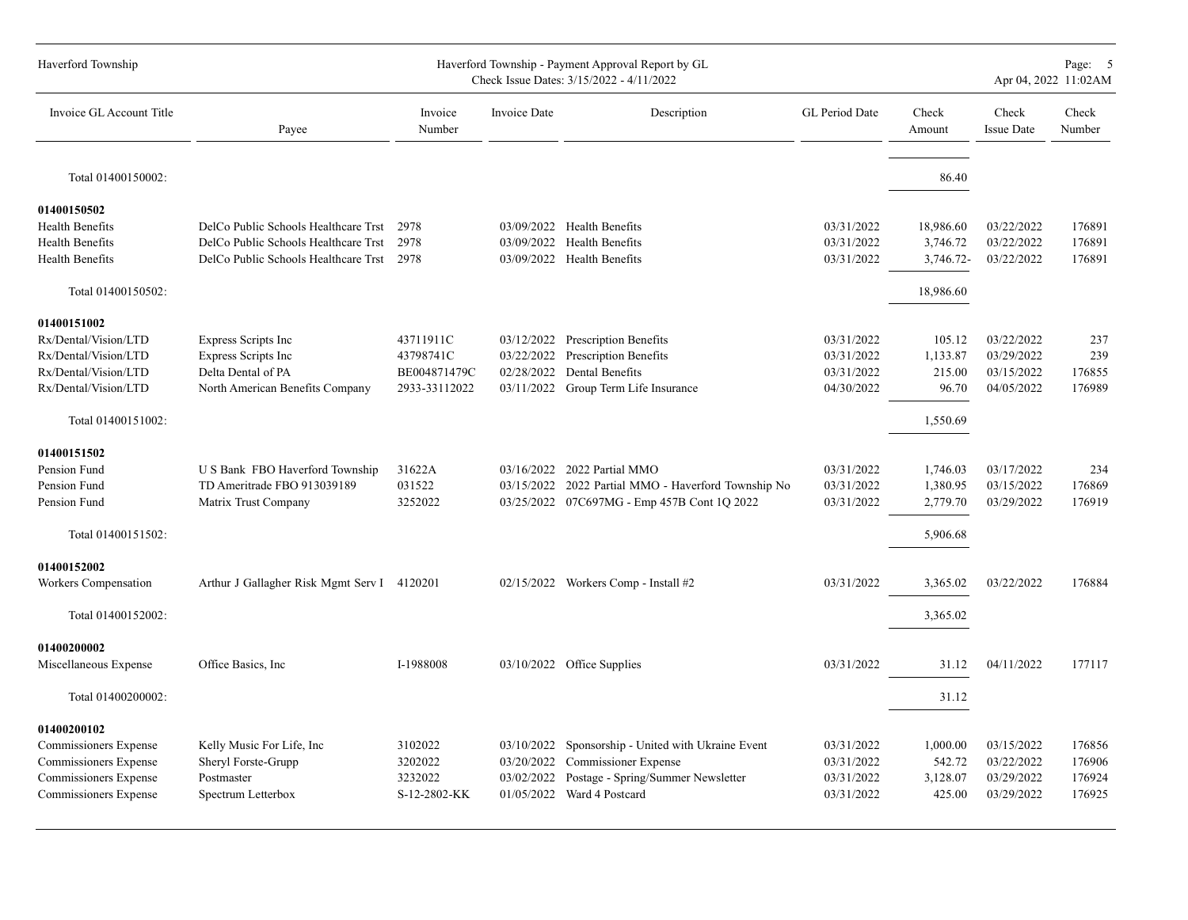| Invoice GL Account Title | Payee | Invoice Number | Invoice Date | Description | GL Period Date | Check Amount | Check Issue Date | Check Number |
|---|---|---|---|---|---|---|---|---|
| Total 01400150002: | | | | | | 86.40 | | |
| **01400150502** | | | | | | | | |
| Health Benefits | DelCo Public Schools Healthcare Trst | 2978 | 03/09/2022 | Health Benefits | 03/31/2022 | 18,986.60 | 03/22/2022 | 176891 |
| Health Benefits | DelCo Public Schools Healthcare Trst | 2978 | 03/09/2022 | Health Benefits | 03/31/2022 | 3,746.72 | 03/22/2022 | 176891 |
| Health Benefits | DelCo Public Schools Healthcare Trst | 2978 | 03/09/2022 | Health Benefits | 03/31/2022 | 3,746.72- | 03/22/2022 | 176891 |
| Total 01400150502: | | | | | | 18,986.60 | | |
| **01400151002** | | | | | | | | |
| Rx/Dental/Vision/LTD | Express Scripts Inc | 43711911C | 03/12/2022 | Prescription Benefits | 03/31/2022 | 105.12 | 03/22/2022 | 237 |
| Rx/Dental/Vision/LTD | Express Scripts Inc | 43798741C | 03/22/2022 | Prescription Benefits | 03/31/2022 | 1,133.87 | 03/29/2022 | 239 |
| Rx/Dental/Vision/LTD | Delta Dental of PA | BE004871479C | 02/28/2022 | Dental Benefits | 03/31/2022 | 215.00 | 03/15/2022 | 176855 |
| Rx/Dental/Vision/LTD | North American Benefits Company | 2933-33112022 | 03/11/2022 | Group Term Life Insurance | 04/30/2022 | 96.70 | 04/05/2022 | 176989 |
| Total 01400151002: | | | | | | 1,550.69 | | |
| **01400151502** | | | | | | | | |
| Pension Fund | U S Bank FBO Haverford Township | 31622A | 03/16/2022 | 2022 Partial MMO | 03/31/2022 | 1,746.03 | 03/17/2022 | 234 |
| Pension Fund | TD Ameritrade FBO 913039189 | 031522 | 03/15/2022 | 2022 Partial MMO - Haverford Township No | 03/31/2022 | 1,380.95 | 03/15/2022 | 176869 |
| Pension Fund | Matrix Trust Company | 3252022 | 03/25/2022 | 07C697MG - Emp 457B Cont 1Q 2022 | 03/31/2022 | 2,779.70 | 03/29/2022 | 176919 |
| Total 01400151502: | | | | | | 5,906.68 | | |
| **01400152002** | | | | | | | | |
| Workers Compensation | Arthur J Gallagher Risk Mgmt Serv I | 4120201 | 02/15/2022 | Workers Comp - Install #2 | 03/31/2022 | 3,365.02 | 03/22/2022 | 176884 |
| Total 01400152002: | | | | | | 3,365.02 | | |
| **01400200002** | | | | | | | | |
| Miscellaneous Expense | Office Basics, Inc | I-1988008 | 03/10/2022 | Office Supplies | 03/31/2022 | 31.12 | 04/11/2022 | 177117 |
| Total 01400200002: | | | | | | 31.12 | | |
| **01400200102** | | | | | | | | |
| Commissioners Expense | Kelly Music For Life, Inc | 3102022 | 03/10/2022 | Sponsorship - United with Ukraine Event | 03/31/2022 | 1,000.00 | 03/15/2022 | 176856 |
| Commissioners Expense | Sheryl Forste-Grupp | 3202022 | 03/20/2022 | Commissioner Expense | 03/31/2022 | 542.72 | 03/22/2022 | 176906 |
| Commissioners Expense | Postmaster | 3232022 | 03/02/2022 | Postage - Spring/Summer Newsletter | 03/31/2022 | 3,128.07 | 03/29/2022 | 176924 |
| Commissioners Expense | Spectrum Letterbox | S-12-2802-KK | 01/05/2022 | Ward 4 Postcard | 03/31/2022 | 425.00 | 03/29/2022 | 176925 |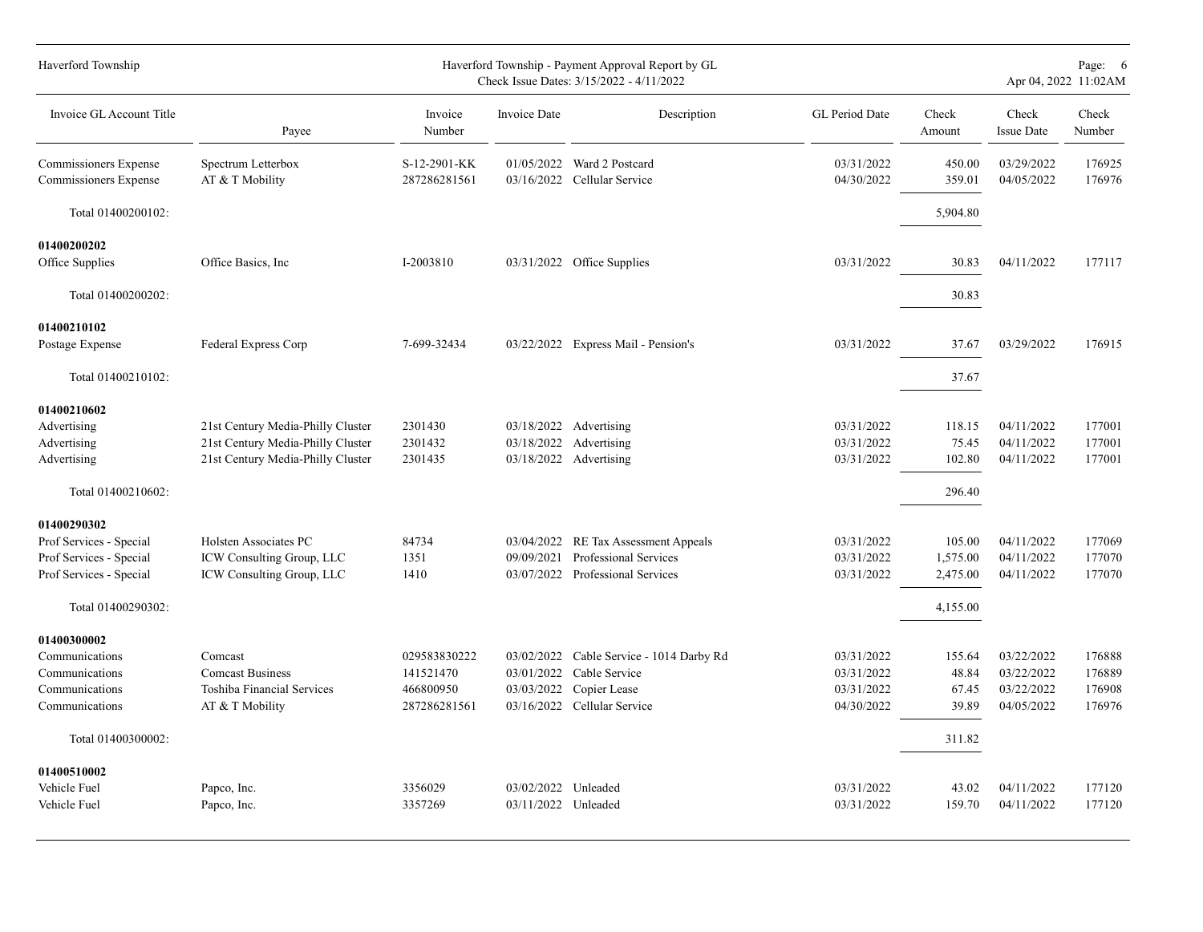| Invoice GL Account Title | Payee | Invoice Number | Invoice Date | Description | GL Period Date | Check Amount | Check Issue Date | Check Number |
|---|---|---|---|---|---|---|---|---|
| Commissioners Expense | Spectrum Letterbox | S-12-2901-KK | 01/05/2022 | Ward 2 Postcard | 03/31/2022 | 450.00 | 03/29/2022 | 176925 |
| Commissioners Expense | AT & T Mobility | 287286281561 | 03/16/2022 | Cellular Service | 04/30/2022 | 359.01 | 04/05/2022 | 176976 |
| Total 01400200102: | | | | | | 5,904.80 | | |
| **01400200202** | | | | | | | | |
| Office Supplies | Office Basics, Inc | I-2003810 | 03/31/2022 | Office Supplies | 03/31/2022 | 30.83 | 04/11/2022 | 177117 |
| Total 01400200202: | | | | | | 30.83 | | |
| **01400210102** | | | | | | | | |
| Postage Expense | Federal Express Corp | 7-699-32434 | 03/22/2022 | Express Mail - Pension's | 03/31/2022 | 37.67 | 03/29/2022 | 176915 |
| Total 01400210102: | | | | | | 37.67 | | |
| **01400210602** | | | | | | | | |
| Advertising | 21st Century Media-Philly Cluster | 2301430 | 03/18/2022 | Advertising | 03/31/2022 | 118.15 | 04/11/2022 | 177001 |
| Advertising | 21st Century Media-Philly Cluster | 2301432 | 03/18/2022 | Advertising | 03/31/2022 | 75.45 | 04/11/2022 | 177001 |
| Advertising | 21st Century Media-Philly Cluster | 2301435 | 03/18/2022 | Advertising | 03/31/2022 | 102.80 | 04/11/2022 | 177001 |
| Total 01400210602: | | | | | | 296.40 | | |
| **01400290302** | | | | | | | | |
| Prof Services - Special | Holsten Associates PC | 84734 | 03/04/2022 | RE Tax Assessment Appeals | 03/31/2022 | 105.00 | 04/11/2022 | 177069 |
| Prof Services - Special | ICW Consulting Group, LLC | 1351 | 09/09/2021 | Professional Services | 03/31/2022 | 1,575.00 | 04/11/2022 | 177070 |
| Prof Services - Special | ICW Consulting Group, LLC | 1410 | 03/07/2022 | Professional Services | 03/31/2022 | 2,475.00 | 04/11/2022 | 177070 |
| Total 01400290302: | | | | | | 4,155.00 | | |
| **01400300002** | | | | | | | | |
| Communications | Comcast | 029583830222 | 03/02/2022 | Cable Service - 1014 Darby Rd | 03/31/2022 | 155.64 | 03/22/2022 | 176888 |
| Communications | Comcast Business | 141521470 | 03/01/2022 | Cable Service | 03/31/2022 | 48.84 | 03/22/2022 | 176889 |
| Communications | Toshiba Financial Services | 466800950 | 03/03/2022 | Copier Lease | 03/31/2022 | 67.45 | 03/22/2022 | 176908 |
| Communications | AT & T Mobility | 287286281561 | 03/16/2022 | Cellular Service | 04/30/2022 | 39.89 | 04/05/2022 | 176976 |
| Total 01400300002: | | | | | | 311.82 | | |
| **01400510002** | | | | | | | | |
| Vehicle Fuel | Papco, Inc. | 3356029 | 03/02/2022 | Unleaded | 03/31/2022 | 43.02 | 04/11/2022 | 177120 |
| Vehicle Fuel | Papco, Inc. | 3357269 | 03/11/2022 | Unleaded | 03/31/2022 | 159.70 | 04/11/2022 | 177120 |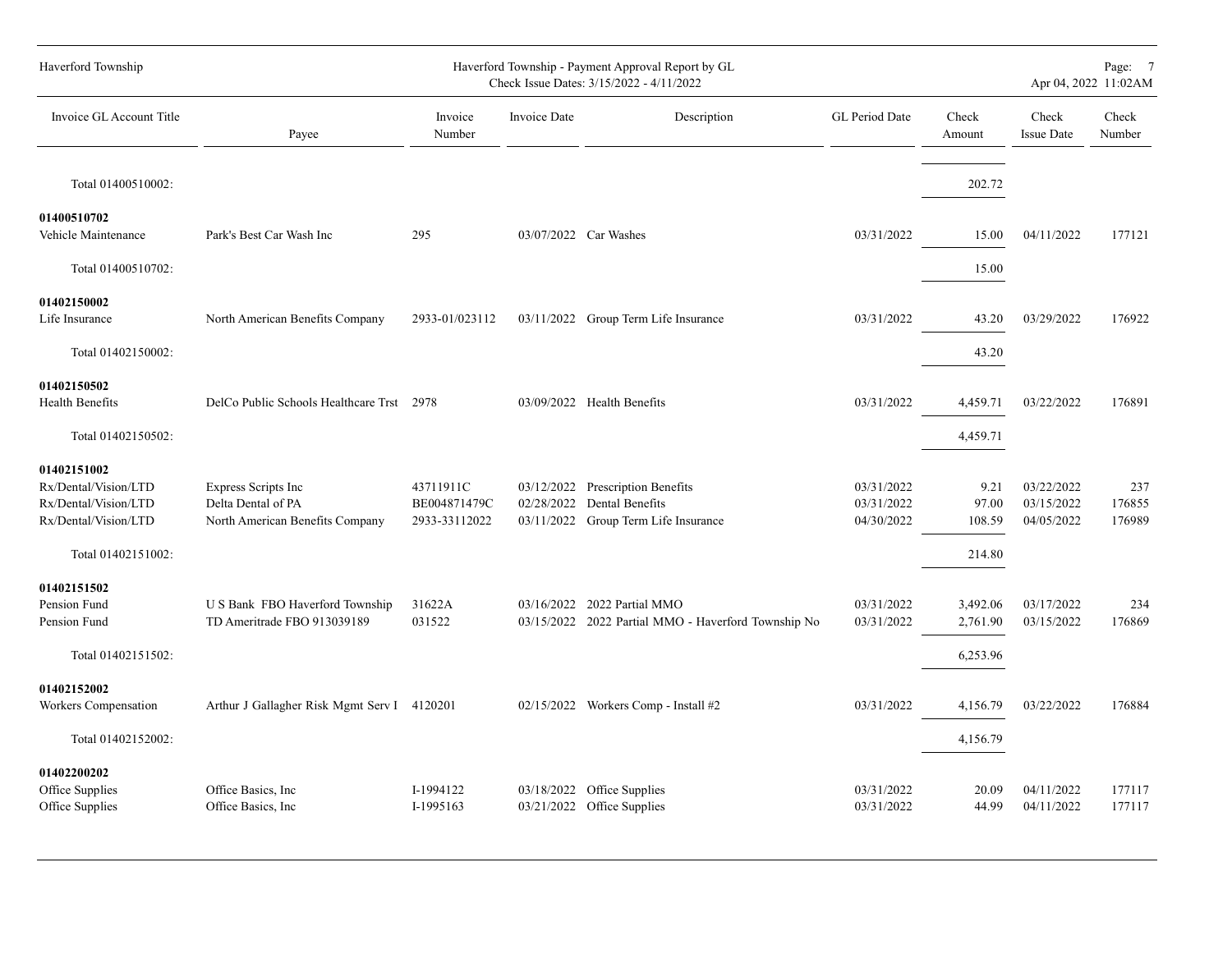| Invoice GL Account Title | Payee | Invoice Number | Invoice Date | Description | GL Period Date | Check Amount | Check Issue Date | Check Number |
|---|---|---|---|---|---|---|---|---|
| Total 01400510002: | | | | | | 202.72 | | |
| **01400510702** | | | | | | | | |
| Vehicle Maintenance | Park's Best Car Wash Inc | 295 | 03/07/2022 | Car Washes | 03/31/2022 | 15.00 | 04/11/2022 | 177121 |
| Total 01400510702: | | | | | | 15.00 | | |
| **01402150002** | | | | | | | | |
| Life Insurance | North American Benefits Company | 2933-01/023112 | 03/11/2022 | Group Term Life Insurance | 03/31/2022 | 43.20 | 03/29/2022 | 176922 |
| Total 01402150002: | | | | | | 43.20 | | |
| **01402150502** | | | | | | | | |
| Health Benefits | DelCo Public Schools Healthcare Trst | 2978 | 03/09/2022 | Health Benefits | 03/31/2022 | 4,459.71 | 03/22/2022 | 176891 |
| Total 01402150502: | | | | | | 4,459.71 | | |
| **01402151002** | | | | | | | | |
| Rx/Dental/Vision/LTD | Express Scripts Inc | 43711911C | 03/12/2022 | Prescription Benefits | 03/31/2022 | 9.21 | 03/22/2022 | 237 |
| Rx/Dental/Vision/LTD | Delta Dental of PA | BE004871479C | 02/28/2022 | Dental Benefits | 03/31/2022 | 97.00 | 03/15/2022 | 176855 |
| Rx/Dental/Vision/LTD | North American Benefits Company | 2933-33112022 | 03/11/2022 | Group Term Life Insurance | 04/30/2022 | 108.59 | 04/05/2022 | 176989 |
| Total 01402151002: | | | | | | 214.80 | | |
| **01402151502** | | | | | | | | |
| Pension Fund | U S Bank FBO Haverford Township | 31622A | 03/16/2022 | 2022 Partial MMO | 03/31/2022 | 3,492.06 | 03/17/2022 | 234 |
| Pension Fund | TD Ameritrade FBO 913039189 | 031522 | 03/15/2022 | 2022 Partial MMO - Haverford Township No | 03/31/2022 | 2,761.90 | 03/15/2022 | 176869 |
| Total 01402151502: | | | | | | 6,253.96 | | |
| **01402152002** | | | | | | | | |
| Workers Compensation | Arthur J Gallagher Risk Mgmt Serv I | 4120201 | 02/15/2022 | Workers Comp - Install #2 | 03/31/2022 | 4,156.79 | 03/22/2022 | 176884 |
| Total 01402152002: | | | | | | 4,156.79 | | |
| **01402200202** | | | | | | | | |
| Office Supplies | Office Basics, Inc | I-1994122 | 03/18/2022 | Office Supplies | 03/31/2022 | 20.09 | 04/11/2022 | 177117 |
| Office Supplies | Office Basics, Inc | I-1995163 | 03/21/2022 | Office Supplies | 03/31/2022 | 44.99 | 04/11/2022 | 177117 |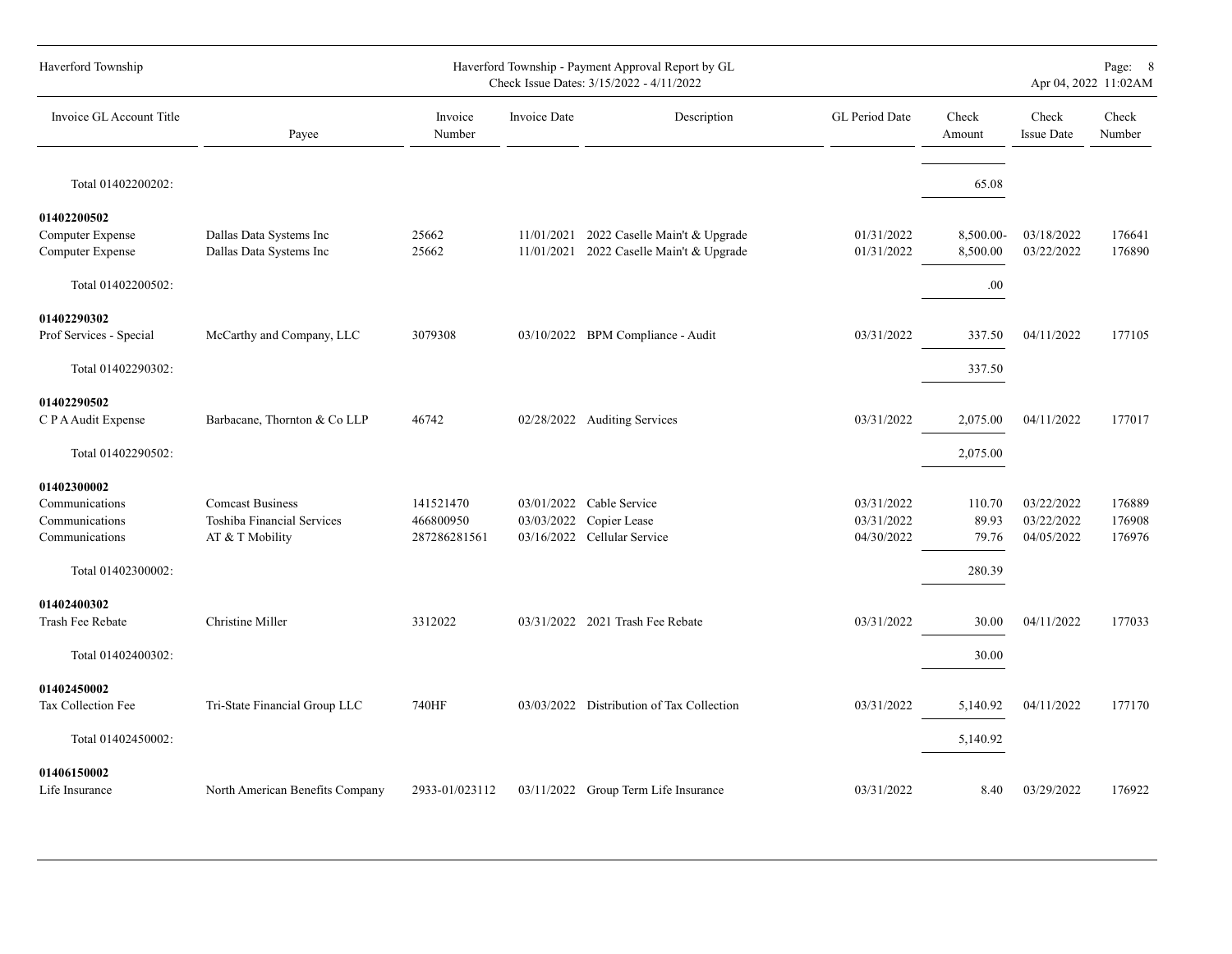| Invoice GL Account Title | Payee | Invoice Number | Invoice Date | Description | GL Period Date | Check Amount | Check Issue Date | Check Number |
|---|---|---|---|---|---|---|---|---|
| Total 01402200202: | | | | | | 65.08 | | |
| **01402200502** | | | | | | | | |
| Computer Expense | Dallas Data Systems Inc | 25662 | 11/01/2021 | 2022 Caselle Main't & Upgrade | 01/31/2022 | 8,500.00- | 03/18/2022 | 176641 |
| Computer Expense | Dallas Data Systems Inc | 25662 | 11/01/2021 | 2022 Caselle Main't & Upgrade | 01/31/2022 | 8,500.00 | 03/22/2022 | 176890 |
| Total 01402200502: | | | | | | .00 | | |
| **01402290302** | | | | | | | | |
| Prof Services - Special | McCarthy and Company, LLC | 3079308 | 03/10/2022 | BPM Compliance - Audit | 03/31/2022 | 337.50 | 04/11/2022 | 177105 |
| Total 01402290302: | | | | | | 337.50 | | |
| **01402290502** | | | | | | | | |
| C P A Audit Expense | Barbacane, Thornton & Co LLP | 46742 | 02/28/2022 | Auditing Services | 03/31/2022 | 2,075.00 | 04/11/2022 | 177017 |
| Total 01402290502: | | | | | | 2,075.00 | | |
| **01402300002** | | | | | | | | |
| Communications | Comcast Business | 141521470 | 03/01/2022 | Cable Service | 03/31/2022 | 110.70 | 03/22/2022 | 176889 |
| Communications | Toshiba Financial Services | 466800950 | 03/03/2022 | Copier Lease | 03/31/2022 | 89.93 | 03/22/2022 | 176908 |
| Communications | AT & T Mobility | 287286281561 | 03/16/2022 | Cellular Service | 04/30/2022 | 79.76 | 04/05/2022 | 176976 |
| Total 01402300002: | | | | | | 280.39 | | |
| **01402400302** | | | | | | | | |
| Trash Fee Rebate | Christine Miller | 3312022 | 03/31/2022 | 2021 Trash Fee Rebate | 03/31/2022 | 30.00 | 04/11/2022 | 177033 |
| Total 01402400302: | | | | | | 30.00 | | |
| **01402450002** | | | | | | | | |
| Tax Collection Fee | Tri-State Financial Group LLC | 740HF | 03/03/2022 | Distribution of Tax Collection | 03/31/2022 | 5,140.92 | 04/11/2022 | 177170 |
| Total 01402450002: | | | | | | 5,140.92 | | |
| **01406150002** | | | | | | | | |
| Life Insurance | North American Benefits Company | 2933-01/023112 | 03/11/2022 | Group Term Life Insurance | 03/31/2022 | 8.40 | 03/29/2022 | 176922 |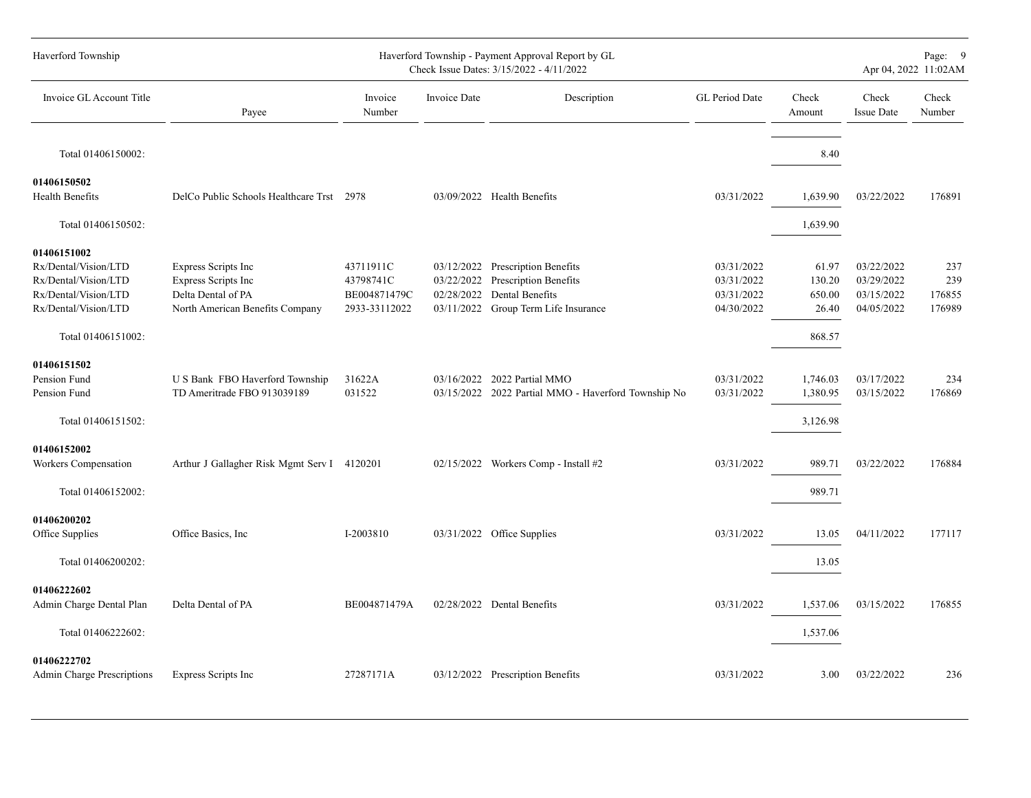| Invoice GL Account Title | Payee | Invoice Number | Invoice Date | Description | GL Period Date | Check Amount | Check Issue Date | Check Number |
|---|---|---|---|---|---|---|---|---|
| Total 01406150002: | | | | | | 8.40 | | |
| **01406150502** | | | | | | | | |
| Health Benefits | DelCo Public Schools Healthcare Trst | 2978 | 03/09/2022 | Health Benefits | 03/31/2022 | 1,639.90 | 03/22/2022 | 176891 |
| Total 01406150502: | | | | | | 1,639.90 | | |
| **01406151002** | | | | | | | | |
| Rx/Dental/Vision/LTD | Express Scripts Inc | 43711911C | 03/12/2022 | Prescription Benefits | 03/31/2022 | 61.97 | 03/22/2022 | 237 |
| Rx/Dental/Vision/LTD | Express Scripts Inc | 43798741C | 03/22/2022 | Prescription Benefits | 03/31/2022 | 130.20 | 03/29/2022 | 239 |
| Rx/Dental/Vision/LTD | Delta Dental of PA | BE004871479C | 02/28/2022 | Dental Benefits | 03/31/2022 | 650.00 | 03/15/2022 | 176855 |
| Rx/Dental/Vision/LTD | North American Benefits Company | 2933-33112022 | 03/11/2022 | Group Term Life Insurance | 04/30/2022 | 26.40 | 04/05/2022 | 176989 |
| Total 01406151002: | | | | | | 868.57 | | |
| **01406151502** | | | | | | | | |
| Pension Fund | U S Bank FBO Haverford Township | 31622A | 03/16/2022 | 2022 Partial MMO | 03/31/2022 | 1,746.03 | 03/17/2022 | 234 |
| Pension Fund | TD Ameritrade FBO 913039189 | 031522 | 03/15/2022 | 2022 Partial MMO - Haverford Township No | 03/31/2022 | 1,380.95 | 03/15/2022 | 176869 |
| Total 01406151502: | | | | | | 3,126.98 | | |
| **01406152002** | | | | | | | | |
| Workers Compensation | Arthur J Gallagher Risk Mgmt Serv I | 4120201 | 02/15/2022 | Workers Comp - Install #2 | 03/31/2022 | 989.71 | 03/22/2022 | 176884 |
| Total 01406152002: | | | | | | 989.71 | | |
| **01406200202** | | | | | | | | |
| Office Supplies | Office Basics, Inc | I-2003810 | 03/31/2022 | Office Supplies | 03/31/2022 | 13.05 | 04/11/2022 | 177117 |
| Total 01406200202: | | | | | | 13.05 | | |
| **01406222602** | | | | | | | | |
| Admin Charge Dental Plan | Delta Dental of PA | BE004871479A | 02/28/2022 | Dental Benefits | 03/31/2022 | 1,537.06 | 03/15/2022 | 176855 |
| Total 01406222602: | | | | | | 1,537.06 | | |
| **01406222702** | | | | | | | | |
| Admin Charge Prescriptions | Express Scripts Inc | 27287171A | 03/12/2022 | Prescription Benefits | 03/31/2022 | 3.00 | 03/22/2022 | 236 |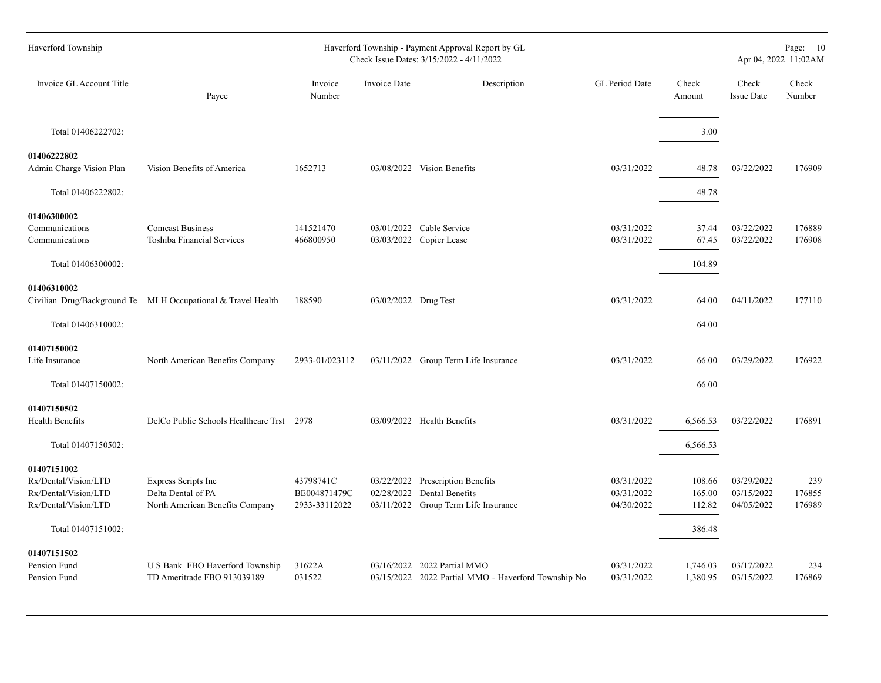| Invoice GL Account Title | Payee | Invoice Number | Invoice Date | Description | GL Period Date | Check Amount | Check Issue Date | Check Number |
|---|---|---|---|---|---|---|---|---|
| Total 01406222702: | | | | | | 3.00 | | |
| **01406222802** | | | | | | | | |
| Admin Charge Vision Plan | Vision Benefits of America | 1652713 | 03/08/2022 | Vision Benefits | 03/31/2022 | 48.78 | 03/22/2022 | 176909 |
| Total 01406222802: | | | | | | 48.78 | | |
| **01406300002** | | | | | | | | |
| Communications | Comcast Business | 141521470 | 03/01/2022 | Cable Service | 03/31/2022 | 37.44 | 03/22/2022 | 176889 |
| Communications | Toshiba Financial Services | 466800950 | 03/03/2022 | Copier Lease | 03/31/2022 | 67.45 | 03/22/2022 | 176908 |
| Total 01406300002: | | | | | | 104.89 | | |
| **01406310002** | | | | | | | | |
| Civilian Drug/Background Te | MLH Occupational & Travel Health | 188590 | 03/02/2022 | Drug Test | 03/31/2022 | 64.00 | 04/11/2022 | 177110 |
| Total 01406310002: | | | | | | 64.00 | | |
| **01407150002** | | | | | | | | |
| Life Insurance | North American Benefits Company | 2933-01/023112 | 03/11/2022 | Group Term Life Insurance | 03/31/2022 | 66.00 | 03/29/2022 | 176922 |
| Total 01407150002: | | | | | | 66.00 | | |
| **01407150502** | | | | | | | | |
| Health Benefits | DelCo Public Schools Healthcare Trst | 2978 | 03/09/2022 | Health Benefits | 03/31/2022 | 6,566.53 | 03/22/2022 | 176891 |
| Total 01407150502: | | | | | | 6,566.53 | | |
| **01407151002** | | | | | | | | |
| Rx/Dental/Vision/LTD | Express Scripts Inc | 43798741C | 03/22/2022 | Prescription Benefits | 03/31/2022 | 108.66 | 03/29/2022 | 239 |
| Rx/Dental/Vision/LTD | Delta Dental of PA | BE004871479C | 02/28/2022 | Dental Benefits | 03/31/2022 | 165.00 | 03/15/2022 | 176855 |
| Rx/Dental/Vision/LTD | North American Benefits Company | 2933-33112022 | 03/11/2022 | Group Term Life Insurance | 04/30/2022 | 112.82 | 04/05/2022 | 176989 |
| Total 01407151002: | | | | | | 386.48 | | |
| **01407151502** | | | | | | | | |
| Pension Fund | U S Bank FBO Haverford Township | 31622A | 03/16/2022 | 2022 Partial MMO | 03/31/2022 | 1,746.03 | 03/17/2022 | 234 |
| Pension Fund | TD Ameritrade FBO 913039189 | 031522 | 03/15/2022 | 2022 Partial MMO - Haverford Township No | 03/31/2022 | 1,380.95 | 03/15/2022 | 176869 |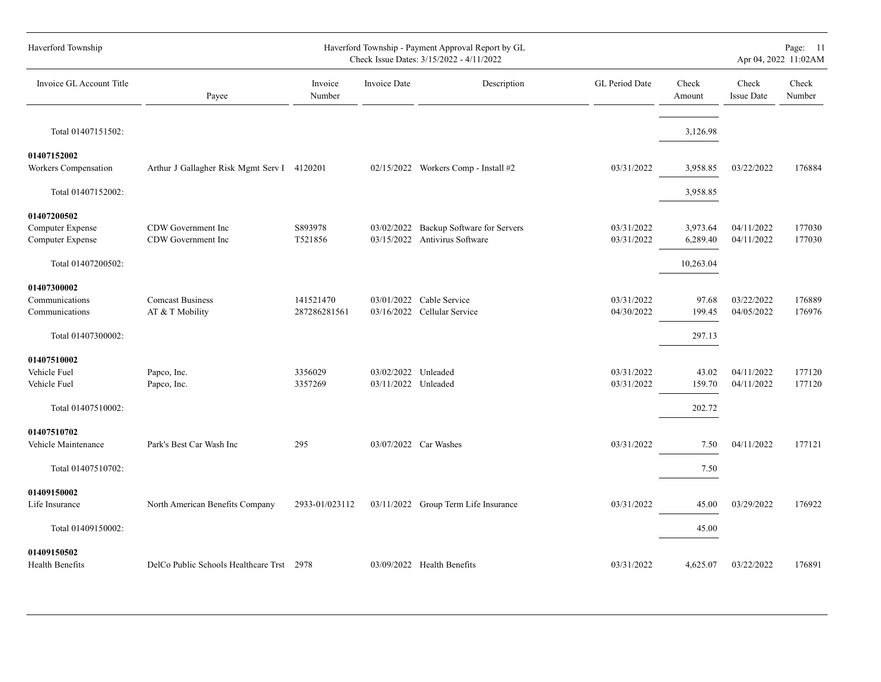| Invoice GL Account Title | Payee | Invoice Number | Invoice Date | Description | GL Period Date | Check Amount | Check Issue Date | Check Number |
|---|---|---|---|---|---|---|---|---|
| Total 01407151502: | | | | | | 3,126.98 | | |
| **01407152002** | | | | | | | | |
| Workers Compensation | Arthur J Gallagher Risk Mgmt Serv I | 4120201 | 02/15/2022 | Workers Comp - Install #2 | 03/31/2022 | 3,958.85 | 03/22/2022 | 176884 |
| Total 01407152002: | | | | | | 3,958.85 | | |
| **01407200502** | | | | | | | | |
| Computer Expense | CDW Government Inc | S893978 | 03/02/2022 | Backup Software for Servers | 03/31/2022 | 3,973.64 | 04/11/2022 | 177030 |
| Computer Expense | CDW Government Inc | T521856 | 03/15/2022 | Antivirus Software | 03/31/2022 | 6,289.40 | 04/11/2022 | 177030 |
| Total 01407200502: | | | | | | 10,263.04 | | |
| **01407300002** | | | | | | | | |
| Communications | Comcast Business | 141521470 | 03/01/2022 | Cable Service | 03/31/2022 | 97.68 | 03/22/2022 | 176889 |
| Communications | AT & T Mobility | 287286281561 | 03/16/2022 | Cellular Service | 04/30/2022 | 199.45 | 04/05/2022 | 176976 |
| Total 01407300002: | | | | | | 297.13 | | |
| **01407510002** | | | | | | | | |
| Vehicle Fuel | Papco, Inc. | 3356029 | 03/02/2022 | Unleaded | 03/31/2022 | 43.02 | 04/11/2022 | 177120 |
| Vehicle Fuel | Papco, Inc. | 3357269 | 03/11/2022 | Unleaded | 03/31/2022 | 159.70 | 04/11/2022 | 177120 |
| Total 01407510002: | | | | | | 202.72 | | |
| **01407510702** | | | | | | | | |
| Vehicle Maintenance | Park's Best Car Wash Inc | 295 | 03/07/2022 | Car Washes | 03/31/2022 | 7.50 | 04/11/2022 | 177121 |
| Total 01407510702: | | | | | | 7.50 | | |
| **01409150002** | | | | | | | | |
| Life Insurance | North American Benefits Company | 2933-01/023112 | 03/11/2022 | Group Term Life Insurance | 03/31/2022 | 45.00 | 03/29/2022 | 176922 |
| Total 01409150002: | | | | | | 45.00 | | |
| **01409150502** | | | | | | | | |
| Health Benefits | DelCo Public Schools Healthcare Trst | 2978 | 03/09/2022 | Health Benefits | 03/31/2022 | 4,625.07 | 03/22/2022 | 176891 |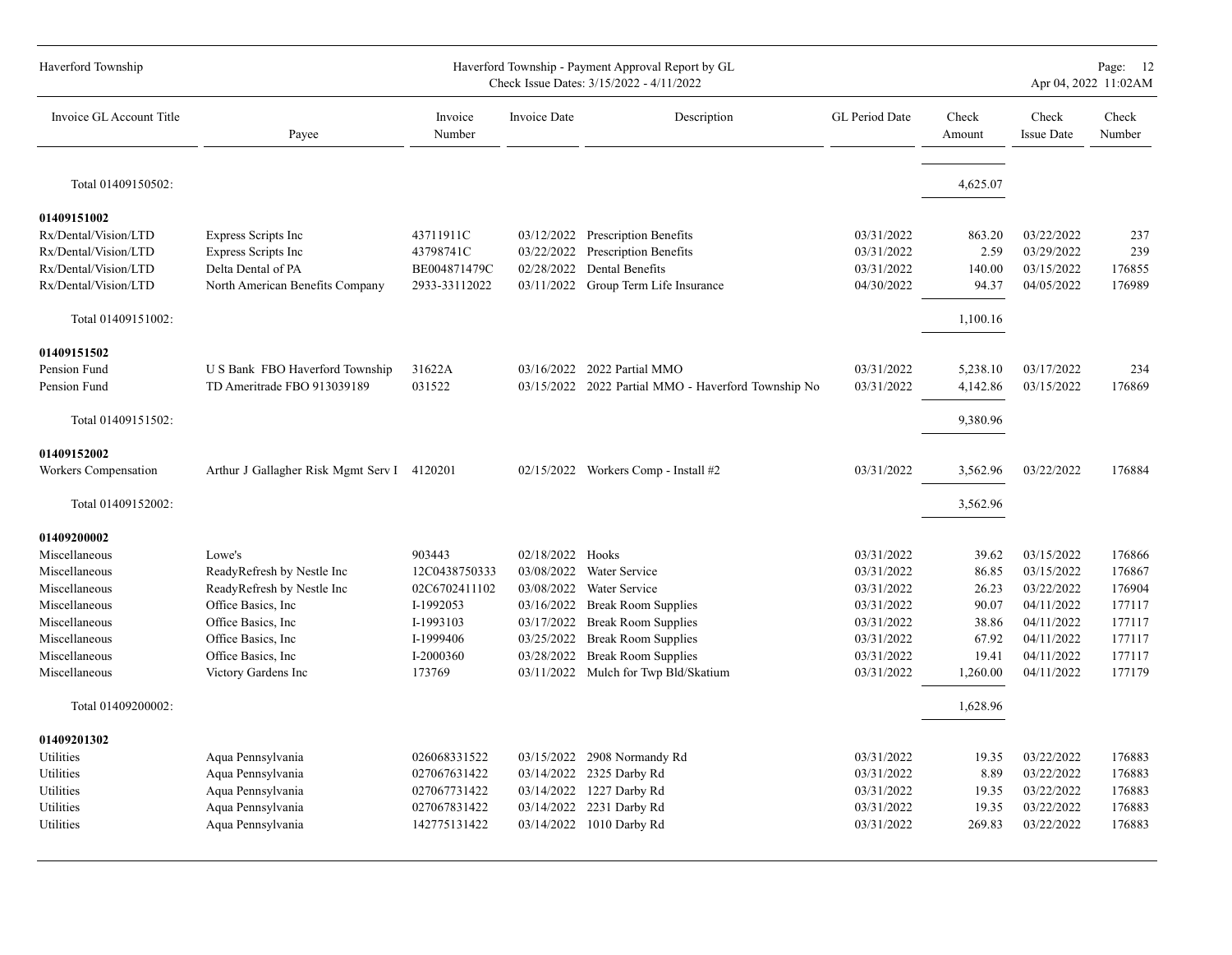| Invoice GL Account Title | Payee | Invoice Number | Invoice Date | Description | GL Period Date | Check Amount | Check Issue Date | Check Number |
|---|---|---|---|---|---|---|---|---|
| Total 01409150502: | | | | | | 4,625.07 | | |
| **01409151002** | | | | | | | | |
| Rx/Dental/Vision/LTD | Express Scripts Inc | 43711911C | 03/12/2022 | Prescription Benefits | 03/31/2022 | 863.20 | 03/22/2022 | 237 |
| Rx/Dental/Vision/LTD | Express Scripts Inc | 43798741C | 03/22/2022 | Prescription Benefits | 03/31/2022 | 2.59 | 03/29/2022 | 239 |
| Rx/Dental/Vision/LTD | Delta Dental of PA | BE004871479C | 02/28/2022 | Dental Benefits | 03/31/2022 | 140.00 | 03/15/2022 | 176855 |
| Rx/Dental/Vision/LTD | North American Benefits Company | 2933-33112022 | 03/11/2022 | Group Term Life Insurance | 04/30/2022 | 94.37 | 04/05/2022 | 176989 |
| Total 01409151002: | | | | | | 1,100.16 | | |
| **01409151502** | | | | | | | | |
| Pension Fund | U S Bank FBO Haverford Township | 31622A | 03/16/2022 | 2022 Partial MMO | 03/31/2022 | 5,238.10 | 03/17/2022 | 234 |
| Pension Fund | TD Ameritrade FBO 913039189 | 031522 | 03/15/2022 | 2022 Partial MMO - Haverford Township No | 03/31/2022 | 4,142.86 | 03/15/2022 | 176869 |
| Total 01409151502: | | | | | | 9,380.96 | | |
| **01409152002** | | | | | | | | |
| Workers Compensation | Arthur J Gallagher Risk Mgmt Serv I | 4120201 | 02/15/2022 | Workers Comp - Install #2 | 03/31/2022 | 3,562.96 | 03/22/2022 | 176884 |
| Total 01409152002: | | | | | | 3,562.96 | | |
| **01409200002** | | | | | | | | |
| Miscellaneous | Lowe's | 903443 | 02/18/2022 | Hooks | 03/31/2022 | 39.62 | 03/15/2022 | 176866 |
| Miscellaneous | ReadyRefresh by Nestle Inc | 12C0438750333 | 03/08/2022 | Water Service | 03/31/2022 | 86.85 | 03/15/2022 | 176867 |
| Miscellaneous | ReadyRefresh by Nestle Inc | 02C6702411102 | 03/08/2022 | Water Service | 03/31/2022 | 26.23 | 03/22/2022 | 176904 |
| Miscellaneous | Office Basics, Inc | I-1992053 | 03/16/2022 | Break Room Supplies | 03/31/2022 | 90.07 | 04/11/2022 | 177117 |
| Miscellaneous | Office Basics, Inc | I-1993103 | 03/17/2022 | Break Room Supplies | 03/31/2022 | 38.86 | 04/11/2022 | 177117 |
| Miscellaneous | Office Basics, Inc | I-1999406 | 03/25/2022 | Break Room Supplies | 03/31/2022 | 67.92 | 04/11/2022 | 177117 |
| Miscellaneous | Office Basics, Inc | I-2000360 | 03/28/2022 | Break Room Supplies | 03/31/2022 | 19.41 | 04/11/2022 | 177117 |
| Miscellaneous | Victory Gardens Inc | 173769 | 03/11/2022 | Mulch for Twp Bld/Skatium | 03/31/2022 | 1,260.00 | 04/11/2022 | 177179 |
| Total 01409200002: | | | | | | 1,628.96 | | |
| **01409201302** | | | | | | | | |
| Utilities | Aqua Pennsylvania | 026068331522 | 03/15/2022 | 2908 Normandy Rd | 03/31/2022 | 19.35 | 03/22/2022 | 176883 |
| Utilities | Aqua Pennsylvania | 027067631422 | 03/14/2022 | 2325 Darby Rd | 03/31/2022 | 8.89 | 03/22/2022 | 176883 |
| Utilities | Aqua Pennsylvania | 027067731422 | 03/14/2022 | 1227 Darby Rd | 03/31/2022 | 19.35 | 03/22/2022 | 176883 |
| Utilities | Aqua Pennsylvania | 027067831422 | 03/14/2022 | 2231 Darby Rd | 03/31/2022 | 19.35 | 03/22/2022 | 176883 |
| Utilities | Aqua Pennsylvania | 142775131422 | 03/14/2022 | 1010 Darby Rd | 03/31/2022 | 269.83 | 03/22/2022 | 176883 |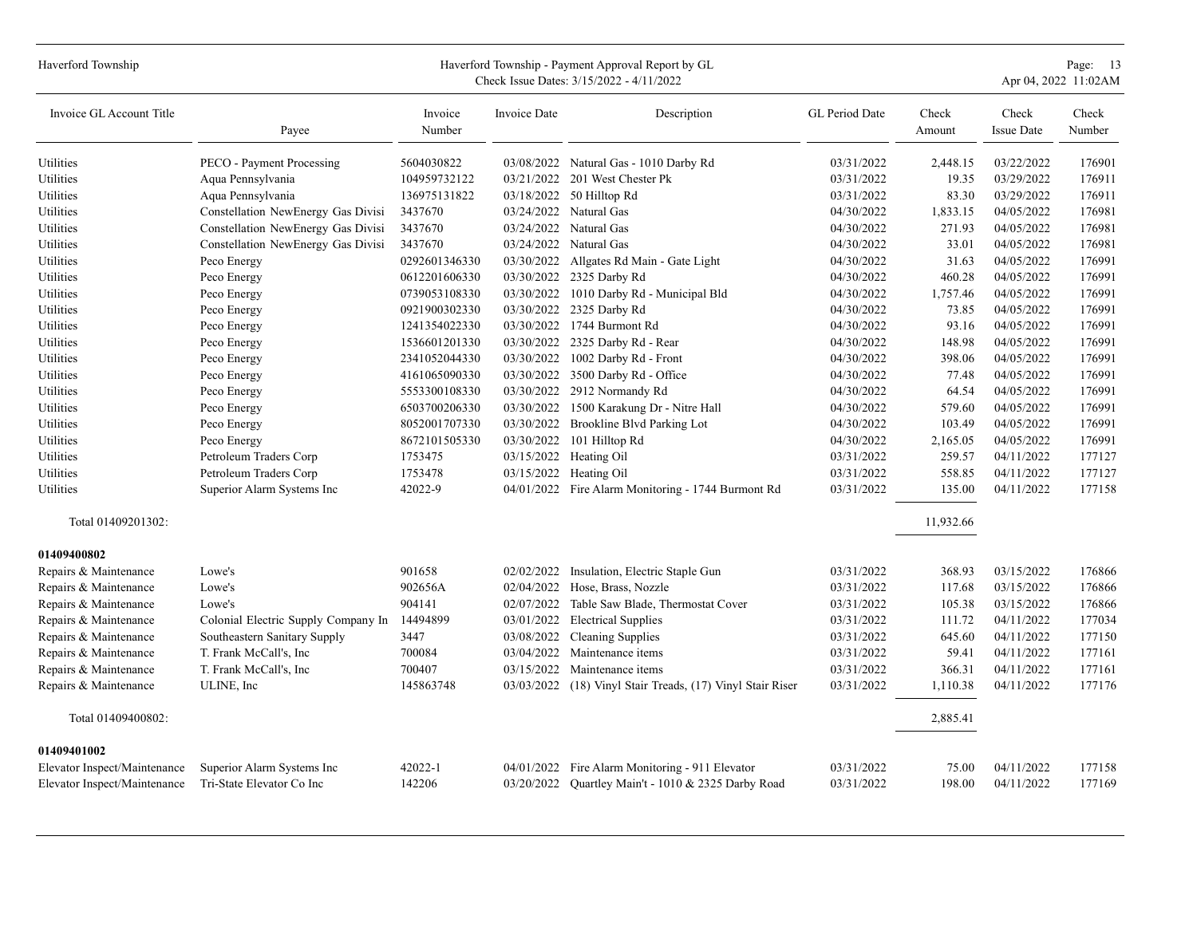| Invoice GL Account Title | Payee | Invoice Number | Invoice Date | Description | GL Period Date | Check Amount | Check Issue Date | Check Number |
|---|---|---|---|---|---|---|---|---|
| Utilities | PECO - Payment Processing | 5604030822 | 03/08/2022 | Natural Gas - 1010 Darby Rd | 03/31/2022 | 2,448.15 | 03/22/2022 | 176901 |
| Utilities | Aqua Pennsylvania | 104959732122 | 03/21/2022 | 201 West Chester Pk | 03/31/2022 | 19.35 | 03/29/2022 | 176911 |
| Utilities | Aqua Pennsylvania | 136975131822 | 03/18/2022 | 50 Hilltop Rd | 03/31/2022 | 83.30 | 03/29/2022 | 176911 |
| Utilities | Constellation NewEnergy Gas Divisi | 3437670 | 03/24/2022 | Natural Gas | 04/30/2022 | 1,833.15 | 04/05/2022 | 176981 |
| Utilities | Constellation NewEnergy Gas Divisi | 3437670 | 03/24/2022 | Natural Gas | 04/30/2022 | 271.93 | 04/05/2022 | 176981 |
| Utilities | Constellation NewEnergy Gas Divisi | 3437670 | 03/24/2022 | Natural Gas | 04/30/2022 | 33.01 | 04/05/2022 | 176981 |
| Utilities | Peco Energy | 0292601346330 | 03/30/2022 | Allgates Rd Main - Gate Light | 04/30/2022 | 31.63 | 04/05/2022 | 176991 |
| Utilities | Peco Energy | 0612201606330 | 03/30/2022 | 2325 Darby Rd | 04/30/2022 | 460.28 | 04/05/2022 | 176991 |
| Utilities | Peco Energy | 0739053108330 | 03/30/2022 | 1010 Darby Rd - Municipal Bld | 04/30/2022 | 1,757.46 | 04/05/2022 | 176991 |
| Utilities | Peco Energy | 0921900302330 | 03/30/2022 | 2325 Darby Rd | 04/30/2022 | 73.85 | 04/05/2022 | 176991 |
| Utilities | Peco Energy | 1241354022330 | 03/30/2022 | 1744 Burmont Rd | 04/30/2022 | 93.16 | 04/05/2022 | 176991 |
| Utilities | Peco Energy | 1536601201330 | 03/30/2022 | 2325 Darby Rd - Rear | 04/30/2022 | 148.98 | 04/05/2022 | 176991 |
| Utilities | Peco Energy | 2341052044330 | 03/30/2022 | 1002 Darby Rd - Front | 04/30/2022 | 398.06 | 04/05/2022 | 176991 |
| Utilities | Peco Energy | 4161065090330 | 03/30/2022 | 3500 Darby Rd - Office | 04/30/2022 | 77.48 | 04/05/2022 | 176991 |
| Utilities | Peco Energy | 5553300108330 | 03/30/2022 | 2912 Normandy Rd | 04/30/2022 | 64.54 | 04/05/2022 | 176991 |
| Utilities | Peco Energy | 6503700206330 | 03/30/2022 | 1500 Karakung Dr - Nitre Hall | 04/30/2022 | 579.60 | 04/05/2022 | 176991 |
| Utilities | Peco Energy | 8052001707330 | 03/30/2022 | Brookline Blvd Parking Lot | 04/30/2022 | 103.49 | 04/05/2022 | 176991 |
| Utilities | Peco Energy | 8672101505330 | 03/30/2022 | 101 Hilltop Rd | 04/30/2022 | 2,165.05 | 04/05/2022 | 176991 |
| Utilities | Petroleum Traders Corp | 1753475 | 03/15/2022 | Heating Oil | 03/31/2022 | 259.57 | 04/11/2022 | 177127 |
| Utilities | Petroleum Traders Corp | 1753478 | 03/15/2022 | Heating Oil | 03/31/2022 | 558.85 | 04/11/2022 | 177127 |
| Utilities | Superior Alarm Systems Inc | 42022-9 | 04/01/2022 | Fire Alarm Monitoring - 1744 Burmont Rd | 03/31/2022 | 135.00 | 04/11/2022 | 177158 |
| Total 01409201302: | | | | | | 11,932.66 | | |
| **01409400802** | | | | | | | | |
| Repairs & Maintenance | Lowe's | 901658 | 02/02/2022 | Insulation, Electric Staple Gun | 03/31/2022 | 368.93 | 03/15/2022 | 176866 |
| Repairs & Maintenance | Lowe's | 902656A | 02/04/2022 | Hose, Brass, Nozzle | 03/31/2022 | 117.68 | 03/15/2022 | 176866 |
| Repairs & Maintenance | Lowe's | 904141 | 02/07/2022 | Table Saw Blade, Thermostat Cover | 03/31/2022 | 105.38 | 03/15/2022 | 176866 |
| Repairs & Maintenance | Colonial Electric Supply Company In | 14494899 | 03/01/2022 | Electrical Supplies | 03/31/2022 | 111.72 | 04/11/2022 | 177034 |
| Repairs & Maintenance | Southeastern Sanitary Supply | 3447 | 03/08/2022 | Cleaning Supplies | 03/31/2022 | 645.60 | 04/11/2022 | 177150 |
| Repairs & Maintenance | T. Frank McCall's, Inc | 700084 | 03/04/2022 | Maintenance items | 03/31/2022 | 59.41 | 04/11/2022 | 177161 |
| Repairs & Maintenance | T. Frank McCall's, Inc | 700407 | 03/15/2022 | Maintenance items | 03/31/2022 | 366.31 | 04/11/2022 | 177161 |
| Repairs & Maintenance | ULINE, Inc | 145863748 | 03/03/2022 | (18) Vinyl Stair Treads, (17) Vinyl Stair Riser | 03/31/2022 | 1,110.38 | 04/11/2022 | 177176 |
| Total 01409400802: | | | | | | 2,885.41 | | |
| **01409401002** | | | | | | | | |
| Elevator Inspect/Maintenance | Superior Alarm Systems Inc | 42022-1 | 04/01/2022 | Fire Alarm Monitoring - 911 Elevator | 03/31/2022 | 75.00 | 04/11/2022 | 177158 |
| Elevator Inspect/Maintenance | Tri-State Elevator Co Inc | 142206 | 03/20/2022 | Quartley Main't - 1010 & 2325 Darby Road | 03/31/2022 | 198.00 | 04/11/2022 | 177169 |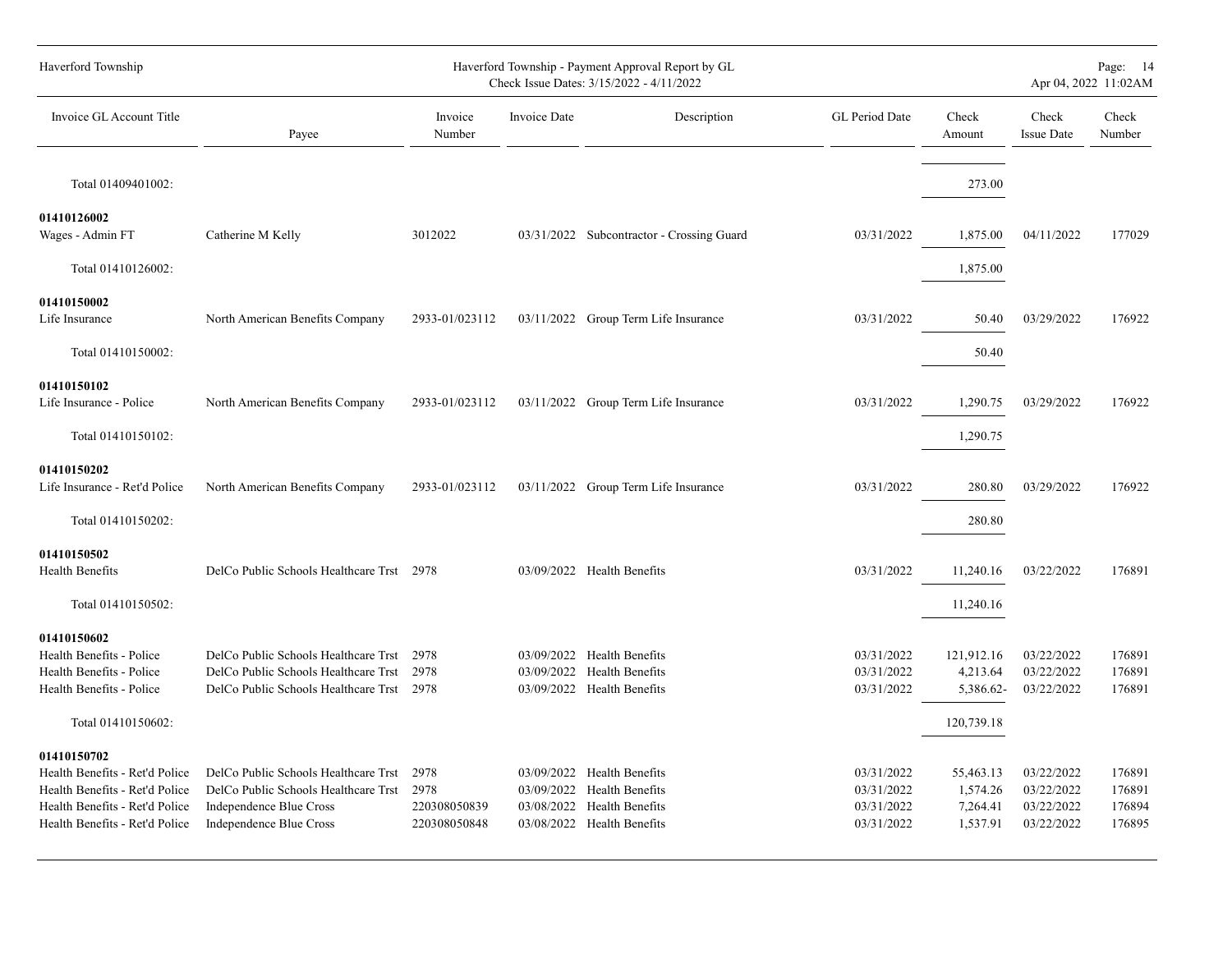| Invoice GL Account Title | Payee | Invoice Number | Invoice Date | Description | GL Period Date | Check Amount | Check Issue Date | Check Number |
|---|---|---|---|---|---|---|---|---|
| Total 01409401002: | | | | | | 273.00 | | |
| **01410126002** | | | | | | | | |
| Wages - Admin FT | Catherine M Kelly | 3012022 | 03/31/2022 | Subcontractor - Crossing Guard | 03/31/2022 | 1,875.00 | 04/11/2022 | 177029 |
| Total 01410126002: | | | | | | 1,875.00 | | |
| **01410150002** | | | | | | | | |
| Life Insurance | North American Benefits Company | 2933-01/023112 | 03/11/2022 | Group Term Life Insurance | 03/31/2022 | 50.40 | 03/29/2022 | 176922 |
| Total 01410150002: | | | | | | 50.40 | | |
| **01410150102** | | | | | | | | |
| Life Insurance - Police | North American Benefits Company | 2933-01/023112 | 03/11/2022 | Group Term Life Insurance | 03/31/2022 | 1,290.75 | 03/29/2022 | 176922 |
| Total 01410150102: | | | | | | 1,290.75 | | |
| **01410150202** | | | | | | | | |
| Life Insurance - Ret'd Police | North American Benefits Company | 2933-01/023112 | 03/11/2022 | Group Term Life Insurance | 03/31/2022 | 280.80 | 03/29/2022 | 176922 |
| Total 01410150202: | | | | | | 280.80 | | |
| **01410150502** | | | | | | | | |
| Health Benefits | DelCo Public Schools Healthcare Trst | 2978 | 03/09/2022 | Health Benefits | 03/31/2022 | 11,240.16 | 03/22/2022 | 176891 |
| Total 01410150502: | | | | | | 11,240.16 | | |
| **01410150602** | | | | | | | | |
| Health Benefits - Police | DelCo Public Schools Healthcare Trst | 2978 | 03/09/2022 | Health Benefits | 03/31/2022 | 121,912.16 | 03/22/2022 | 176891 |
| Health Benefits - Police | DelCo Public Schools Healthcare Trst | 2978 | 03/09/2022 | Health Benefits | 03/31/2022 | 4,213.64 | 03/22/2022 | 176891 |
| Health Benefits - Police | DelCo Public Schools Healthcare Trst | 2978 | 03/09/2022 | Health Benefits | 03/31/2022 | 5,386.62- | 03/22/2022 | 176891 |
| Total 01410150602: | | | | | | 120,739.18 | | |
| **01410150702** | | | | | | | | |
| Health Benefits - Ret'd Police | DelCo Public Schools Healthcare Trst | 2978 | 03/09/2022 | Health Benefits | 03/31/2022 | 55,463.13 | 03/22/2022 | 176891 |
| Health Benefits - Ret'd Police | DelCo Public Schools Healthcare Trst | 2978 | 03/09/2022 | Health Benefits | 03/31/2022 | 1,574.26 | 03/22/2022 | 176891 |
| Health Benefits - Ret'd Police | Independence Blue Cross | 220308050839 | 03/08/2022 | Health Benefits | 03/31/2022 | 7,264.41 | 03/22/2022 | 176894 |
| Health Benefits - Ret'd Police | Independence Blue Cross | 220308050848 | 03/08/2022 | Health Benefits | 03/31/2022 | 1,537.91 | 03/22/2022 | 176895 |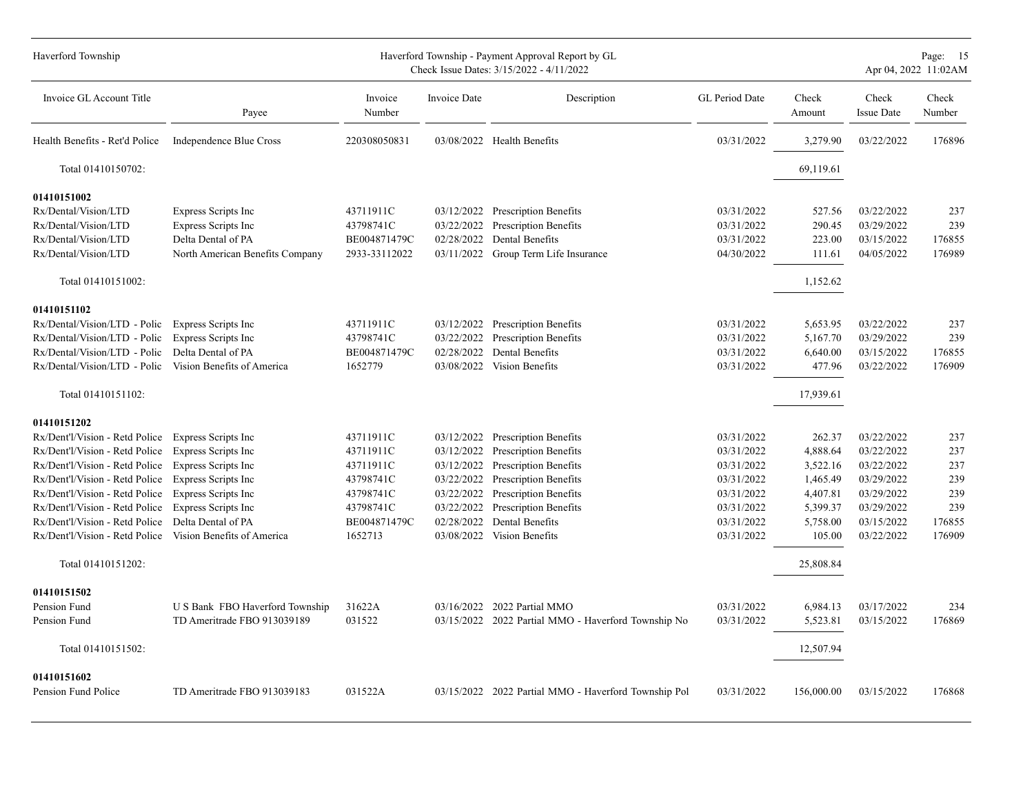| Invoice GL Account Title | Payee | Invoice Number | Invoice Date | Description | GL Period Date | Check Amount | Check Issue Date | Check Number |
|---|---|---|---|---|---|---|---|---|
| Health Benefits - Ret'd Police | Independence Blue Cross | 220308050831 | 03/08/2022 | Health Benefits | 03/31/2022 | 3,279.90 | 03/22/2022 | 176896 |
| Total 01410150702: | | | | | | 69,119.61 | | |
| **01410151002** | | | | | | | | |
| Rx/Dental/Vision/LTD | Express Scripts Inc | 43711911C | 03/12/2022 | Prescription Benefits | 03/31/2022 | 527.56 | 03/22/2022 | 237 |
| Rx/Dental/Vision/LTD | Express Scripts Inc | 43798741C | 03/22/2022 | Prescription Benefits | 03/31/2022 | 290.45 | 03/29/2022 | 239 |
| Rx/Dental/Vision/LTD | Delta Dental of PA | BE004871479C | 02/28/2022 | Dental Benefits | 03/31/2022 | 223.00 | 03/15/2022 | 176855 |
| Rx/Dental/Vision/LTD | North American Benefits Company | 2933-33112022 | 03/11/2022 | Group Term Life Insurance | 04/30/2022 | 111.61 | 04/05/2022 | 176989 |
| Total 01410151002: | | | | | | 1,152.62 | | |
| **01410151102** | | | | | | | | |
| Rx/Dental/Vision/LTD - Polic | Express Scripts Inc | 43711911C | 03/12/2022 | Prescription Benefits | 03/31/2022 | 5,653.95 | 03/22/2022 | 237 |
| Rx/Dental/Vision/LTD - Polic | Express Scripts Inc | 43798741C | 03/22/2022 | Prescription Benefits | 03/31/2022 | 5,167.70 | 03/29/2022 | 239 |
| Rx/Dental/Vision/LTD - Polic | Delta Dental of PA | BE004871479C | 02/28/2022 | Dental Benefits | 03/31/2022 | 6,640.00 | 03/15/2022 | 176855 |
| Rx/Dental/Vision/LTD - Polic | Vision Benefits of America | 1652779 | 03/08/2022 | Vision Benefits | 03/31/2022 | 477.96 | 03/22/2022 | 176909 |
| Total 01410151102: | | | | | | 17,939.61 | | |
| **01410151202** | | | | | | | | |
| Rx/Dent'l/Vision - Retd Police | Express Scripts Inc | 43711911C | 03/12/2022 | Prescription Benefits | 03/31/2022 | 262.37 | 03/22/2022 | 237 |
| Rx/Dent'l/Vision - Retd Police | Express Scripts Inc | 43711911C | 03/12/2022 | Prescription Benefits | 03/31/2022 | 4,888.64 | 03/22/2022 | 237 |
| Rx/Dent'l/Vision - Retd Police | Express Scripts Inc | 43711911C | 03/12/2022 | Prescription Benefits | 03/31/2022 | 3,522.16 | 03/22/2022 | 237 |
| Rx/Dent'l/Vision - Retd Police | Express Scripts Inc | 43798741C | 03/22/2022 | Prescription Benefits | 03/31/2022 | 1,465.49 | 03/29/2022 | 239 |
| Rx/Dent'l/Vision - Retd Police | Express Scripts Inc | 43798741C | 03/22/2022 | Prescription Benefits | 03/31/2022 | 4,407.81 | 03/29/2022 | 239 |
| Rx/Dent'l/Vision - Retd Police | Express Scripts Inc | 43798741C | 03/22/2022 | Prescription Benefits | 03/31/2022 | 5,399.37 | 03/29/2022 | 239 |
| Rx/Dent'l/Vision - Retd Police | Delta Dental of PA | BE004871479C | 02/28/2022 | Dental Benefits | 03/31/2022 | 5,758.00 | 03/15/2022 | 176855 |
| Rx/Dent'l/Vision - Retd Police | Vision Benefits of America | 1652713 | 03/08/2022 | Vision Benefits | 03/31/2022 | 105.00 | 03/22/2022 | 176909 |
| Total 01410151202: | | | | | | 25,808.84 | | |
| **01410151502** | | | | | | | | |
| Pension Fund | U S Bank FBO Haverford Township | 31622A | 03/16/2022 | 2022 Partial MMO | 03/31/2022 | 6,984.13 | 03/17/2022 | 234 |
| Pension Fund | TD Ameritrade FBO 913039189 | 031522 | 03/15/2022 | 2022 Partial MMO - Haverford Township No | 03/31/2022 | 5,523.81 | 03/15/2022 | 176869 |
| Total 01410151502: | | | | | | 12,507.94 | | |
| **01410151602** | | | | | | | | |
| Pension Fund Police | TD Ameritrade FBO 913039183 | 031522A | 03/15/2022 | 2022 Partial MMO - Haverford Township Pol | 03/31/2022 | 156,000.00 | 03/15/2022 | 176868 |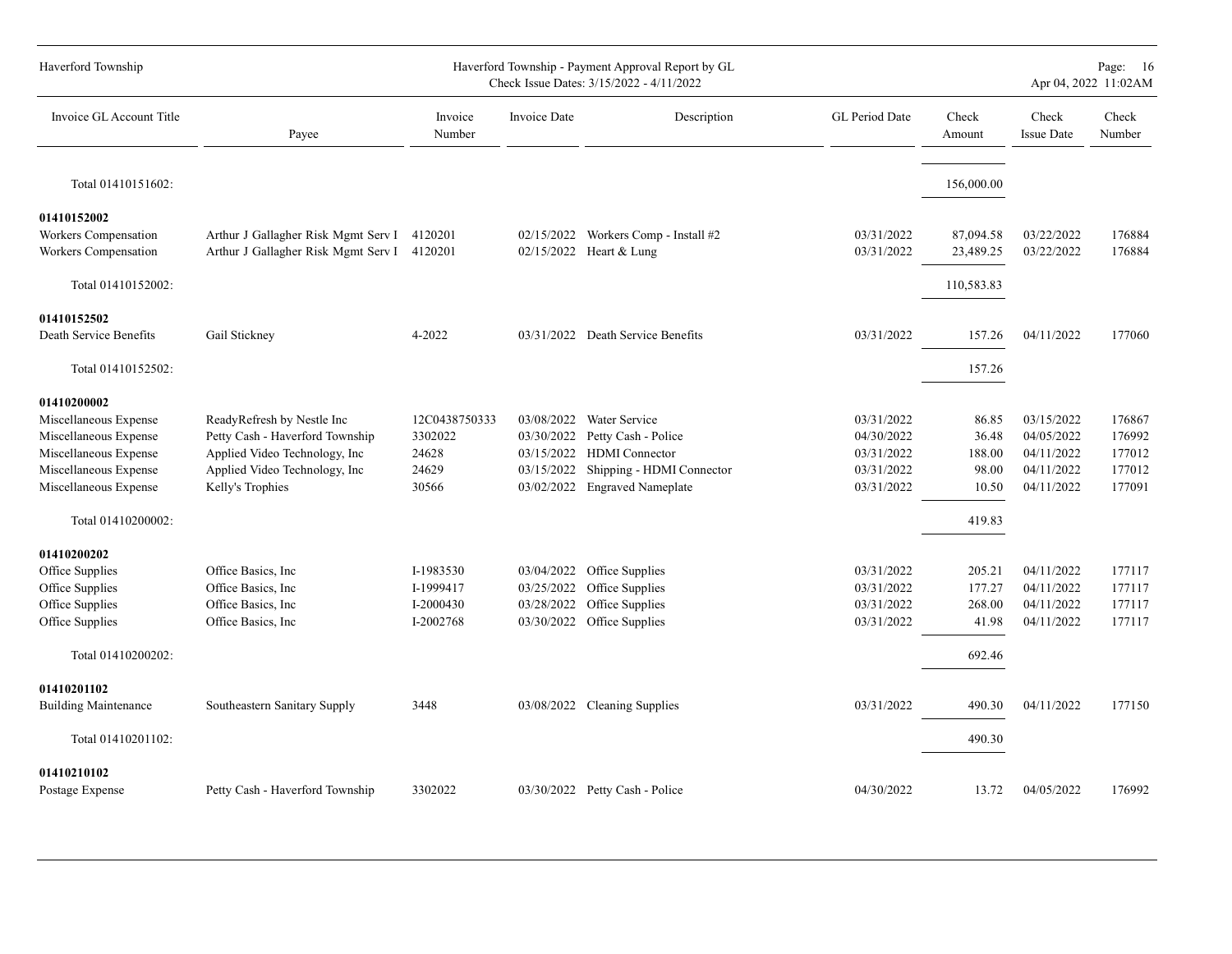| Invoice GL Account Title | Payee | Invoice Number | Invoice Date | Description | GL Period Date | Check Amount | Check Issue Date | Check Number |
|---|---|---|---|---|---|---|---|---|
| Total 01410151602: | | | | | | 156,000.00 | | |
| **01410152002** | | | | | | | | |
| Workers Compensation | Arthur J Gallagher Risk Mgmt Serv I | 4120201 | 02/15/2022 | Workers Comp - Install #2 | 03/31/2022 | 87,094.58 | 03/22/2022 | 176884 |
| Workers Compensation | Arthur J Gallagher Risk Mgmt Serv I | 4120201 | 02/15/2022 | Heart & Lung | 03/31/2022 | 23,489.25 | 03/22/2022 | 176884 |
| Total 01410152002: | | | | | | 110,583.83 | | |
| **01410152502** | | | | | | | | |
| Death Service Benefits | Gail Stickney | 4-2022 | 03/31/2022 | Death Service Benefits | 03/31/2022 | 157.26 | 04/11/2022 | 177060 |
| Total 01410152502: | | | | | | 157.26 | | |
| **01410200002** | | | | | | | | |
| Miscellaneous Expense | ReadyRefresh by Nestle Inc | 12C0438750333 | 03/08/2022 | Water Service | 03/31/2022 | 86.85 | 03/15/2022 | 176867 |
| Miscellaneous Expense | Petty Cash - Haverford Township | 3302022 | 03/30/2022 | Petty Cash - Police | 04/30/2022 | 36.48 | 04/05/2022 | 176992 |
| Miscellaneous Expense | Applied Video Technology, Inc | 24628 | 03/15/2022 | HDMI Connector | 03/31/2022 | 188.00 | 04/11/2022 | 177012 |
| Miscellaneous Expense | Applied Video Technology, Inc | 24629 | 03/15/2022 | Shipping - HDMI Connector | 03/31/2022 | 98.00 | 04/11/2022 | 177012 |
| Miscellaneous Expense | Kelly's Trophies | 30566 | 03/02/2022 | Engraved Nameplate | 03/31/2022 | 10.50 | 04/11/2022 | 177091 |
| Total 01410200002: | | | | | | 419.83 | | |
| **01410200202** | | | | | | | | |
| Office Supplies | Office Basics, Inc | I-1983530 | 03/04/2022 | Office Supplies | 03/31/2022 | 205.21 | 04/11/2022 | 177117 |
| Office Supplies | Office Basics, Inc | I-1999417 | 03/25/2022 | Office Supplies | 03/31/2022 | 177.27 | 04/11/2022 | 177117 |
| Office Supplies | Office Basics, Inc | I-2000430 | 03/28/2022 | Office Supplies | 03/31/2022 | 268.00 | 04/11/2022 | 177117 |
| Office Supplies | Office Basics, Inc | I-2002768 | 03/30/2022 | Office Supplies | 03/31/2022 | 41.98 | 04/11/2022 | 177117 |
| Total 01410200202: | | | | | | 692.46 | | |
| **01410201102** | | | | | | | | |
| Building Maintenance | Southeastern Sanitary Supply | 3448 | 03/08/2022 | Cleaning Supplies | 03/31/2022 | 490.30 | 04/11/2022 | 177150 |
| Total 01410201102: | | | | | | 490.30 | | |
| **01410210102** | | | | | | | | |
| Postage Expense | Petty Cash - Haverford Township | 3302022 | 03/30/2022 | Petty Cash - Police | 04/30/2022 | 13.72 | 04/05/2022 | 176992 |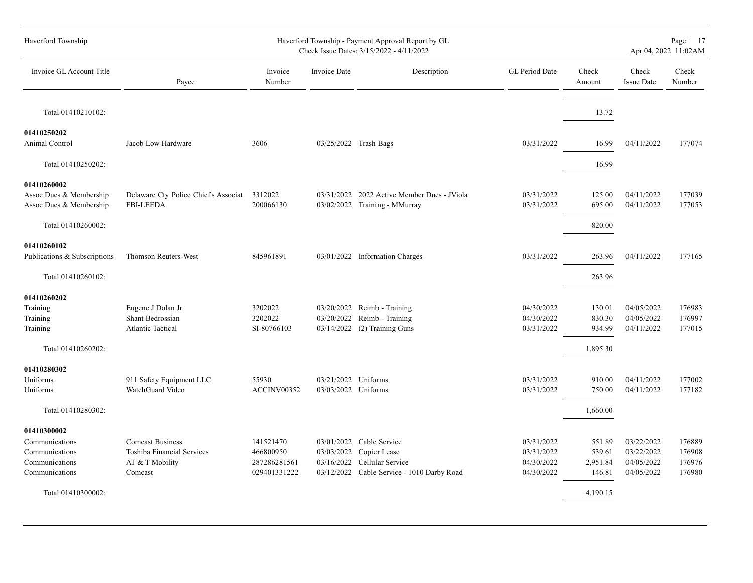| Invoice GL Account Title | Payee | Invoice Number | Invoice Date | Description | GL Period Date | Check Amount | Check Issue Date | Check Number |
|---|---|---|---|---|---|---|---|---|
| Total 01410210102: | | | | | | 13.72 | | |
| **01410250202** | | | | | | | | |
| Animal Control | Jacob Low Hardware | 3606 | 03/25/2022 | Trash Bags | 03/31/2022 | 16.99 | 04/11/2022 | 177074 |
| Total 01410250202: | | | | | | 16.99 | | |
| **01410260002** | | | | | | | | |
| Assoc Dues & Membership | Delaware Cty Police Chief's Associat | 3312022 | 03/31/2022 | 2022 Active Member Dues - JViola | 03/31/2022 | 125.00 | 04/11/2022 | 177039 |
| Assoc Dues & Membership | FBI-LEEDA | 200066130 | 03/02/2022 | Training - MMurray | 03/31/2022 | 695.00 | 04/11/2022 | 177053 |
| Total 01410260002: | | | | | | 820.00 | | |
| **01410260102** | | | | | | | | |
| Publications & Subscriptions | Thomson Reuters-West | 845961891 | 03/01/2022 | Information Charges | 03/31/2022 | 263.96 | 04/11/2022 | 177165 |
| Total 01410260102: | | | | | | 263.96 | | |
| **01410260202** | | | | | | | | |
| Training | Eugene J Dolan Jr | 3202022 | 03/20/2022 | Reimb - Training | 04/30/2022 | 130.01 | 04/05/2022 | 176983 |
| Training | Shant Bedrossian | 3202022 | 03/20/2022 | Reimb - Training | 04/30/2022 | 830.30 | 04/05/2022 | 176997 |
| Training | Atlantic Tactical | SI-80766103 | 03/14/2022 | (2) Training Guns | 03/31/2022 | 934.99 | 04/11/2022 | 177015 |
| Total 01410260202: | | | | | | 1,895.30 | | |
| **01410280302** | | | | | | | | |
| Uniforms | 911 Safety Equipment LLC | 55930 | 03/21/2022 | Uniforms | 03/31/2022 | 910.00 | 04/11/2022 | 177002 |
| Uniforms | WatchGuard Video | ACCINV00352 | 03/03/2022 | Uniforms | 03/31/2022 | 750.00 | 04/11/2022 | 177182 |
| Total 01410280302: | | | | | | 1,660.00 | | |
| **01410300002** | | | | | | | | |
| Communications | Comcast Business | 141521470 | 03/01/2022 | Cable Service | 03/31/2022 | 551.89 | 03/22/2022 | 176889 |
| Communications | Toshiba Financial Services | 466800950 | 03/03/2022 | Copier Lease | 03/31/2022 | 539.61 | 03/22/2022 | 176908 |
| Communications | AT & T Mobility | 287286281561 | 03/16/2022 | Cellular Service | 04/30/2022 | 2,951.84 | 04/05/2022 | 176976 |
| Communications | Comcast | 029401331222 | 03/12/2022 | Cable Service - 1010 Darby Road | 04/30/2022 | 146.81 | 04/05/2022 | 176980 |
| Total 01410300002: | | | | | | 4,190.15 | | |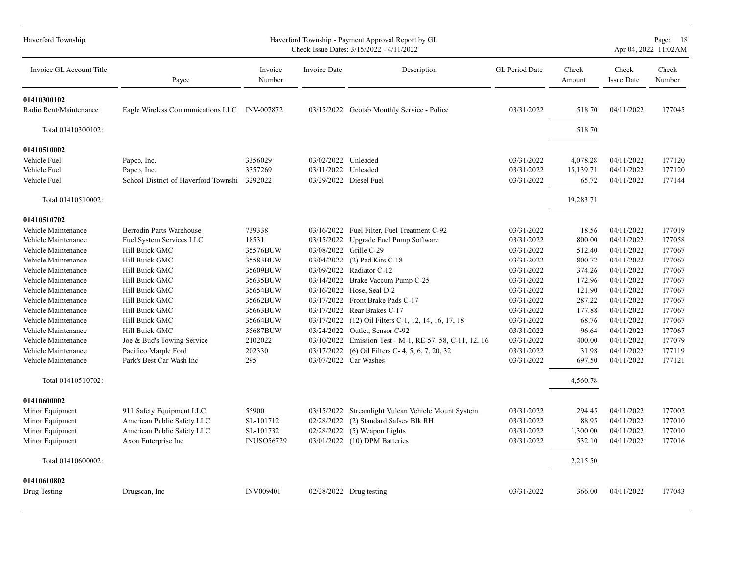| Invoice GL Account Title | Payee | Invoice Number | Invoice Date | Description | GL Period Date | Check Amount | Check Issue Date | Check Number |
|---|---|---|---|---|---|---|---|---|
| **01410300102** | | | | | | | | |
| Radio Rent/Maintenance | Eagle Wireless Communications LLC | INV-007872 | 03/15/2022 | Geotab Monthly Service - Police | 03/31/2022 | 518.70 | 04/11/2022 | 177045 |
| Total 01410300102: | | | | | | 518.70 | | |
| **01410510002** | | | | | | | | |
| Vehicle Fuel | Papco, Inc. | 3356029 | 03/02/2022 | Unleaded | 03/31/2022 | 4,078.28 | 04/11/2022 | 177120 |
| Vehicle Fuel | Papco, Inc. | 3357269 | 03/11/2022 | Unleaded | 03/31/2022 | 15,139.71 | 04/11/2022 | 177120 |
| Vehicle Fuel | School District of Haverford Townshi | 3292022 | 03/29/2022 | Diesel Fuel | 03/31/2022 | 65.72 | 04/11/2022 | 177144 |
| Total 01410510002: | | | | | | 19,283.71 | | |
| **01410510702** | | | | | | | | |
| Vehicle Maintenance | Berrodin Parts Warehouse | 739338 | 03/16/2022 | Fuel Filter, Fuel Treatment C-92 | 03/31/2022 | 18.56 | 04/11/2022 | 177019 |
| Vehicle Maintenance | Fuel System Services LLC | 18531 | 03/15/2022 | Upgrade Fuel Pump Software | 03/31/2022 | 800.00 | 04/11/2022 | 177058 |
| Vehicle Maintenance | Hill Buick GMC | 35576BUW | 03/08/2022 | Grille C-29 | 03/31/2022 | 512.40 | 04/11/2022 | 177067 |
| Vehicle Maintenance | Hill Buick GMC | 35583BUW | 03/04/2022 | (2) Pad Kits C-18 | 03/31/2022 | 800.72 | 04/11/2022 | 177067 |
| Vehicle Maintenance | Hill Buick GMC | 35609BUW | 03/09/2022 | Radiator C-12 | 03/31/2022 | 374.26 | 04/11/2022 | 177067 |
| Vehicle Maintenance | Hill Buick GMC | 35635BUW | 03/14/2022 | Brake Vaccum Pump C-25 | 03/31/2022 | 172.96 | 04/11/2022 | 177067 |
| Vehicle Maintenance | Hill Buick GMC | 35654BUW | 03/16/2022 | Hose, Seal D-2 | 03/31/2022 | 121.90 | 04/11/2022 | 177067 |
| Vehicle Maintenance | Hill Buick GMC | 35662BUW | 03/17/2022 | Front Brake Pads C-17 | 03/31/2022 | 287.22 | 04/11/2022 | 177067 |
| Vehicle Maintenance | Hill Buick GMC | 35663BUW | 03/17/2022 | Rear Brakes C-17 | 03/31/2022 | 177.88 | 04/11/2022 | 177067 |
| Vehicle Maintenance | Hill Buick GMC | 35664BUW | 03/17/2022 | (12) Oil Filters C-1, 12, 14, 16, 17, 18 | 03/31/2022 | 68.76 | 04/11/2022 | 177067 |
| Vehicle Maintenance | Hill Buick GMC | 35687BUW | 03/24/2022 | Outlet, Sensor C-92 | 03/31/2022 | 96.64 | 04/11/2022 | 177067 |
| Vehicle Maintenance | Joe & Bud's Towing Service | 2102022 | 03/10/2022 | Emission Test - M-1, RE-57, 58, C-11, 12, 16 | 03/31/2022 | 400.00 | 04/11/2022 | 177079 |
| Vehicle Maintenance | Pacifico Marple Ford | 202330 | 03/17/2022 | (6) Oil Filters C- 4, 5, 6, 7, 20, 32 | 03/31/2022 | 31.98 | 04/11/2022 | 177119 |
| Vehicle Maintenance | Park's Best Car Wash Inc | 295 | 03/07/2022 | Car Washes | 03/31/2022 | 697.50 | 04/11/2022 | 177121 |
| Total 01410510702: | | | | | | 4,560.78 | | |
| **01410600002** | | | | | | | | |
| Minor Equipment | 911 Safety Equipment LLC | 55900 | 03/15/2022 | Streamlight Vulcan Vehicle Mount System | 03/31/2022 | 294.45 | 04/11/2022 | 177002 |
| Minor Equipment | American Public Safety LLC | SL-101712 | 02/28/2022 | (2) Standard Safsev Blk RH | 03/31/2022 | 88.95 | 04/11/2022 | 177010 |
| Minor Equipment | American Public Safety LLC | SL-101732 | 02/28/2022 | (5) Weapon Lights | 03/31/2022 | 1,300.00 | 04/11/2022 | 177010 |
| Minor Equipment | Axon Enterprise Inc | INUSO56729 | 03/01/2022 | (10) DPM Batteries | 03/31/2022 | 532.10 | 04/11/2022 | 177016 |
| Total 01410600002: | | | | | | 2,215.50 | | |
| **01410610802** | | | | | | | | |
| Drug Testing | Drugscan, Inc | INV009401 | 02/28/2022 | Drug testing | 03/31/2022 | 366.00 | 04/11/2022 | 177043 |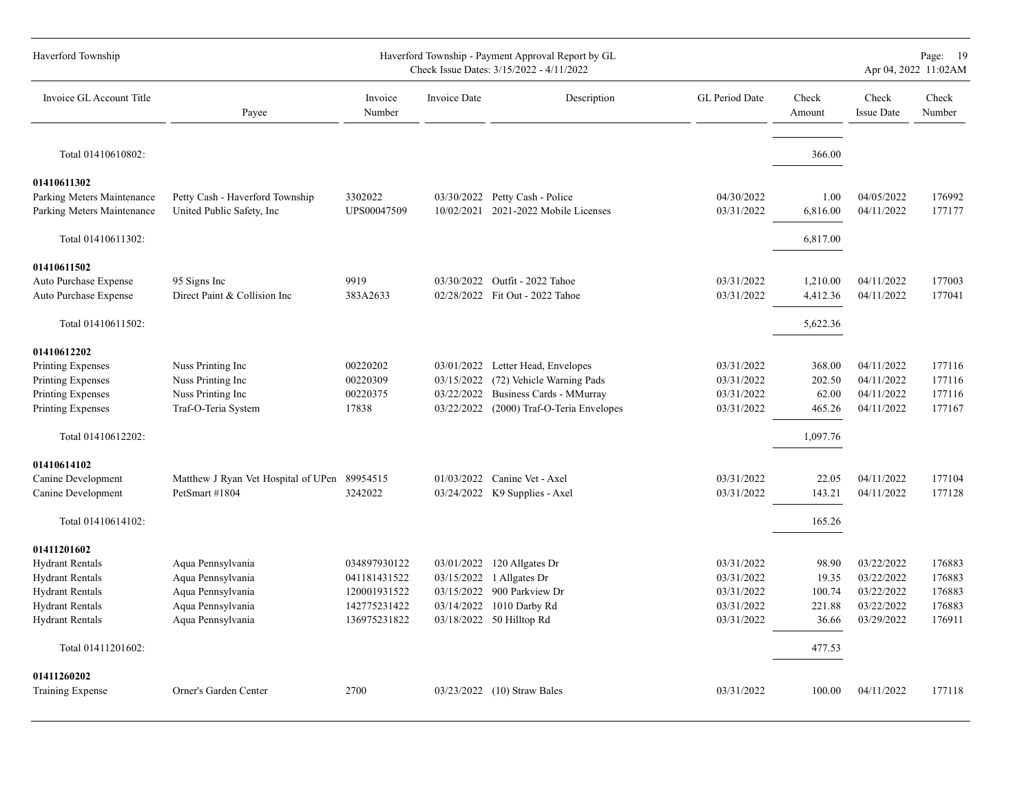| Invoice GL Account Title | Payee | Invoice Number | Invoice Date | Description | GL Period Date | Check Amount | Check Issue Date | Check Number |
|---|---|---|---|---|---|---|---|---|
| Total 01410610802: | | | | | | 366.00 | | |
| **01410611302** | | | | | | | | |
| Parking Meters Maintenance | Petty Cash - Haverford Township | 3302022 | 03/30/2022 | Petty Cash - Police | 04/30/2022 | 1.00 | 04/05/2022 | 176992 |
| Parking Meters Maintenance | United Public Safety, Inc | UPS00047509 | 10/02/2021 | 2021-2022 Mobile Licenses | 03/31/2022 | 6,816.00 | 04/11/2022 | 177177 |
| Total 01410611302: | | | | | | 6,817.00 | | |
| **01410611502** | | | | | | | | |
| Auto Purchase Expense | 95 Signs Inc | 9919 | 03/30/2022 | Outfit - 2022 Tahoe | 03/31/2022 | 1,210.00 | 04/11/2022 | 177003 |
| Auto Purchase Expense | Direct Paint & Collision Inc | 383A2633 | 02/28/2022 | Fit Out - 2022 Tahoe | 03/31/2022 | 4,412.36 | 04/11/2022 | 177041 |
| Total 01410611502: | | | | | | 5,622.36 | | |
| **01410612202** | | | | | | | | |
| Printing Expenses | Nuss Printing Inc | 00220202 | 03/01/2022 | Letter Head, Envelopes | 03/31/2022 | 368.00 | 04/11/2022 | 177116 |
| Printing Expenses | Nuss Printing Inc | 00220309 | 03/15/2022 | (72) Vehicle Warning Pads | 03/31/2022 | 202.50 | 04/11/2022 | 177116 |
| Printing Expenses | Nuss Printing Inc | 00220375 | 03/22/2022 | Business Cards - MMurray | 03/31/2022 | 62.00 | 04/11/2022 | 177116 |
| Printing Expenses | Traf-O-Teria System | 17838 | 03/22/2022 | (2000) Traf-O-Teria Envelopes | 03/31/2022 | 465.26 | 04/11/2022 | 177167 |
| Total 01410612202: | | | | | | 1,097.76 | | |
| **01410614102** | | | | | | | | |
| Canine Development | Matthew J Ryan Vet Hospital of UPen | 89954515 | 01/03/2022 | Canine Vet - Axel | 03/31/2022 | 22.05 | 04/11/2022 | 177104 |
| Canine Development | PetSmart #1804 | 3242022 | 03/24/2022 | K9 Supplies - Axel | 03/31/2022 | 143.21 | 04/11/2022 | 177128 |
| Total 01410614102: | | | | | | 165.26 | | |
| **01411201602** | | | | | | | | |
| Hydrant Rentals | Aqua Pennsylvania | 034897930122 | 03/01/2022 | 120 Allgates Dr | 03/31/2022 | 98.90 | 03/22/2022 | 176883 |
| Hydrant Rentals | Aqua Pennsylvania | 041181431522 | 03/15/2022 | 1 Allgates Dr | 03/31/2022 | 19.35 | 03/22/2022 | 176883 |
| Hydrant Rentals | Aqua Pennsylvania | 120001931522 | 03/15/2022 | 900 Parkview Dr | 03/31/2022 | 100.74 | 03/22/2022 | 176883 |
| Hydrant Rentals | Aqua Pennsylvania | 142775231422 | 03/14/2022 | 1010 Darby Rd | 03/31/2022 | 221.88 | 03/22/2022 | 176883 |
| Hydrant Rentals | Aqua Pennsylvania | 136975231822 | 03/18/2022 | 50 Hilltop Rd | 03/31/2022 | 36.66 | 03/29/2022 | 176911 |
| Total 01411201602: | | | | | | 477.53 | | |
| **01411260202** | | | | | | | | |
| Training Expense | Orner's Garden Center | 2700 | 03/23/2022 | (10) Straw Bales | 03/31/2022 | 100.00 | 04/11/2022 | 177118 |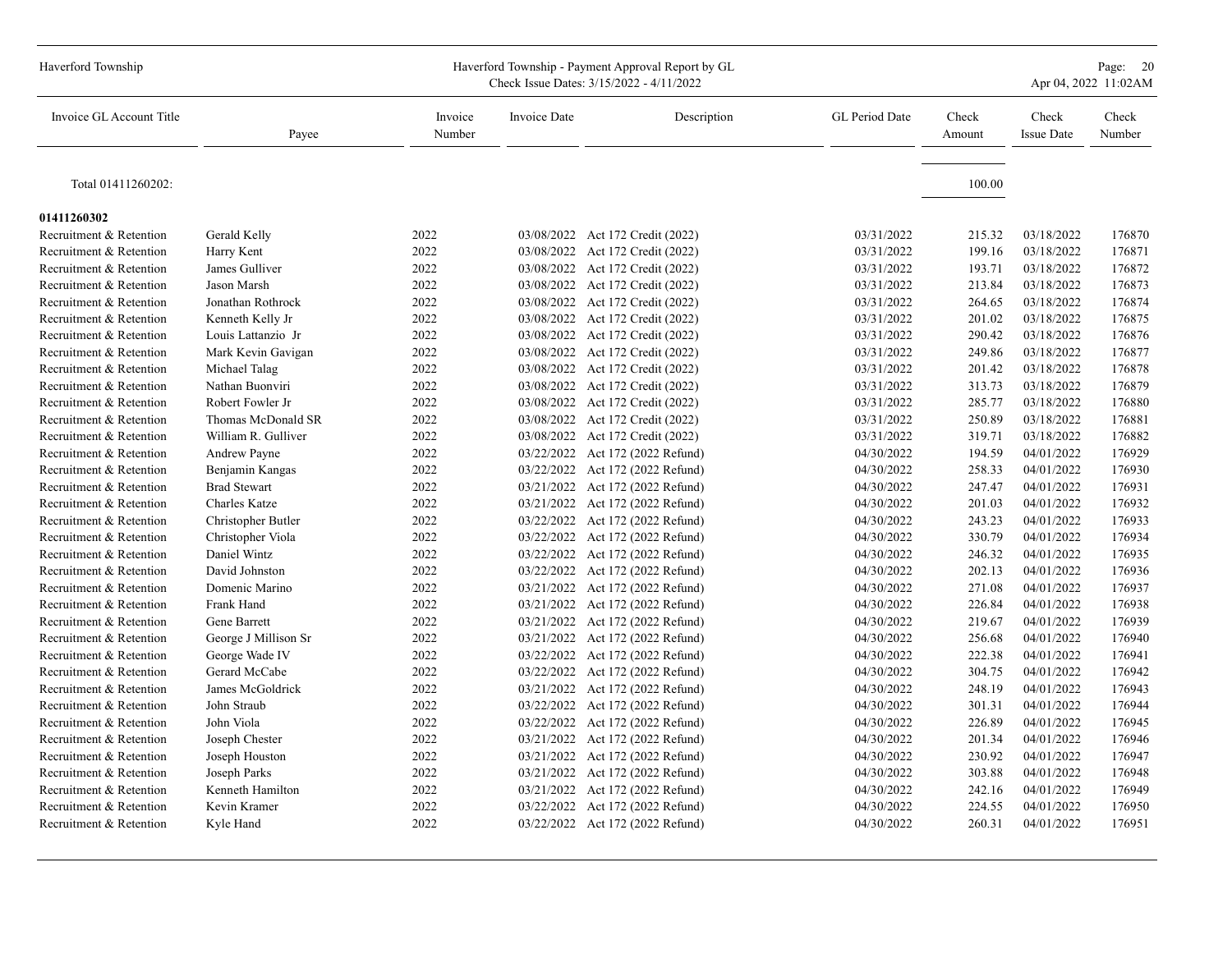| Invoice GL Account Title | Payee | Invoice Number | Invoice Date | Description | GL Period Date | Check Amount | Check Issue Date | Check Number |
|---|---|---|---|---|---|---|---|---|
| Total 01411260202: | | | | | | 100.00 | | |
| **01411260302** | | | | | | | | |
| Recruitment & Retention | Gerald Kelly | 2022 | 03/08/2022 | Act 172 Credit (2022) | 03/31/2022 | 215.32 | 03/18/2022 | 176870 |
| Recruitment & Retention | Harry Kent | 2022 | 03/08/2022 | Act 172 Credit (2022) | 03/31/2022 | 199.16 | 03/18/2022 | 176871 |
| Recruitment & Retention | James Gulliver | 2022 | 03/08/2022 | Act 172 Credit (2022) | 03/31/2022 | 193.71 | 03/18/2022 | 176872 |
| Recruitment & Retention | Jason Marsh | 2022 | 03/08/2022 | Act 172 Credit (2022) | 03/31/2022 | 213.84 | 03/18/2022 | 176873 |
| Recruitment & Retention | Jonathan Rothrock | 2022 | 03/08/2022 | Act 172 Credit (2022) | 03/31/2022 | 264.65 | 03/18/2022 | 176874 |
| Recruitment & Retention | Kenneth Kelly Jr | 2022 | 03/08/2022 | Act 172 Credit (2022) | 03/31/2022 | 201.02 | 03/18/2022 | 176875 |
| Recruitment & Retention | Louis Lattanzio Jr | 2022 | 03/08/2022 | Act 172 Credit (2022) | 03/31/2022 | 290.42 | 03/18/2022 | 176876 |
| Recruitment & Retention | Mark Kevin Gavigan | 2022 | 03/08/2022 | Act 172 Credit (2022) | 03/31/2022 | 249.86 | 03/18/2022 | 176877 |
| Recruitment & Retention | Michael Talag | 2022 | 03/08/2022 | Act 172 Credit (2022) | 03/31/2022 | 201.42 | 03/18/2022 | 176878 |
| Recruitment & Retention | Nathan Buonviri | 2022 | 03/08/2022 | Act 172 Credit (2022) | 03/31/2022 | 313.73 | 03/18/2022 | 176879 |
| Recruitment & Retention | Robert Fowler Jr | 2022 | 03/08/2022 | Act 172 Credit (2022) | 03/31/2022 | 285.77 | 03/18/2022 | 176880 |
| Recruitment & Retention | Thomas McDonald SR | 2022 | 03/08/2022 | Act 172 Credit (2022) | 03/31/2022 | 250.89 | 03/18/2022 | 176881 |
| Recruitment & Retention | William R. Gulliver | 2022 | 03/08/2022 | Act 172 Credit (2022) | 03/31/2022 | 319.71 | 03/18/2022 | 176882 |
| Recruitment & Retention | Andrew Payne | 2022 | 03/22/2022 | Act 172 (2022 Refund) | 04/30/2022 | 194.59 | 04/01/2022 | 176929 |
| Recruitment & Retention | Benjamin Kangas | 2022 | 03/22/2022 | Act 172 (2022 Refund) | 04/30/2022 | 258.33 | 04/01/2022 | 176930 |
| Recruitment & Retention | Brad Stewart | 2022 | 03/21/2022 | Act 172 (2022 Refund) | 04/30/2022 | 247.47 | 04/01/2022 | 176931 |
| Recruitment & Retention | Charles Katze | 2022 | 03/21/2022 | Act 172 (2022 Refund) | 04/30/2022 | 201.03 | 04/01/2022 | 176932 |
| Recruitment & Retention | Christopher Butler | 2022 | 03/22/2022 | Act 172 (2022 Refund) | 04/30/2022 | 243.23 | 04/01/2022 | 176933 |
| Recruitment & Retention | Christopher Viola | 2022 | 03/22/2022 | Act 172 (2022 Refund) | 04/30/2022 | 330.79 | 04/01/2022 | 176934 |
| Recruitment & Retention | Daniel Wintz | 2022 | 03/22/2022 | Act 172 (2022 Refund) | 04/30/2022 | 246.32 | 04/01/2022 | 176935 |
| Recruitment & Retention | David Johnston | 2022 | 03/22/2022 | Act 172 (2022 Refund) | 04/30/2022 | 202.13 | 04/01/2022 | 176936 |
| Recruitment & Retention | Domenic Marino | 2022 | 03/21/2022 | Act 172 (2022 Refund) | 04/30/2022 | 271.08 | 04/01/2022 | 176937 |
| Recruitment & Retention | Frank Hand | 2022 | 03/21/2022 | Act 172 (2022 Refund) | 04/30/2022 | 226.84 | 04/01/2022 | 176938 |
| Recruitment & Retention | Gene Barrett | 2022 | 03/21/2022 | Act 172 (2022 Refund) | 04/30/2022 | 219.67 | 04/01/2022 | 176939 |
| Recruitment & Retention | George J Millison Sr | 2022 | 03/21/2022 | Act 172 (2022 Refund) | 04/30/2022 | 256.68 | 04/01/2022 | 176940 |
| Recruitment & Retention | George Wade IV | 2022 | 03/22/2022 | Act 172 (2022 Refund) | 04/30/2022 | 222.38 | 04/01/2022 | 176941 |
| Recruitment & Retention | Gerard McCabe | 2022 | 03/22/2022 | Act 172 (2022 Refund) | 04/30/2022 | 304.75 | 04/01/2022 | 176942 |
| Recruitment & Retention | James McGoldrick | 2022 | 03/21/2022 | Act 172 (2022 Refund) | 04/30/2022 | 248.19 | 04/01/2022 | 176943 |
| Recruitment & Retention | John Straub | 2022 | 03/22/2022 | Act 172 (2022 Refund) | 04/30/2022 | 301.31 | 04/01/2022 | 176944 |
| Recruitment & Retention | John Viola | 2022 | 03/22/2022 | Act 172 (2022 Refund) | 04/30/2022 | 226.89 | 04/01/2022 | 176945 |
| Recruitment & Retention | Joseph Chester | 2022 | 03/21/2022 | Act 172 (2022 Refund) | 04/30/2022 | 201.34 | 04/01/2022 | 176946 |
| Recruitment & Retention | Joseph Houston | 2022 | 03/21/2022 | Act 172 (2022 Refund) | 04/30/2022 | 230.92 | 04/01/2022 | 176947 |
| Recruitment & Retention | Joseph Parks | 2022 | 03/21/2022 | Act 172 (2022 Refund) | 04/30/2022 | 303.88 | 04/01/2022 | 176948 |
| Recruitment & Retention | Kenneth Hamilton | 2022 | 03/21/2022 | Act 172 (2022 Refund) | 04/30/2022 | 242.16 | 04/01/2022 | 176949 |
| Recruitment & Retention | Kevin Kramer | 2022 | 03/22/2022 | Act 172 (2022 Refund) | 04/30/2022 | 224.55 | 04/01/2022 | 176950 |
| Recruitment & Retention | Kyle Hand | 2022 | 03/22/2022 | Act 172 (2022 Refund) | 04/30/2022 | 260.31 | 04/01/2022 | 176951 |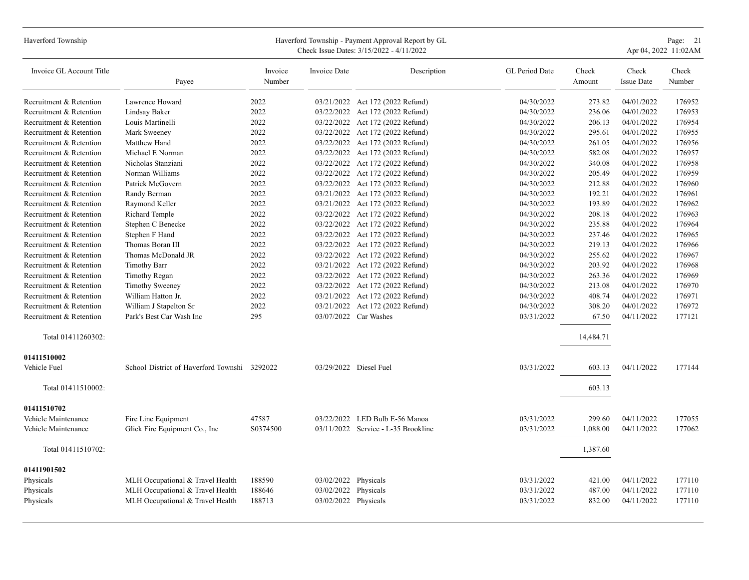| Invoice GL Account Title | Payee | Invoice Number | Invoice Date | Description | GL Period Date | Check Amount | Check Issue Date | Check Number |
|---|---|---|---|---|---|---|---|---|
| Recruitment & Retention | Lawrence Howard | 2022 | 03/21/2022 | Act 172 (2022 Refund) | 04/30/2022 | 273.82 | 04/01/2022 | 176952 |
| Recruitment & Retention | Lindsay Baker | 2022 | 03/22/2022 | Act 172 (2022 Refund) | 04/30/2022 | 236.06 | 04/01/2022 | 176953 |
| Recruitment & Retention | Louis Martinelli | 2022 | 03/22/2022 | Act 172 (2022 Refund) | 04/30/2022 | 206.13 | 04/01/2022 | 176954 |
| Recruitment & Retention | Mark Sweeney | 2022 | 03/22/2022 | Act 172 (2022 Refund) | 04/30/2022 | 295.61 | 04/01/2022 | 176955 |
| Recruitment & Retention | Matthew Hand | 2022 | 03/22/2022 | Act 172 (2022 Refund) | 04/30/2022 | 261.05 | 04/01/2022 | 176956 |
| Recruitment & Retention | Michael E Norman | 2022 | 03/22/2022 | Act 172 (2022 Refund) | 04/30/2022 | 582.08 | 04/01/2022 | 176957 |
| Recruitment & Retention | Nicholas Stanziani | 2022 | 03/22/2022 | Act 172 (2022 Refund) | 04/30/2022 | 340.08 | 04/01/2022 | 176958 |
| Recruitment & Retention | Norman Williams | 2022 | 03/22/2022 | Act 172 (2022 Refund) | 04/30/2022 | 205.49 | 04/01/2022 | 176959 |
| Recruitment & Retention | Patrick McGovern | 2022 | 03/22/2022 | Act 172 (2022 Refund) | 04/30/2022 | 212.88 | 04/01/2022 | 176960 |
| Recruitment & Retention | Randy Berman | 2022 | 03/21/2022 | Act 172 (2022 Refund) | 04/30/2022 | 192.21 | 04/01/2022 | 176961 |
| Recruitment & Retention | Raymond Keller | 2022 | 03/21/2022 | Act 172 (2022 Refund) | 04/30/2022 | 193.89 | 04/01/2022 | 176962 |
| Recruitment & Retention | Richard Temple | 2022 | 03/22/2022 | Act 172 (2022 Refund) | 04/30/2022 | 208.18 | 04/01/2022 | 176963 |
| Recruitment & Retention | Stephen C Benecke | 2022 | 03/22/2022 | Act 172 (2022 Refund) | 04/30/2022 | 235.88 | 04/01/2022 | 176964 |
| Recruitment & Retention | Stephen F Hand | 2022 | 03/22/2022 | Act 172 (2022 Refund) | 04/30/2022 | 237.46 | 04/01/2022 | 176965 |
| Recruitment & Retention | Thomas Boran III | 2022 | 03/22/2022 | Act 172 (2022 Refund) | 04/30/2022 | 219.13 | 04/01/2022 | 176966 |
| Recruitment & Retention | Thomas McDonald JR | 2022 | 03/22/2022 | Act 172 (2022 Refund) | 04/30/2022 | 255.62 | 04/01/2022 | 176967 |
| Recruitment & Retention | Timothy Barr | 2022 | 03/21/2022 | Act 172 (2022 Refund) | 04/30/2022 | 203.92 | 04/01/2022 | 176968 |
| Recruitment & Retention | Timothy Regan | 2022 | 03/22/2022 | Act 172 (2022 Refund) | 04/30/2022 | 263.36 | 04/01/2022 | 176969 |
| Recruitment & Retention | Timothy Sweeney | 2022 | 03/22/2022 | Act 172 (2022 Refund) | 04/30/2022 | 213.08 | 04/01/2022 | 176970 |
| Recruitment & Retention | William Hatton Jr. | 2022 | 03/21/2022 | Act 172 (2022 Refund) | 04/30/2022 | 408.74 | 04/01/2022 | 176971 |
| Recruitment & Retention | William J Stapelton Sr | 2022 | 03/21/2022 | Act 172 (2022 Refund) | 04/30/2022 | 308.20 | 04/01/2022 | 176972 |
| Recruitment & Retention | Park's Best Car Wash Inc | 295 | 03/07/2022 | Car Washes | 03/31/2022 | 67.50 | 04/11/2022 | 177121 |
| Total 01411260302: | | | | | | 14,484.71 | | |
| **01411510002** | | | | | | | | |
| Vehicle Fuel | School District of Haverford Townshi | 3292022 | 03/29/2022 | Diesel Fuel | 03/31/2022 | 603.13 | 04/11/2022 | 177144 |
| Total 01411510002: | | | | | | 603.13 | | |
| **01411510702** | | | | | | | | |
| Vehicle Maintenance | Fire Line Equipment | 47587 | 03/22/2022 | LED Bulb E-56 Manoa | 03/31/2022 | 299.60 | 04/11/2022 | 177055 |
| Vehicle Maintenance | Glick Fire Equipment Co., Inc | S0374500 | 03/11/2022 | Service - L-35 Brookline | 03/31/2022 | 1,088.00 | 04/11/2022 | 177062 |
| Total 01411510702: | | | | | | 1,387.60 | | |
| **01411901502** | | | | | | | | |
| Physicals | MLH Occupational & Travel Health | 188590 | 03/02/2022 | Physicals | 03/31/2022 | 421.00 | 04/11/2022 | 177110 |
| Physicals | MLH Occupational & Travel Health | 188646 | 03/02/2022 | Physicals | 03/31/2022 | 487.00 | 04/11/2022 | 177110 |
| Physicals | MLH Occupational & Travel Health | 188713 | 03/02/2022 | Physicals | 03/31/2022 | 832.00 | 04/11/2022 | 177110 |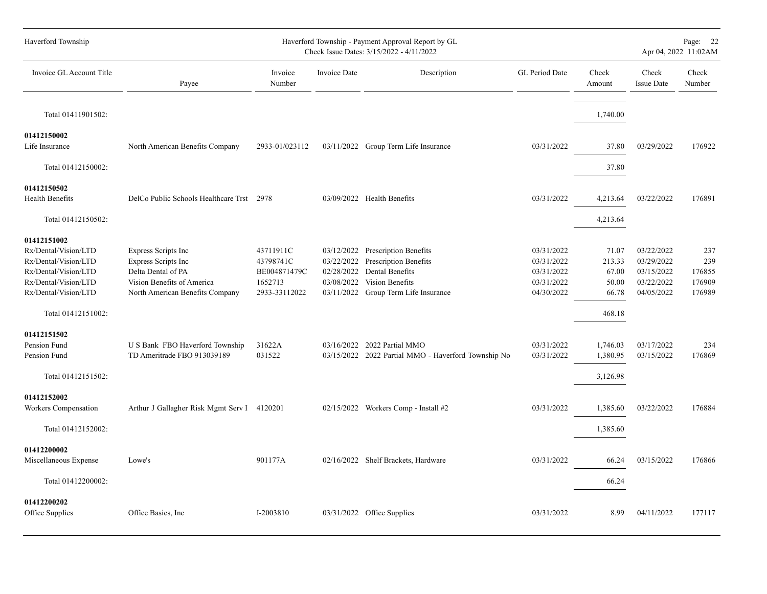| Invoice GL Account Title | Payee | Invoice Number | Invoice Date | Description | GL Period Date | Check Amount | Check Issue Date | Check Number |
|---|---|---|---|---|---|---|---|---|
| Total 01411901502: | | | | | | 1,740.00 | | |
| **01412150002** | | | | | | | | |
| Life Insurance | North American Benefits Company | 2933-01/023112 | 03/11/2022 | Group Term Life Insurance | 03/31/2022 | 37.80 | 03/29/2022 | 176922 |
| Total 01412150002: | | | | | | 37.80 | | |
| **01412150502** | | | | | | | | |
| Health Benefits | DelCo Public Schools Healthcare Trst | 2978 | 03/09/2022 | Health Benefits | 03/31/2022 | 4,213.64 | 03/22/2022 | 176891 |
| Total 01412150502: | | | | | | 4,213.64 | | |
| **01412151002** | | | | | | | | |
| Rx/Dental/Vision/LTD | Express Scripts Inc | 43711911C | 03/12/2022 | Prescription Benefits | 03/31/2022 | 71.07 | 03/22/2022 | 237 |
| Rx/Dental/Vision/LTD | Express Scripts Inc | 43798741C | 03/22/2022 | Prescription Benefits | 03/31/2022 | 213.33 | 03/29/2022 | 239 |
| Rx/Dental/Vision/LTD | Delta Dental of PA | BE004871479C | 02/28/2022 | Dental Benefits | 03/31/2022 | 67.00 | 03/15/2022 | 176855 |
| Rx/Dental/Vision/LTD | Vision Benefits of America | 1652713 | 03/08/2022 | Vision Benefits | 03/31/2022 | 50.00 | 03/22/2022 | 176909 |
| Rx/Dental/Vision/LTD | North American Benefits Company | 2933-33112022 | 03/11/2022 | Group Term Life Insurance | 04/30/2022 | 66.78 | 04/05/2022 | 176989 |
| Total 01412151002: | | | | | | 468.18 | | |
| **01412151502** | | | | | | | | |
| Pension Fund | U S Bank FBO Haverford Township | 31622A | 03/16/2022 | 2022 Partial MMO | 03/31/2022 | 1,746.03 | 03/17/2022 | 234 |
| Pension Fund | TD Ameritrade FBO 913039189 | 031522 | 03/15/2022 | 2022 Partial MMO - Haverford Township No | 03/31/2022 | 1,380.95 | 03/15/2022 | 176869 |
| Total 01412151502: | | | | | | 3,126.98 | | |
| **01412152002** | | | | | | | | |
| Workers Compensation | Arthur J Gallagher Risk Mgmt Serv I | 4120201 | 02/15/2022 | Workers Comp - Install #2 | 03/31/2022 | 1,385.60 | 03/22/2022 | 176884 |
| Total 01412152002: | | | | | | 1,385.60 | | |
| **01412200002** | | | | | | | | |
| Miscellaneous Expense | Lowe's | 901177A | 02/16/2022 | Shelf Brackets, Hardware | 03/31/2022 | 66.24 | 03/15/2022 | 176866 |
| Total 01412200002: | | | | | | 66.24 | | |
| **01412200202** | | | | | | | | |
| Office Supplies | Office Basics, Inc | I-2003810 | 03/31/2022 | Office Supplies | 03/31/2022 | 8.99 | 04/11/2022 | 177117 |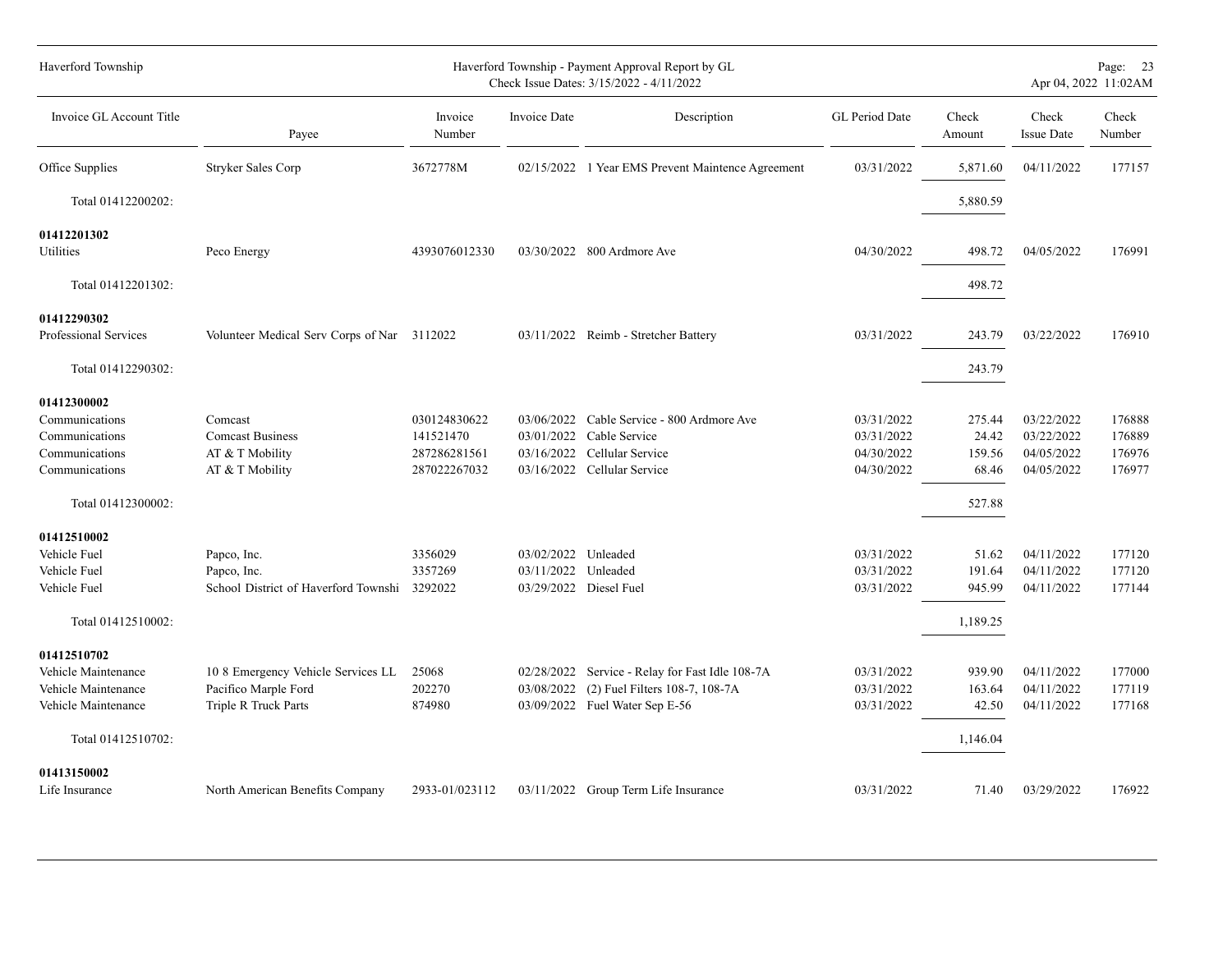| Invoice GL Account Title | Payee | Invoice Number | Invoice Date | Description | GL Period Date | Check Amount | Check Issue Date | Check Number |
|---|---|---|---|---|---|---|---|---|
| Office Supplies | Stryker Sales Corp | 3672778M | 02/15/2022 | 1 Year EMS Prevent Maintence Agreement | 03/31/2022 | 5,871.60 | 04/11/2022 | 177157 |
| Total 01412200202: | | | | | | 5,880.59 | | |
| **01412201302** | | | | | | | | |
| Utilities | Peco Energy | 4393076012330 | 03/30/2022 | 800 Ardmore Ave | 04/30/2022 | 498.72 | 04/05/2022 | 176991 |
| Total 01412201302: | | | | | | 498.72 | | |
| **01412290302** | | | | | | | | |
| Professional Services | Volunteer Medical Serv Corps of Nar | 3112022 | 03/11/2022 | Reimb - Stretcher Battery | 03/31/2022 | 243.79 | 03/22/2022 | 176910 |
| Total 01412290302: | | | | | | 243.79 | | |
| **01412300002** | | | | | | | | |
| Communications | Comcast | 030124830622 | 03/06/2022 | Cable Service - 800 Ardmore Ave | 03/31/2022 | 275.44 | 03/22/2022 | 176888 |
| Communications | Comcast Business | 141521470 | 03/01/2022 | Cable Service | 03/31/2022 | 24.42 | 03/22/2022 | 176889 |
| Communications | AT & T Mobility | 287286281561 | 03/16/2022 | Cellular Service | 04/30/2022 | 159.56 | 04/05/2022 | 176976 |
| Communications | AT & T Mobility | 287022267032 | 03/16/2022 | Cellular Service | 04/30/2022 | 68.46 | 04/05/2022 | 176977 |
| Total 01412300002: | | | | | | 527.88 | | |
| **01412510002** | | | | | | | | |
| Vehicle Fuel | Papco, Inc. | 3356029 | 03/02/2022 | Unleaded | 03/31/2022 | 51.62 | 04/11/2022 | 177120 |
| Vehicle Fuel | Papco, Inc. | 3357269 | 03/11/2022 | Unleaded | 03/31/2022 | 191.64 | 04/11/2022 | 177120 |
| Vehicle Fuel | School District of Haverford Townshi | 3292022 | 03/29/2022 | Diesel Fuel | 03/31/2022 | 945.99 | 04/11/2022 | 177144 |
| Total 01412510002: | | | | | | 1,189.25 | | |
| **01412510702** | | | | | | | | |
| Vehicle Maintenance | 10 8 Emergency Vehicle Services LL | 25068 | 02/28/2022 | Service - Relay for Fast Idle 108-7A | 03/31/2022 | 939.90 | 04/11/2022 | 177000 |
| Vehicle Maintenance | Pacifico Marple Ford | 202270 | 03/08/2022 | (2) Fuel Filters 108-7, 108-7A | 03/31/2022 | 163.64 | 04/11/2022 | 177119 |
| Vehicle Maintenance | Triple R Truck Parts | 874980 | 03/09/2022 | Fuel Water Sep E-56 | 03/31/2022 | 42.50 | 04/11/2022 | 177168 |
| Total 01412510702: | | | | | | 1,146.04 | | |
| **01413150002** | | | | | | | | |
| Life Insurance | North American Benefits Company | 2933-01/023112 | 03/11/2022 | Group Term Life Insurance | 03/31/2022 | 71.40 | 03/29/2022 | 176922 |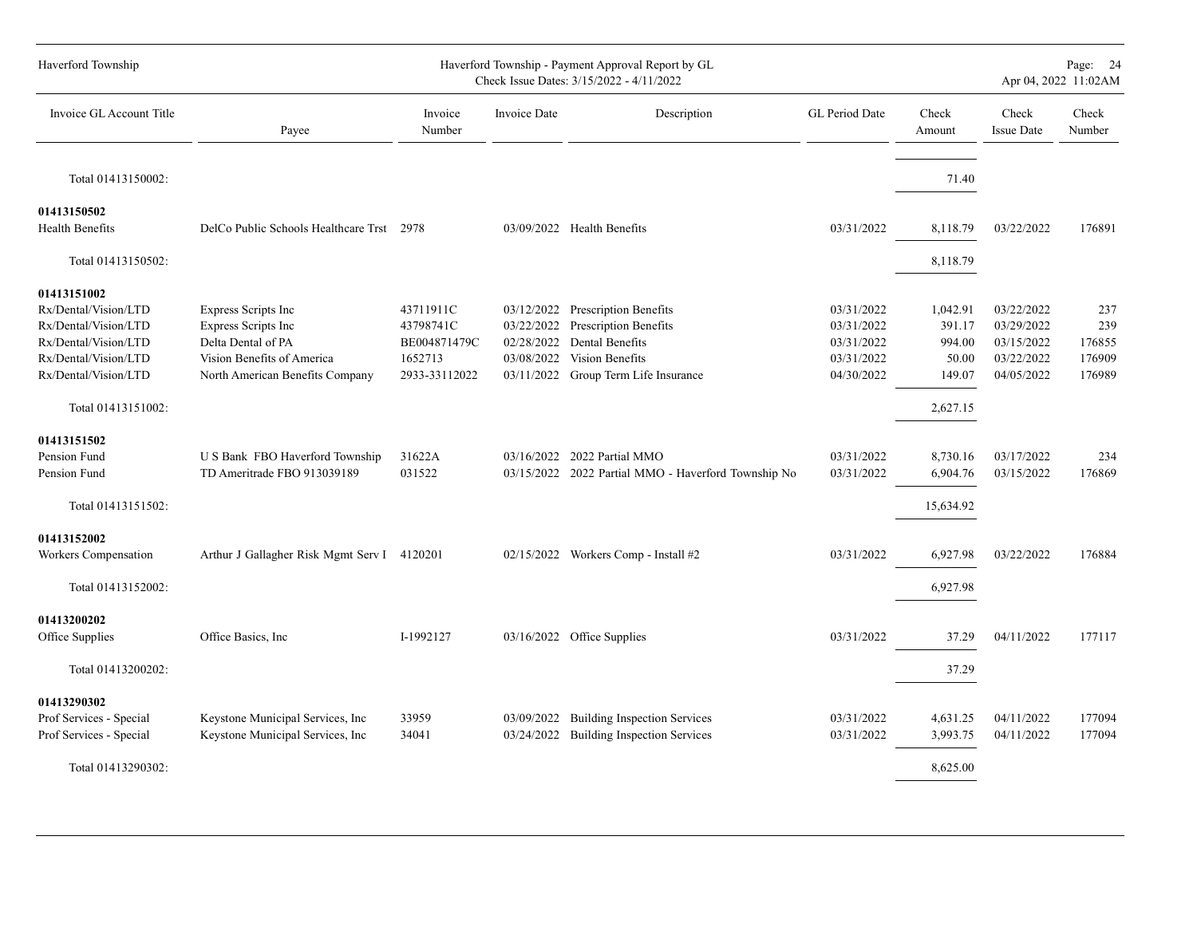| Invoice GL Account Title | Payee | Invoice Number | Invoice Date | Description | GL Period Date | Check Amount | Check Issue Date | Check Number |
|---|---|---|---|---|---|---|---|---|
| Total 01413150002: | | | | | | 71.40 | | |
| **01413150502** | | | | | | | | |
| Health Benefits | DelCo Public Schools Healthcare Trst | 2978 | 03/09/2022 | Health Benefits | 03/31/2022 | 8,118.79 | 03/22/2022 | 176891 |
| Total 01413150502: | | | | | | 8,118.79 | | |
| **01413151002** | | | | | | | | |
| Rx/Dental/Vision/LTD | Express Scripts Inc | 43711911C | 03/12/2022 | Prescription Benefits | 03/31/2022 | 1,042.91 | 03/22/2022 | 237 |
| Rx/Dental/Vision/LTD | Express Scripts Inc | 43798741C | 03/22/2022 | Prescription Benefits | 03/31/2022 | 391.17 | 03/29/2022 | 239 |
| Rx/Dental/Vision/LTD | Delta Dental of PA | BE004871479C | 02/28/2022 | Dental Benefits | 03/31/2022 | 994.00 | 03/15/2022 | 176855 |
| Rx/Dental/Vision/LTD | Vision Benefits of America | 1652713 | 03/08/2022 | Vision Benefits | 03/31/2022 | 50.00 | 03/22/2022 | 176909 |
| Rx/Dental/Vision/LTD | North American Benefits Company | 2933-33112022 | 03/11/2022 | Group Term Life Insurance | 04/30/2022 | 149.07 | 04/05/2022 | 176989 |
| Total 01413151002: | | | | | | 2,627.15 | | |
| **01413151502** | | | | | | | | |
| Pension Fund | U S Bank FBO Haverford Township | 31622A | 03/16/2022 | 2022 Partial MMO | 03/31/2022 | 8,730.16 | 03/17/2022 | 234 |
| Pension Fund | TD Ameritrade FBO 913039189 | 031522 | 03/15/2022 | 2022 Partial MMO - Haverford Township No | 03/31/2022 | 6,904.76 | 03/15/2022 | 176869 |
| Total 01413151502: | | | | | | 15,634.92 | | |
| **01413152002** | | | | | | | | |
| Workers Compensation | Arthur J Gallagher Risk Mgmt Serv I | 4120201 | 02/15/2022 | Workers Comp - Install #2 | 03/31/2022 | 6,927.98 | 03/22/2022 | 176884 |
| Total 01413152002: | | | | | | 6,927.98 | | |
| **01413200202** | | | | | | | | |
| Office Supplies | Office Basics, Inc | I-1992127 | 03/16/2022 | Office Supplies | 03/31/2022 | 37.29 | 04/11/2022 | 177117 |
| Total 01413200202: | | | | | | 37.29 | | |
| **01413290302** | | | | | | | | |
| Prof Services - Special | Keystone Municipal Services, Inc | 33959 | 03/09/2022 | Building Inspection Services | 03/31/2022 | 4,631.25 | 04/11/2022 | 177094 |
| Prof Services - Special | Keystone Municipal Services, Inc | 34041 | 03/24/2022 | Building Inspection Services | 03/31/2022 | 3,993.75 | 04/11/2022 | 177094 |
| Total 01413290302: | | | | | | 8,625.00 | | |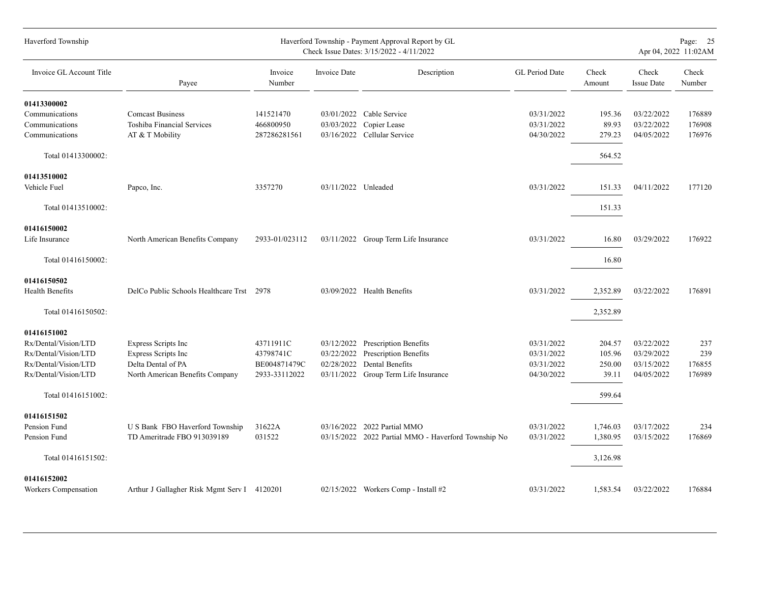| Invoice GL Account Title | Payee | Invoice Number | Invoice Date | Description | GL Period Date | Check Amount | Check Issue Date | Check Number |
|---|---|---|---|---|---|---|---|---|
| **01413300002** | | | | | | | | |
| Communications | Comcast Business | 141521470 | 03/01/2022 | Cable Service | 03/31/2022 | 195.36 | 03/22/2022 | 176889 |
| Communications | Toshiba Financial Services | 466800950 | 03/03/2022 | Copier Lease | 03/31/2022 | 89.93 | 03/22/2022 | 176908 |
| Communications | AT & T Mobility | 287286281561 | 03/16/2022 | Cellular Service | 04/30/2022 | 279.23 | 04/05/2022 | 176976 |
| Total 01413300002: | | | | | | 564.52 | | |
| **01413510002** | | | | | | | | |
| Vehicle Fuel | Papco, Inc. | 3357270 | 03/11/2022 | Unleaded | 03/31/2022 | 151.33 | 04/11/2022 | 177120 |
| Total 01413510002: | | | | | | 151.33 | | |
| **01416150002** | | | | | | | | |
| Life Insurance | North American Benefits Company | 2933-01/023112 | 03/11/2022 | Group Term Life Insurance | 03/31/2022 | 16.80 | 03/29/2022 | 176922 |
| Total 01416150002: | | | | | | 16.80 | | |
| **01416150502** | | | | | | | | |
| Health Benefits | DelCo Public Schools Healthcare Trst | 2978 | 03/09/2022 | Health Benefits | 03/31/2022 | 2,352.89 | 03/22/2022 | 176891 |
| Total 01416150502: | | | | | | 2,352.89 | | |
| **01416151002** | | | | | | | | |
| Rx/Dental/Vision/LTD | Express Scripts Inc | 43711911C | 03/12/2022 | Prescription Benefits | 03/31/2022 | 204.57 | 03/22/2022 | 237 |
| Rx/Dental/Vision/LTD | Express Scripts Inc | 43798741C | 03/22/2022 | Prescription Benefits | 03/31/2022 | 105.96 | 03/29/2022 | 239 |
| Rx/Dental/Vision/LTD | Delta Dental of PA | BE004871479C | 02/28/2022 | Dental Benefits | 03/31/2022 | 250.00 | 03/15/2022 | 176855 |
| Rx/Dental/Vision/LTD | North American Benefits Company | 2933-33112022 | 03/11/2022 | Group Term Life Insurance | 04/30/2022 | 39.11 | 04/05/2022 | 176989 |
| Total 01416151002: | | | | | | 599.64 | | |
| **01416151502** | | | | | | | | |
| Pension Fund | U S Bank FBO Haverford Township | 31622A | 03/16/2022 | 2022 Partial MMO | 03/31/2022 | 1,746.03 | 03/17/2022 | 234 |
| Pension Fund | TD Ameritrade FBO 913039189 | 031522 | 03/15/2022 | 2022 Partial MMO - Haverford Township No | 03/31/2022 | 1,380.95 | 03/15/2022 | 176869 |
| Total 01416151502: | | | | | | 3,126.98 | | |
| **01416152002** | | | | | | | | |
| Workers Compensation | Arthur J Gallagher Risk Mgmt Serv I | 4120201 | 02/15/2022 | Workers Comp - Install #2 | 03/31/2022 | 1,583.54 | 03/22/2022 | 176884 |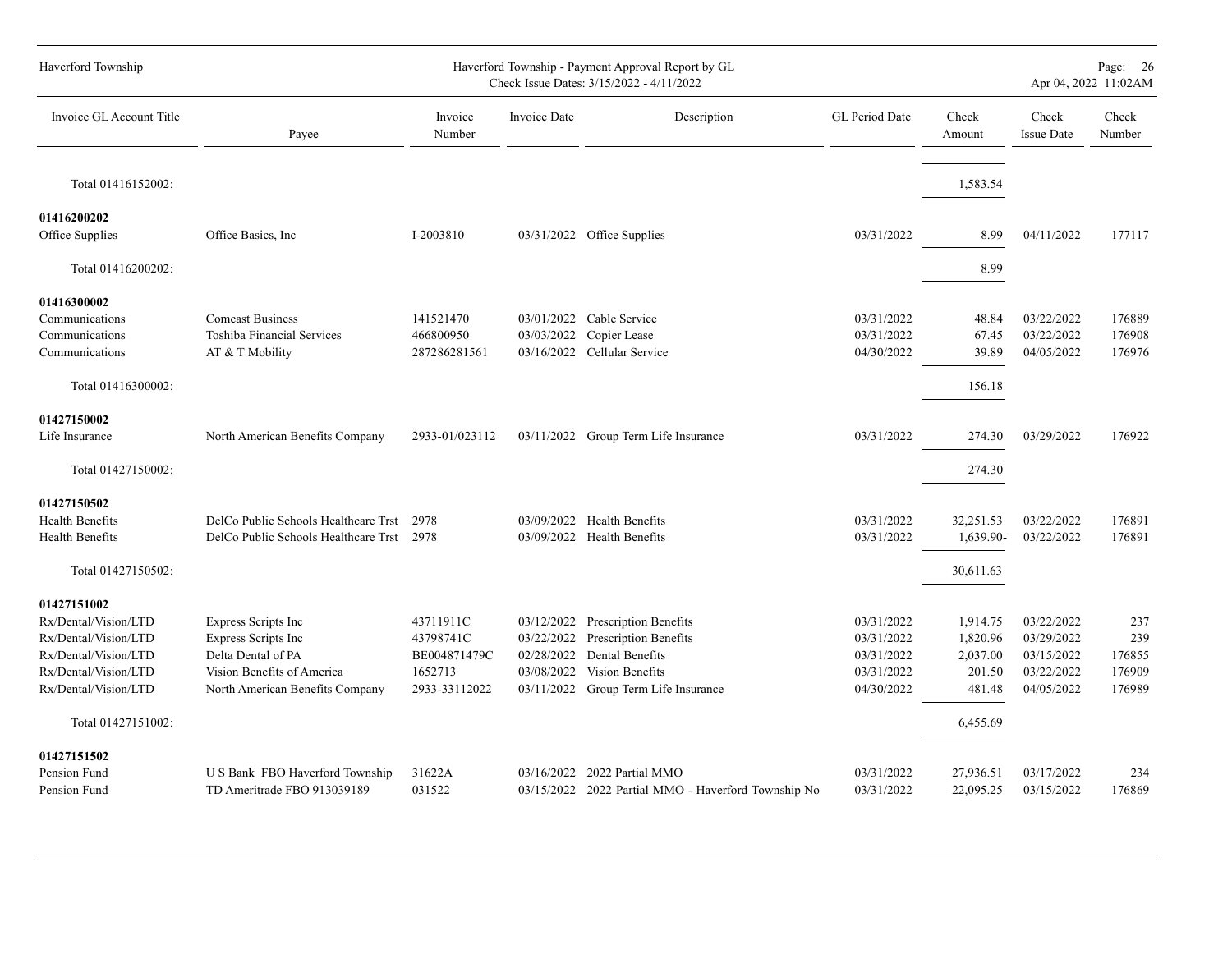| Invoice GL Account Title | Payee | Invoice Number | Invoice Date | Description | GL Period Date | Check Amount | Check Issue Date | Check Number |
|---|---|---|---|---|---|---|---|---|
| Total 01416152002: | | | | | | 1,583.54 | | |
| **01416200202** | | | | | | | | |
| Office Supplies | Office Basics, Inc | I-2003810 | 03/31/2022 | Office Supplies | 03/31/2022 | 8.99 | 04/11/2022 | 177117 |
| Total 01416200202: | | | | | | 8.99 | | |
| **01416300002** | | | | | | | | |
| Communications | Comcast Business | 141521470 | 03/01/2022 | Cable Service | 03/31/2022 | 48.84 | 03/22/2022 | 176889 |
| Communications | Toshiba Financial Services | 466800950 | 03/03/2022 | Copier Lease | 03/31/2022 | 67.45 | 03/22/2022 | 176908 |
| Communications | AT & T Mobility | 287286281561 | 03/16/2022 | Cellular Service | 04/30/2022 | 39.89 | 04/05/2022 | 176976 |
| Total 01416300002: | | | | | | 156.18 | | |
| **01427150002** | | | | | | | | |
| Life Insurance | North American Benefits Company | 2933-01/023112 | 03/11/2022 | Group Term Life Insurance | 03/31/2022 | 274.30 | 03/29/2022 | 176922 |
| Total 01427150002: | | | | | | 274.30 | | |
| **01427150502** | | | | | | | | |
| Health Benefits | DelCo Public Schools Healthcare Trst | 2978 | 03/09/2022 | Health Benefits | 03/31/2022 | 32,251.53 | 03/22/2022 | 176891 |
| Health Benefits | DelCo Public Schools Healthcare Trst | 2978 | 03/09/2022 | Health Benefits | 03/31/2022 | 1,639.90- | 03/22/2022 | 176891 |
| Total 01427150502: | | | | | | 30,611.63 | | |
| **01427151002** | | | | | | | | |
| Rx/Dental/Vision/LTD | Express Scripts Inc | 43711911C | 03/12/2022 | Prescription Benefits | 03/31/2022 | 1,914.75 | 03/22/2022 | 237 |
| Rx/Dental/Vision/LTD | Express Scripts Inc | 43798741C | 03/22/2022 | Prescription Benefits | 03/31/2022 | 1,820.96 | 03/29/2022 | 239 |
| Rx/Dental/Vision/LTD | Delta Dental of PA | BE004871479C | 02/28/2022 | Dental Benefits | 03/31/2022 | 2,037.00 | 03/15/2022 | 176855 |
| Rx/Dental/Vision/LTD | Vision Benefits of America | 1652713 | 03/08/2022 | Vision Benefits | 03/31/2022 | 201.50 | 03/22/2022 | 176909 |
| Rx/Dental/Vision/LTD | North American Benefits Company | 2933-33112022 | 03/11/2022 | Group Term Life Insurance | 04/30/2022 | 481.48 | 04/05/2022 | 176989 |
| Total 01427151002: | | | | | | 6,455.69 | | |
| **01427151502** | | | | | | | | |
| Pension Fund | U S Bank FBO Haverford Township | 31622A | 03/16/2022 | 2022 Partial MMO | 03/31/2022 | 27,936.51 | 03/17/2022 | 234 |
| Pension Fund | TD Ameritrade FBO 913039189 | 031522 | 03/15/2022 | 2022 Partial MMO - Haverford Township No | 03/31/2022 | 22,095.25 | 03/15/2022 | 176869 |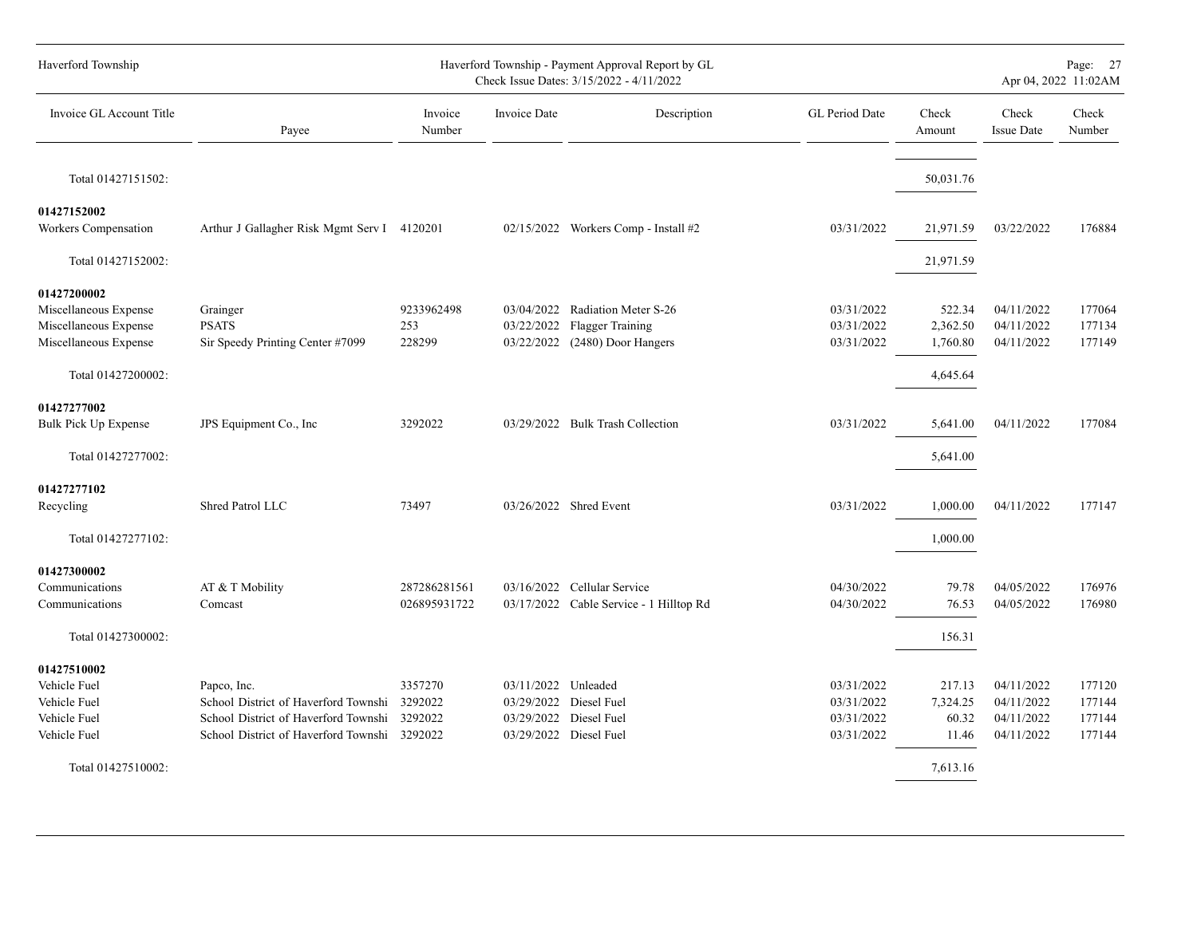| Invoice GL Account Title | Payee | Invoice Number | Invoice Date | Description | GL Period Date | Check Amount | Check Issue Date | Check Number |
|---|---|---|---|---|---|---|---|---|
| Total 01427151502: | | | | | | 50,031.76 | | |
| **01427152002** | | | | | | | | |
| Workers Compensation | Arthur J Gallagher Risk Mgmt Serv I | 4120201 | 02/15/2022 | Workers Comp - Install #2 | 03/31/2022 | 21,971.59 | 03/22/2022 | 176884 |
| Total 01427152002: | | | | | | 21,971.59 | | |
| **01427200002** | | | | | | | | |
| Miscellaneous Expense | Grainger | 9233962498 | 03/04/2022 | Radiation Meter S-26 | 03/31/2022 | 522.34 | 04/11/2022 | 177064 |
| Miscellaneous Expense | PSATS | 253 | 03/22/2022 | Flagger Training | 03/31/2022 | 2,362.50 | 04/11/2022 | 177134 |
| Miscellaneous Expense | Sir Speedy Printing Center #7099 | 228299 | 03/22/2022 | (2480) Door Hangers | 03/31/2022 | 1,760.80 | 04/11/2022 | 177149 |
| Total 01427200002: | | | | | | 4,645.64 | | |
| **01427277002** | | | | | | | | |
| Bulk Pick Up Expense | JPS Equipment Co., Inc | 3292022 | 03/29/2022 | Bulk Trash Collection | 03/31/2022 | 5,641.00 | 04/11/2022 | 177084 |
| Total 01427277002: | | | | | | 5,641.00 | | |
| **01427277102** | | | | | | | | |
| Recycling | Shred Patrol LLC | 73497 | 03/26/2022 | Shred Event | 03/31/2022 | 1,000.00 | 04/11/2022 | 177147 |
| Total 01427277102: | | | | | | 1,000.00 | | |
| **01427300002** | | | | | | | | |
| Communications | AT & T Mobility | 287286281561 | 03/16/2022 | Cellular Service | 04/30/2022 | 79.78 | 04/05/2022 | 176976 |
| Communications | Comcast | 026895931722 | 03/17/2022 | Cable Service - 1 Hilltop Rd | 04/30/2022 | 76.53 | 04/05/2022 | 176980 |
| Total 01427300002: | | | | | | 156.31 | | |
| **01427510002** | | | | | | | | |
| Vehicle Fuel | Papco, Inc. | 3357270 | 03/11/2022 | Unleaded | 03/31/2022 | 217.13 | 04/11/2022 | 177120 |
| Vehicle Fuel | School District of Haverford Townshi | 3292022 | 03/29/2022 | Diesel Fuel | 03/31/2022 | 7,324.25 | 04/11/2022 | 177144 |
| Vehicle Fuel | School District of Haverford Townshi | 3292022 | 03/29/2022 | Diesel Fuel | 03/31/2022 | 60.32 | 04/11/2022 | 177144 |
| Vehicle Fuel | School District of Haverford Townshi | 3292022 | 03/29/2022 | Diesel Fuel | 03/31/2022 | 11.46 | 04/11/2022 | 177144 |
| Total 01427510002: | | | | | | 7,613.16 | | |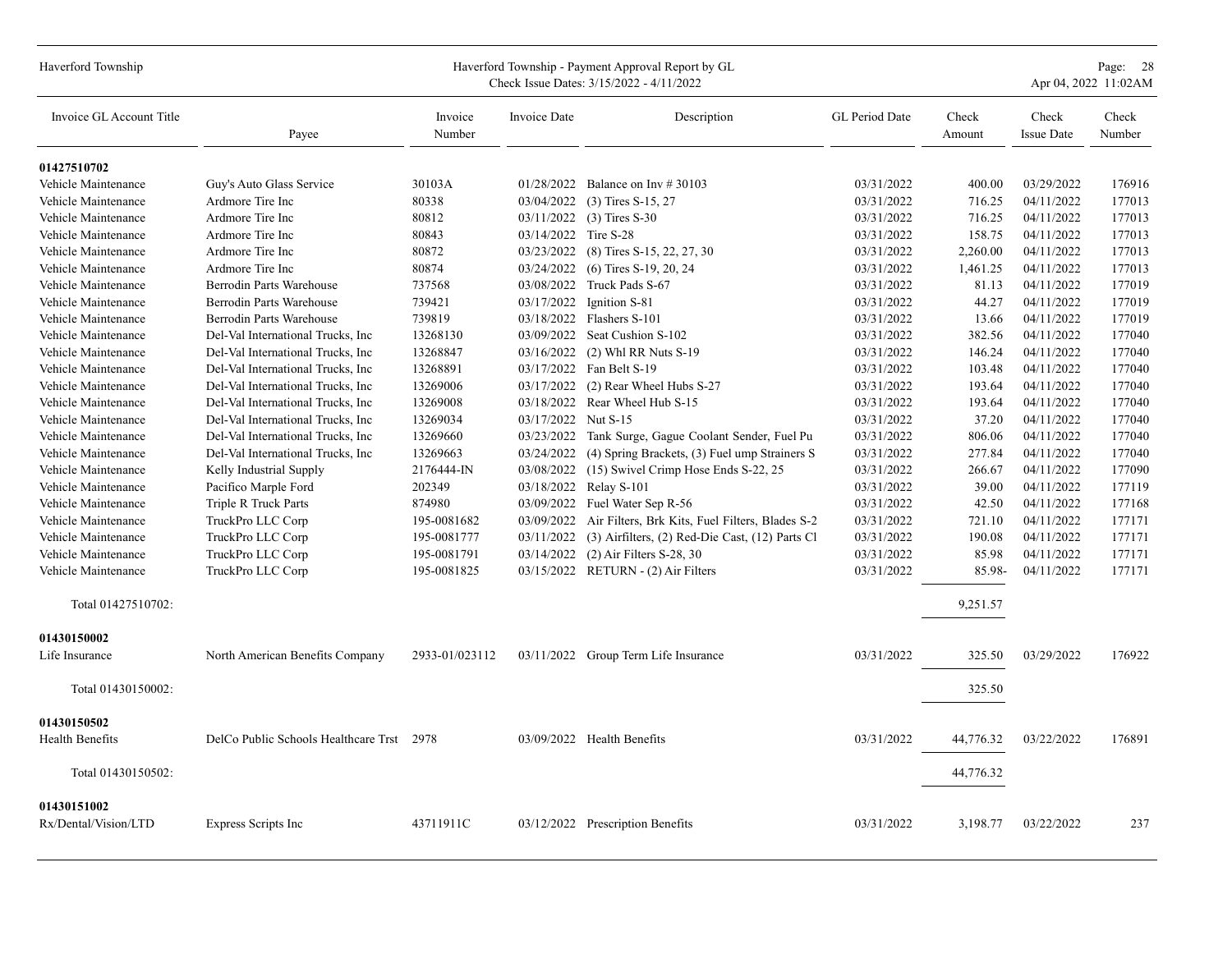| Invoice GL Account Title | Payee | Invoice Number | Invoice Date | Description | GL Period Date | Check Amount | Check Issue Date | Check Number |
|---|---|---|---|---|---|---|---|---|
| **01427510702** | | | | | | | | |
| Vehicle Maintenance | Guy's Auto Glass Service | 30103A | 01/28/2022 | Balance on Inv # 30103 | 03/31/2022 | 400.00 | 03/29/2022 | 176916 |
| Vehicle Maintenance | Ardmore Tire Inc | 80338 | 03/04/2022 | (3) Tires S-15, 27 | 03/31/2022 | 716.25 | 04/11/2022 | 177013 |
| Vehicle Maintenance | Ardmore Tire Inc | 80812 | 03/11/2022 | (3) Tires S-30 | 03/31/2022 | 716.25 | 04/11/2022 | 177013 |
| Vehicle Maintenance | Ardmore Tire Inc | 80843 | 03/14/2022 | Tire S-28 | 03/31/2022 | 158.75 | 04/11/2022 | 177013 |
| Vehicle Maintenance | Ardmore Tire Inc | 80872 | 03/23/2022 | (8) Tires S-15, 22, 27, 30 | 03/31/2022 | 2,260.00 | 04/11/2022 | 177013 |
| Vehicle Maintenance | Ardmore Tire Inc | 80874 | 03/24/2022 | (6) Tires S-19, 20, 24 | 03/31/2022 | 1,461.25 | 04/11/2022 | 177013 |
| Vehicle Maintenance | Berrodin Parts Warehouse | 737568 | 03/08/2022 | Truck Pads S-67 | 03/31/2022 | 81.13 | 04/11/2022 | 177019 |
| Vehicle Maintenance | Berrodin Parts Warehouse | 739421 | 03/17/2022 | Ignition S-81 | 03/31/2022 | 44.27 | 04/11/2022 | 177019 |
| Vehicle Maintenance | Berrodin Parts Warehouse | 739819 | 03/18/2022 | Flashers S-101 | 03/31/2022 | 13.66 | 04/11/2022 | 177019 |
| Vehicle Maintenance | Del-Val International Trucks, Inc | 13268130 | 03/09/2022 | Seat Cushion S-102 | 03/31/2022 | 382.56 | 04/11/2022 | 177040 |
| Vehicle Maintenance | Del-Val International Trucks, Inc | 13268847 | 03/16/2022 | (2) Whl RR Nuts S-19 | 03/31/2022 | 146.24 | 04/11/2022 | 177040 |
| Vehicle Maintenance | Del-Val International Trucks, Inc | 13268891 | 03/17/2022 | Fan Belt S-19 | 03/31/2022 | 103.48 | 04/11/2022 | 177040 |
| Vehicle Maintenance | Del-Val International Trucks, Inc | 13269006 | 03/17/2022 | (2) Rear Wheel Hubs S-27 | 03/31/2022 | 193.64 | 04/11/2022 | 177040 |
| Vehicle Maintenance | Del-Val International Trucks, Inc | 13269008 | 03/18/2022 | Rear Wheel Hub S-15 | 03/31/2022 | 193.64 | 04/11/2022 | 177040 |
| Vehicle Maintenance | Del-Val International Trucks, Inc | 13269034 | 03/17/2022 | Nut S-15 | 03/31/2022 | 37.20 | 04/11/2022 | 177040 |
| Vehicle Maintenance | Del-Val International Trucks, Inc | 13269660 | 03/23/2022 | Tank Surge, Gague Coolant Sender, Fuel Pu | 03/31/2022 | 806.06 | 04/11/2022 | 177040 |
| Vehicle Maintenance | Del-Val International Trucks, Inc | 13269663 | 03/24/2022 | (4) Spring Brackets, (3) Fuel ump Strainers S | 03/31/2022 | 277.84 | 04/11/2022 | 177040 |
| Vehicle Maintenance | Kelly Industrial Supply | 2176444-IN | 03/08/2022 | (15) Swivel Crimp Hose Ends S-22, 25 | 03/31/2022 | 266.67 | 04/11/2022 | 177090 |
| Vehicle Maintenance | Pacifico Marple Ford | 202349 | 03/18/2022 | Relay S-101 | 03/31/2022 | 39.00 | 04/11/2022 | 177119 |
| Vehicle Maintenance | Triple R Truck Parts | 874980 | 03/09/2022 | Fuel Water Sep R-56 | 03/31/2022 | 42.50 | 04/11/2022 | 177168 |
| Vehicle Maintenance | TruckPro LLC Corp | 195-0081682 | 03/09/2022 | Air Filters, Brk Kits, Fuel Filters, Blades S-2 | 03/31/2022 | 721.10 | 04/11/2022 | 177171 |
| Vehicle Maintenance | TruckPro LLC Corp | 195-0081777 | 03/11/2022 | (3) Airfilters, (2) Red-Die Cast, (12) Parts Cl | 03/31/2022 | 190.08 | 04/11/2022 | 177171 |
| Vehicle Maintenance | TruckPro LLC Corp | 195-0081791 | 03/14/2022 | (2) Air Filters S-28, 30 | 03/31/2022 | 85.98 | 04/11/2022 | 177171 |
| Vehicle Maintenance | TruckPro LLC Corp | 195-0081825 | 03/15/2022 | RETURN - (2) Air Filters | 03/31/2022 | 85.98- | 04/11/2022 | 177171 |
| Total 01427510702: | | | | | | 9,251.57 | | |
| **01430150002** | | | | | | | | |
| Life Insurance | North American Benefits Company | 2933-01/023112 | 03/11/2022 | Group Term Life Insurance | 03/31/2022 | 325.50 | 03/29/2022 | 176922 |
| Total 01430150002: | | | | | | 325.50 | | |
| **01430150502** | | | | | | | | |
| Health Benefits | DelCo Public Schools Healthcare Trst | 2978 | 03/09/2022 | Health Benefits | 03/31/2022 | 44,776.32 | 03/22/2022 | 176891 |
| Total 01430150502: | | | | | | 44,776.32 | | |
| **01430151002** | | | | | | | | |
| Rx/Dental/Vision/LTD | Express Scripts Inc | 43711911C | 03/12/2022 | Prescription Benefits | 03/31/2022 | 3,198.77 | 03/22/2022 | 237 |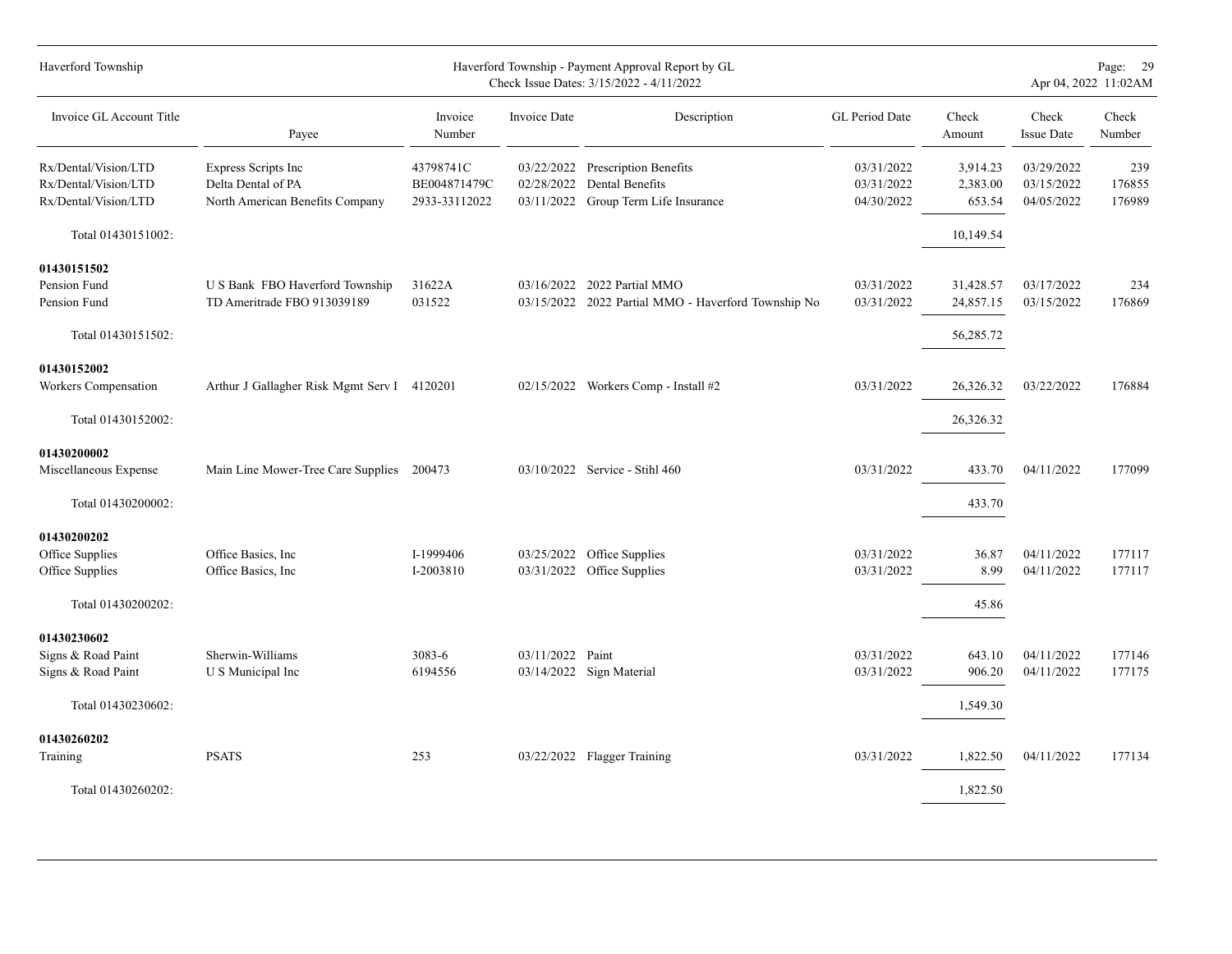| Invoice GL Account Title | Payee | Invoice Number | Invoice Date | Description | GL Period Date | Check Amount | Check Issue Date | Check Number |
|---|---|---|---|---|---|---|---|---|
| Rx/Dental/Vision/LTD | Express Scripts Inc | 43798741C | 03/22/2022 | Prescription Benefits | 03/31/2022 | 3,914.23 | 03/29/2022 | 239 |
| Rx/Dental/Vision/LTD | Delta Dental of PA | BE004871479C | 02/28/2022 | Dental Benefits | 03/31/2022 | 2,383.00 | 03/15/2022 | 176855 |
| Rx/Dental/Vision/LTD | North American Benefits Company | 2933-33112022 | 03/11/2022 | Group Term Life Insurance | 04/30/2022 | 653.54 | 04/05/2022 | 176989 |
| Total 01430151002: | | | | | | 10,149.54 | | |
| **01430151502** | | | | | | | | |
| Pension Fund | U S Bank FBO Haverford Township | 31622A | 03/16/2022 | 2022 Partial MMO | 03/31/2022 | 31,428.57 | 03/17/2022 | 234 |
| Pension Fund | TD Ameritrade FBO 913039189 | 031522 | 03/15/2022 | 2022 Partial MMO - Haverford Township No | 03/31/2022 | 24,857.15 | 03/15/2022 | 176869 |
| Total 01430151502: | | | | | | 56,285.72 | | |
| **01430152002** | | | | | | | | |
| Workers Compensation | Arthur J Gallagher Risk Mgmt Serv I | 4120201 | 02/15/2022 | Workers Comp - Install #2 | 03/31/2022 | 26,326.32 | 03/22/2022 | 176884 |
| Total 01430152002: | | | | | | 26,326.32 | | |
| **01430200002** | | | | | | | | |
| Miscellaneous Expense | Main Line Mower-Tree Care Supplies | 200473 | 03/10/2022 | Service - Stihl 460 | 03/31/2022 | 433.70 | 04/11/2022 | 177099 |
| Total 01430200002: | | | | | | 433.70 | | |
| **01430200202** | | | | | | | | |
| Office Supplies | Office Basics, Inc | I-1999406 | 03/25/2022 | Office Supplies | 03/31/2022 | 36.87 | 04/11/2022 | 177117 |
| Office Supplies | Office Basics, Inc | I-2003810 | 03/31/2022 | Office Supplies | 03/31/2022 | 8.99 | 04/11/2022 | 177117 |
| Total 01430200202: | | | | | | 45.86 | | |
| **01430230602** | | | | | | | | |
| Signs & Road Paint | Sherwin-Williams | 3083-6 | 03/11/2022 | Paint | 03/31/2022 | 643.10 | 04/11/2022 | 177146 |
| Signs & Road Paint | U S Municipal Inc | 6194556 | 03/14/2022 | Sign Material | 03/31/2022 | 906.20 | 04/11/2022 | 177175 |
| Total 01430230602: | | | | | | 1,549.30 | | |
| **01430260202** | | | | | | | | |
| Training | PSATS | 253 | 03/22/2022 | Flagger Training | 03/31/2022 | 1,822.50 | 04/11/2022 | 177134 |
| Total 01430260202: | | | | | | 1,822.50 | | |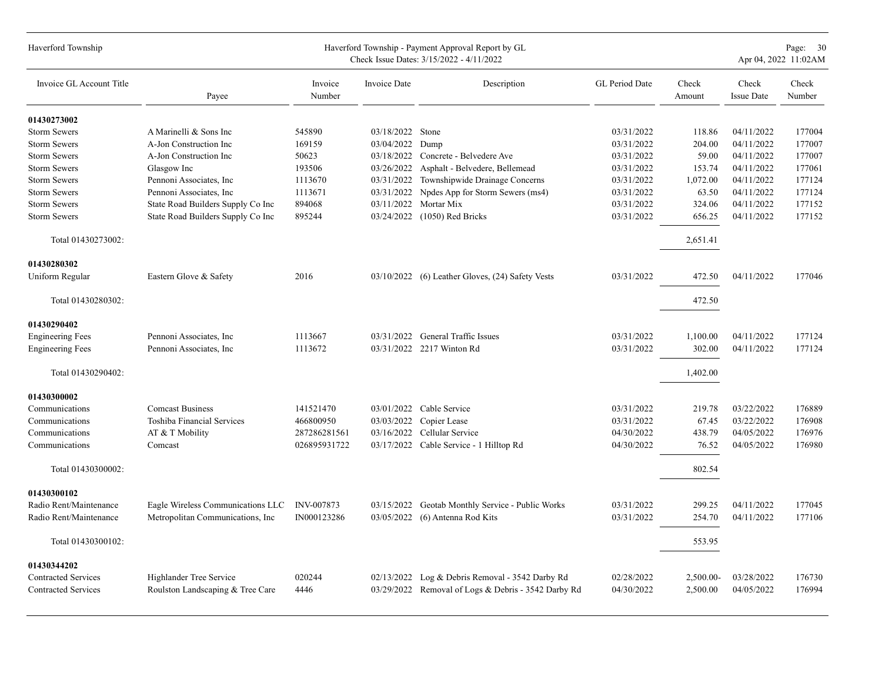| Invoice GL Account Title | Payee | Invoice Number | Invoice Date | Description | GL Period Date | Check Amount | Check Issue Date | Check Number |
|---|---|---|---|---|---|---|---|---|
| **01430273002** | | | | | | | | |
| Storm Sewers | A Marinelli & Sons Inc | 545890 | 03/18/2022 | Stone | 03/31/2022 | 118.86 | 04/11/2022 | 177004 |
| Storm Sewers | A-Jon Construction Inc | 169159 | 03/04/2022 | Dump | 03/31/2022 | 204.00 | 04/11/2022 | 177007 |
| Storm Sewers | A-Jon Construction Inc | 50623 | 03/18/2022 | Concrete - Belvedere Ave | 03/31/2022 | 59.00 | 04/11/2022 | 177007 |
| Storm Sewers | Glasgow Inc | 193506 | 03/26/2022 | Asphalt - Belvedere, Bellemead | 03/31/2022 | 153.74 | 04/11/2022 | 177061 |
| Storm Sewers | Pennoni Associates, Inc | 1113670 | 03/31/2022 | Townshipwide Drainage Concerns | 03/31/2022 | 1,072.00 | 04/11/2022 | 177124 |
| Storm Sewers | Pennoni Associates, Inc | 1113671 | 03/31/2022 | Npdes App for Storm Sewers (ms4) | 03/31/2022 | 63.50 | 04/11/2022 | 177124 |
| Storm Sewers | State Road Builders Supply Co Inc | 894068 | 03/11/2022 | Mortar Mix | 03/31/2022 | 324.06 | 04/11/2022 | 177152 |
| Storm Sewers | State Road Builders Supply Co Inc | 895244 | 03/24/2022 | (1050) Red Bricks | 03/31/2022 | 656.25 | 04/11/2022 | 177152 |
| Total 01430273002: | | | | | | 2,651.41 | | |
| **01430280302** | | | | | | | | |
| Uniform Regular | Eastern Glove & Safety | 2016 | 03/10/2022 | (6) Leather Gloves, (24) Safety Vests | 03/31/2022 | 472.50 | 04/11/2022 | 177046 |
| Total 01430280302: | | | | | | 472.50 | | |
| **01430290402** | | | | | | | | |
| Engineering Fees | Pennoni Associates, Inc | 1113667 | 03/31/2022 | General Traffic Issues | 03/31/2022 | 1,100.00 | 04/11/2022 | 177124 |
| Engineering Fees | Pennoni Associates, Inc | 1113672 | 03/31/2022 | 2217 Winton Rd | 03/31/2022 | 302.00 | 04/11/2022 | 177124 |
| Total 01430290402: | | | | | | 1,402.00 | | |
| **01430300002** | | | | | | | | |
| Communications | Comcast Business | 141521470 | 03/01/2022 | Cable Service | 03/31/2022 | 219.78 | 03/22/2022 | 176889 |
| Communications | Toshiba Financial Services | 466800950 | 03/03/2022 | Copier Lease | 03/31/2022 | 67.45 | 03/22/2022 | 176908 |
| Communications | AT & T Mobility | 287286281561 | 03/16/2022 | Cellular Service | 04/30/2022 | 438.79 | 04/05/2022 | 176976 |
| Communications | Comcast | 026895931722 | 03/17/2022 | Cable Service - 1 Hilltop Rd | 04/30/2022 | 76.52 | 04/05/2022 | 176980 |
| Total 01430300002: | | | | | | 802.54 | | |
| **01430300102** | | | | | | | | |
| Radio Rent/Maintenance | Eagle Wireless Communications LLC | INV-007873 | 03/15/2022 | Geotab Monthly Service - Public Works | 03/31/2022 | 299.25 | 04/11/2022 | 177045 |
| Radio Rent/Maintenance | Metropolitan Communications, Inc | IN000123286 | 03/05/2022 | (6) Antenna Rod Kits | 03/31/2022 | 254.70 | 04/11/2022 | 177106 |
| Total 01430300102: | | | | | | 553.95 | | |
| **01430344202** | | | | | | | | |
| Contracted Services | Highlander Tree Service | 020244 | 02/13/2022 | Log & Debris Removal - 3542 Darby Rd | 02/28/2022 | 2,500.00- | 03/28/2022 | 176730 |
| Contracted Services | Roulston Landscaping & Tree Care | 4446 | 03/29/2022 | Removal of Logs & Debris - 3542 Darby Rd | 04/30/2022 | 2,500.00 | 04/05/2022 | 176994 |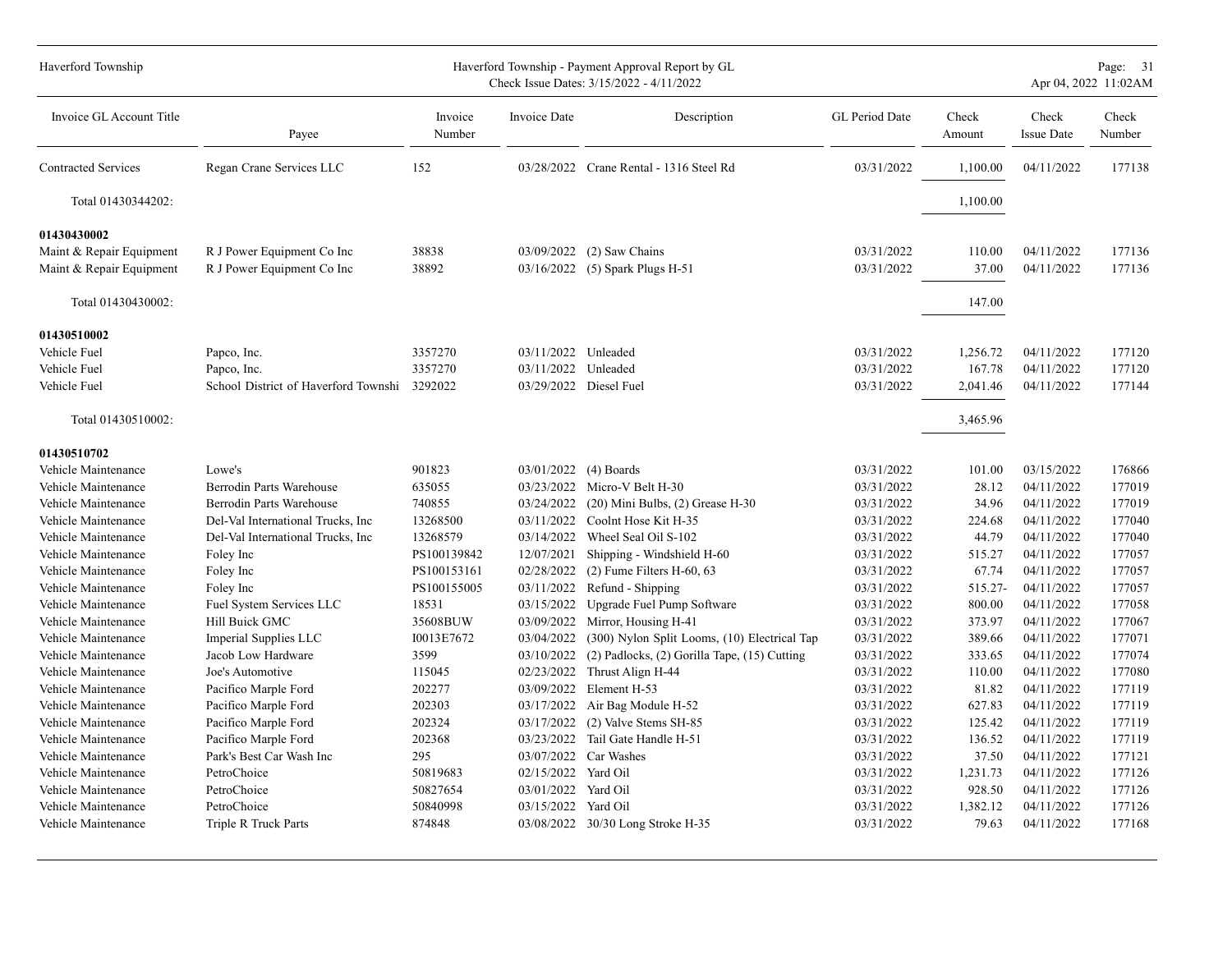| Invoice GL Account Title | Payee | Invoice Number | Invoice Date | Description | GL Period Date | Check Amount | Check Issue Date | Check Number |
|---|---|---|---|---|---|---|---|---|
| Contracted Services | Regan Crane Services LLC | 152 | 03/28/2022 | Crane Rental - 1316 Steel Rd | 03/31/2022 | 1,100.00 | 04/11/2022 | 177138 |
| Total 01430344202: | | | | | | 1,100.00 | | |
| **01430430002** | | | | | | | | |
| Maint & Repair Equipment | R J Power Equipment Co Inc | 38838 | 03/09/2022 | (2) Saw Chains | 03/31/2022 | 110.00 | 04/11/2022 | 177136 |
| Maint & Repair Equipment | R J Power Equipment Co Inc | 38892 | 03/16/2022 | (5) Spark Plugs H-51 | 03/31/2022 | 37.00 | 04/11/2022 | 177136 |
| Total 01430430002: | | | | | | 147.00 | | |
| **01430510002** | | | | | | | | |
| Vehicle Fuel | Papco, Inc. | 3357270 | 03/11/2022 | Unleaded | 03/31/2022 | 1,256.72 | 04/11/2022 | 177120 |
| Vehicle Fuel | Papco, Inc. | 3357270 | 03/11/2022 | Unleaded | 03/31/2022 | 167.78 | 04/11/2022 | 177120 |
| Vehicle Fuel | School District of Haverford Townshi | 3292022 | 03/29/2022 | Diesel Fuel | 03/31/2022 | 2,041.46 | 04/11/2022 | 177144 |
| Total 01430510002: | | | | | | 3,465.96 | | |
| **01430510702** | | | | | | | | |
| Vehicle Maintenance | Lowe's | 901823 | 03/01/2022 | (4) Boards | 03/31/2022 | 101.00 | 03/15/2022 | 176866 |
| Vehicle Maintenance | Berrodin Parts Warehouse | 635055 | 03/23/2022 | Micro-V Belt H-30 | 03/31/2022 | 28.12 | 04/11/2022 | 177019 |
| Vehicle Maintenance | Berrodin Parts Warehouse | 740855 | 03/24/2022 | (20) Mini Bulbs, (2) Grease H-30 | 03/31/2022 | 34.96 | 04/11/2022 | 177019 |
| Vehicle Maintenance | Del-Val International Trucks, Inc | 13268500 | 03/11/2022 | Coolnt Hose Kit H-35 | 03/31/2022 | 224.68 | 04/11/2022 | 177040 |
| Vehicle Maintenance | Del-Val International Trucks, Inc | 13268579 | 03/14/2022 | Wheel Seal Oil S-102 | 03/31/2022 | 44.79 | 04/11/2022 | 177040 |
| Vehicle Maintenance | Foley Inc | PS100139842 | 12/07/2021 | Shipping - Windshield H-60 | 03/31/2022 | 515.27 | 04/11/2022 | 177057 |
| Vehicle Maintenance | Foley Inc | PS100153161 | 02/28/2022 | (2) Fume Filters H-60, 63 | 03/31/2022 | 67.74 | 04/11/2022 | 177057 |
| Vehicle Maintenance | Foley Inc | PS100155005 | 03/11/2022 | Refund - Shipping | 03/31/2022 | 515.27- | 04/11/2022 | 177057 |
| Vehicle Maintenance | Fuel System Services LLC | 18531 | 03/15/2022 | Upgrade Fuel Pump Software | 03/31/2022 | 800.00 | 04/11/2022 | 177058 |
| Vehicle Maintenance | Hill Buick GMC | 35608BUW | 03/09/2022 | Mirror, Housing H-41 | 03/31/2022 | 373.97 | 04/11/2022 | 177067 |
| Vehicle Maintenance | Imperial Supplies LLC | I0013E7672 | 03/04/2022 | (300) Nylon Split Looms, (10) Electrical Tap | 03/31/2022 | 389.66 | 04/11/2022 | 177071 |
| Vehicle Maintenance | Jacob Low Hardware | 3599 | 03/10/2022 | (2) Padlocks, (2) Gorilla Tape, (15) Cutting | 03/31/2022 | 333.65 | 04/11/2022 | 177074 |
| Vehicle Maintenance | Joe's Automotive | 115045 | 02/23/2022 | Thrust Align H-44 | 03/31/2022 | 110.00 | 04/11/2022 | 177080 |
| Vehicle Maintenance | Pacifico Marple Ford | 202277 | 03/09/2022 | Element H-53 | 03/31/2022 | 81.82 | 04/11/2022 | 177119 |
| Vehicle Maintenance | Pacifico Marple Ford | 202303 | 03/17/2022 | Air Bag Module H-52 | 03/31/2022 | 627.83 | 04/11/2022 | 177119 |
| Vehicle Maintenance | Pacifico Marple Ford | 202324 | 03/17/2022 | (2) Valve Stems SH-85 | 03/31/2022 | 125.42 | 04/11/2022 | 177119 |
| Vehicle Maintenance | Pacifico Marple Ford | 202368 | 03/23/2022 | Tail Gate Handle H-51 | 03/31/2022 | 136.52 | 04/11/2022 | 177119 |
| Vehicle Maintenance | Park's Best Car Wash Inc | 295 | 03/07/2022 | Car Washes | 03/31/2022 | 37.50 | 04/11/2022 | 177121 |
| Vehicle Maintenance | PetroChoice | 50819683 | 02/15/2022 | Yard Oil | 03/31/2022 | 1,231.73 | 04/11/2022 | 177126 |
| Vehicle Maintenance | PetroChoice | 50827654 | 03/01/2022 | Yard Oil | 03/31/2022 | 928.50 | 04/11/2022 | 177126 |
| Vehicle Maintenance | PetroChoice | 50840998 | 03/15/2022 | Yard Oil | 03/31/2022 | 1,382.12 | 04/11/2022 | 177126 |
| Vehicle Maintenance | Triple R Truck Parts | 874848 | 03/08/2022 | 30/30 Long Stroke H-35 | 03/31/2022 | 79.63 | 04/11/2022 | 177168 |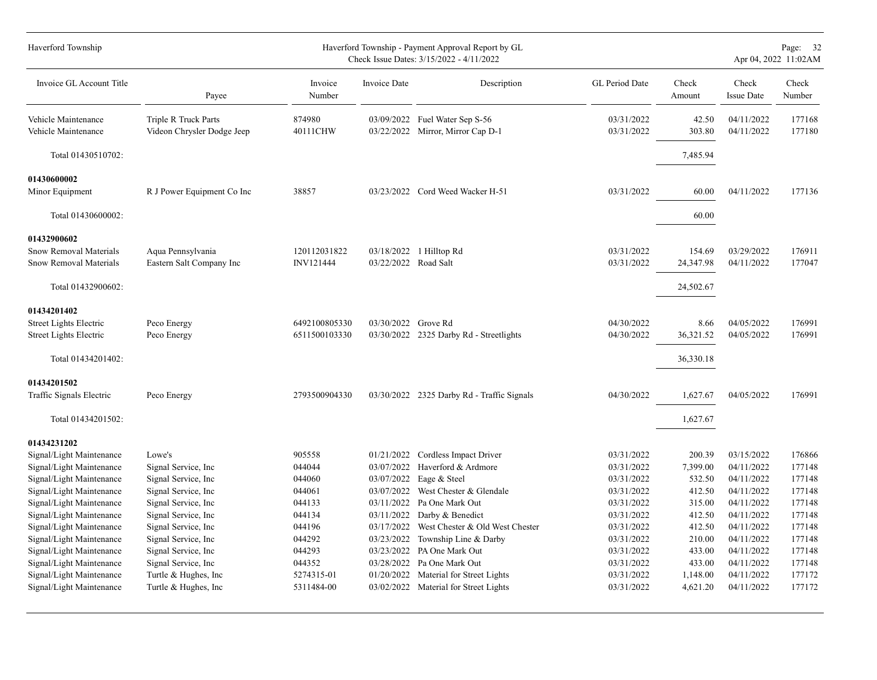| Invoice GL Account Title | Payee | Invoice Number | Invoice Date | Description | GL Period Date | Check Amount | Check Issue Date | Check Number |
|---|---|---|---|---|---|---|---|---|
| Vehicle Maintenance | Triple R Truck Parts | 874980 | 03/09/2022 | Fuel Water Sep S-56 | 03/31/2022 | 42.50 | 04/11/2022 | 177168 |
| Vehicle Maintenance | Videon Chrysler Dodge Jeep | 40111CHW | 03/22/2022 | Mirror, Mirror Cap D-1 | 03/31/2022 | 303.80 | 04/11/2022 | 177180 |
| Total 01430510702: | | | | | | 7,485.94 | | |
| **01430600002** | | | | | | | | |
| Minor Equipment | R J Power Equipment Co Inc | 38857 | 03/23/2022 | Cord Weed Wacker H-51 | 03/31/2022 | 60.00 | 04/11/2022 | 177136 |
| Total 01430600002: | | | | | | 60.00 | | |
| **01432900602** | | | | | | | | |
| Snow Removal Materials | Aqua Pennsylvania | 120112031822 | 03/18/2022 | 1 Hilltop Rd | 03/31/2022 | 154.69 | 03/29/2022 | 176911 |
| Snow Removal Materials | Eastern Salt Company Inc | INV121444 | 03/22/2022 | Road Salt | 03/31/2022 | 24,347.98 | 04/11/2022 | 177047 |
| Total 01432900602: | | | | | | 24,502.67 | | |
| **01434201402** | | | | | | | | |
| Street Lights Electric | Peco Energy | 6492100805330 | 03/30/2022 | Grove Rd | 04/30/2022 | 8.66 | 04/05/2022 | 176991 |
| Street Lights Electric | Peco Energy | 6511500103330 | 03/30/2022 | 2325 Darby Rd - Streetlights | 04/30/2022 | 36,321.52 | 04/05/2022 | 176991 |
| Total 01434201402: | | | | | | 36,330.18 | | |
| **01434201502** | | | | | | | | |
| Traffic Signals Electric | Peco Energy | 2793500904330 | 03/30/2022 | 2325 Darby Rd - Traffic Signals | 04/30/2022 | 1,627.67 | 04/05/2022 | 176991 |
| Total 01434201502: | | | | | | 1,627.67 | | |
| **01434231202** | | | | | | | | |
| Signal/Light Maintenance | Lowe's | 905558 | 01/21/2022 | Cordless Impact Driver | 03/31/2022 | 200.39 | 03/15/2022 | 176866 |
| Signal/Light Maintenance | Signal Service, Inc | 044044 | 03/07/2022 | Haverford & Ardmore | 03/31/2022 | 7,399.00 | 04/11/2022 | 177148 |
| Signal/Light Maintenance | Signal Service, Inc | 044060 | 03/07/2022 | Eage & Steel | 03/31/2022 | 532.50 | 04/11/2022 | 177148 |
| Signal/Light Maintenance | Signal Service, Inc | 044061 | 03/07/2022 | West Chester & Glendale | 03/31/2022 | 412.50 | 04/11/2022 | 177148 |
| Signal/Light Maintenance | Signal Service, Inc | 044133 | 03/11/2022 | Pa One Mark Out | 03/31/2022 | 315.00 | 04/11/2022 | 177148 |
| Signal/Light Maintenance | Signal Service, Inc | 044134 | 03/11/2022 | Darby & Benedict | 03/31/2022 | 412.50 | 04/11/2022 | 177148 |
| Signal/Light Maintenance | Signal Service, Inc | 044196 | 03/17/2022 | West Chester & Old West Chester | 03/31/2022 | 412.50 | 04/11/2022 | 177148 |
| Signal/Light Maintenance | Signal Service, Inc | 044292 | 03/23/2022 | Township Line & Darby | 03/31/2022 | 210.00 | 04/11/2022 | 177148 |
| Signal/Light Maintenance | Signal Service, Inc | 044293 | 03/23/2022 | PA One Mark Out | 03/31/2022 | 433.00 | 04/11/2022 | 177148 |
| Signal/Light Maintenance | Signal Service, Inc | 044352 | 03/28/2022 | Pa One Mark Out | 03/31/2022 | 433.00 | 04/11/2022 | 177148 |
| Signal/Light Maintenance | Turtle & Hughes, Inc | 5274315-01 | 01/20/2022 | Material for Street Lights | 03/31/2022 | 1,148.00 | 04/11/2022 | 177172 |
| Signal/Light Maintenance | Turtle & Hughes, Inc | 5311484-00 | 03/02/2022 | Material for Street Lights | 03/31/2022 | 4,621.20 | 04/11/2022 | 177172 |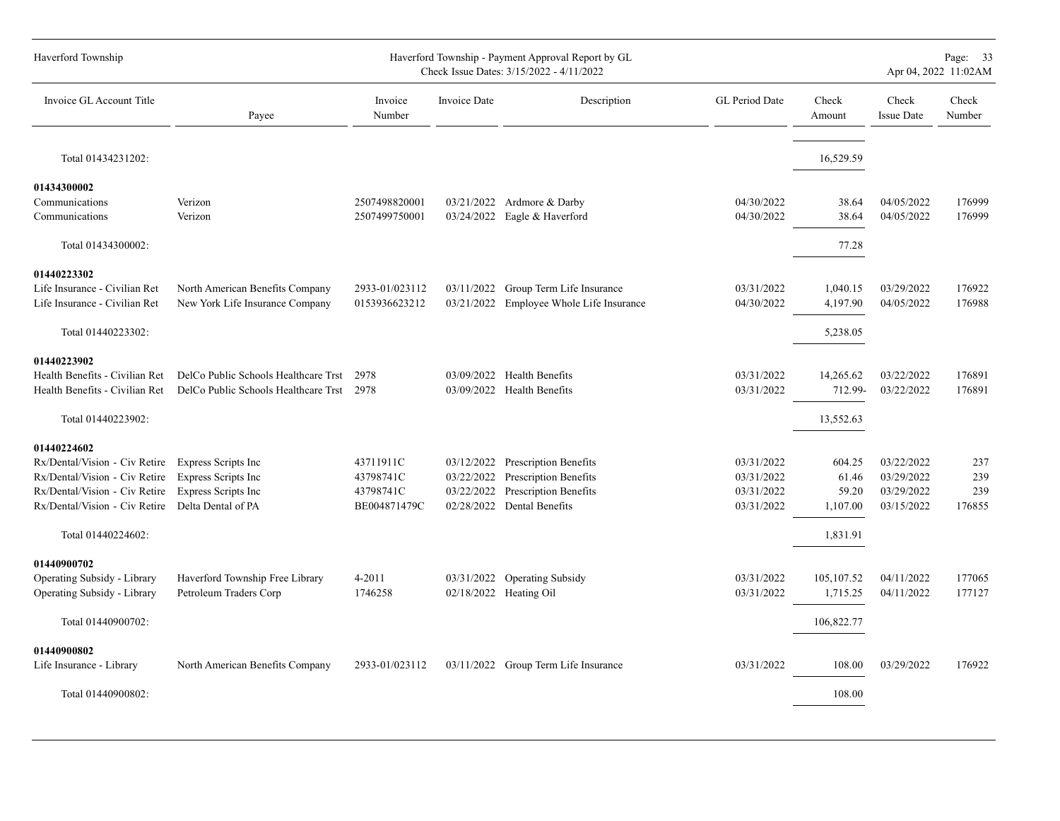| Invoice GL Account Title | Payee | Invoice Number | Invoice Date | Description | GL Period Date | Check Amount | Check Issue Date | Check Number |
|---|---|---|---|---|---|---|---|---|
| Total 01434231202: | | | | | | 16,529.59 | | |
| **01434300002** | | | | | | | | |
| Communications | Verizon | 2507498820001 | 03/21/2022 | Ardmore & Darby | 04/30/2022 | 38.64 | 04/05/2022 | 176999 |
| Communications | Verizon | 2507499750001 | 03/24/2022 | Eagle & Haverford | 04/30/2022 | 38.64 | 04/05/2022 | 176999 |
| Total 01434300002: | | | | | | 77.28 | | |
| **01440223302** | | | | | | | | |
| Life Insurance - Civilian Ret | North American Benefits Company | 2933-01/023112 | 03/11/2022 | Group Term Life Insurance | 03/31/2022 | 1,040.15 | 03/29/2022 | 176922 |
| Life Insurance - Civilian Ret | New York Life Insurance Company | 0153936623212 | 03/21/2022 | Employee Whole Life Insurance | 04/30/2022 | 4,197.90 | 04/05/2022 | 176988 |
| Total 01440223302: | | | | | | 5,238.05 | | |
| **01440223902** | | | | | | | | |
| Health Benefits - Civilian Ret | DelCo Public Schools Healthcare Trst | 2978 | 03/09/2022 | Health Benefits | 03/31/2022 | 14,265.62 | 03/22/2022 | 176891 |
| Health Benefits - Civilian Ret | DelCo Public Schools Healthcare Trst | 2978 | 03/09/2022 | Health Benefits | 03/31/2022 | 712.99- | 03/22/2022 | 176891 |
| Total 01440223902: | | | | | | 13,552.63 | | |
| **01440224602** | | | | | | | | |
| Rx/Dental/Vision - Civ Retire | Express Scripts Inc | 43711911C | 03/12/2022 | Prescription Benefits | 03/31/2022 | 604.25 | 03/22/2022 | 237 |
| Rx/Dental/Vision - Civ Retire | Express Scripts Inc | 43798741C | 03/22/2022 | Prescription Benefits | 03/31/2022 | 61.46 | 03/29/2022 | 239 |
| Rx/Dental/Vision - Civ Retire | Express Scripts Inc | 43798741C | 03/22/2022 | Prescription Benefits | 03/31/2022 | 59.20 | 03/29/2022 | 239 |
| Rx/Dental/Vision - Civ Retire | Delta Dental of PA | BE004871479C | 02/28/2022 | Dental Benefits | 03/31/2022 | 1,107.00 | 03/15/2022 | 176855 |
| Total 01440224602: | | | | | | 1,831.91 | | |
| **01440900702** | | | | | | | | |
| Operating Subsidy - Library | Haverford Township Free Library | 4-2011 | 03/31/2022 | Operating Subsidy | 03/31/2022 | 105,107.52 | 04/11/2022 | 177065 |
| Operating Subsidy - Library | Petroleum Traders Corp | 1746258 | 02/18/2022 | Heating Oil | 03/31/2022 | 1,715.25 | 04/11/2022 | 177127 |
| Total 01440900702: | | | | | | 106,822.77 | | |
| **01440900802** | | | | | | | | |
| Life Insurance - Library | North American Benefits Company | 2933-01/023112 | 03/11/2022 | Group Term Life Insurance | 03/31/2022 | 108.00 | 03/29/2022 | 176922 |
| Total 01440900802: | | | | | | 108.00 | | |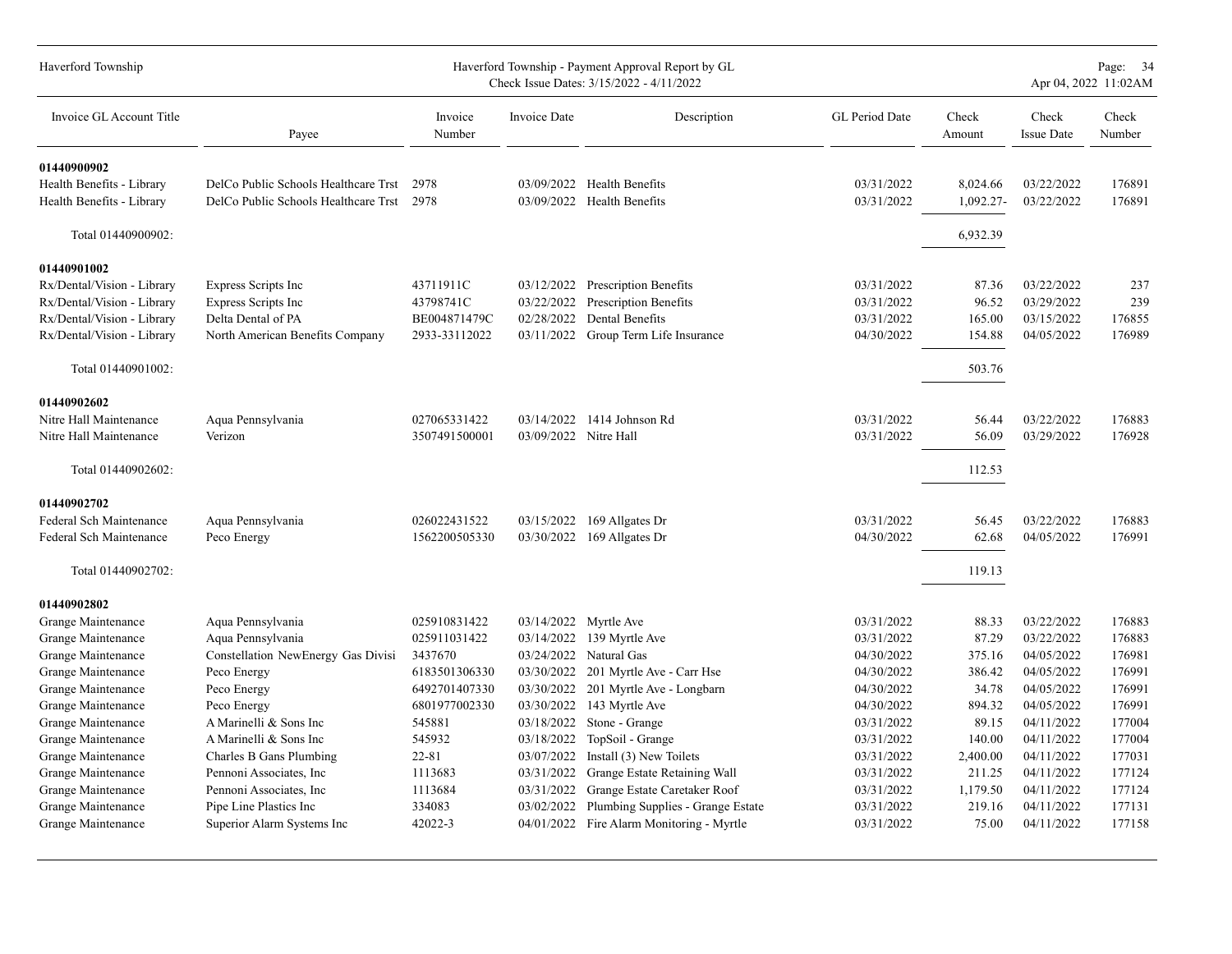| Invoice GL Account Title | Payee | Invoice Number | Invoice Date | Description | GL Period Date | Check Amount | Check Issue Date | Check Number |
|---|---|---|---|---|---|---|---|---|
| **01440900902** | | | | | | | | |
| Health Benefits - Library | DelCo Public Schools Healthcare Trst | 2978 | 03/09/2022 | Health Benefits | 03/31/2022 | 8,024.66 | 03/22/2022 | 176891 |
| Health Benefits - Library | DelCo Public Schools Healthcare Trst | 2978 | 03/09/2022 | Health Benefits | 03/31/2022 | 1,092.27- | 03/22/2022 | 176891 |
| Total 01440900902: | | | | | | 6,932.39 | | |
| **01440901002** | | | | | | | | |
| Rx/Dental/Vision - Library | Express Scripts Inc | 43711911C | 03/12/2022 | Prescription Benefits | 03/31/2022 | 87.36 | 03/22/2022 | 237 |
| Rx/Dental/Vision - Library | Express Scripts Inc | 43798741C | 03/22/2022 | Prescription Benefits | 03/31/2022 | 96.52 | 03/29/2022 | 239 |
| Rx/Dental/Vision - Library | Delta Dental of PA | BE004871479C | 02/28/2022 | Dental Benefits | 03/31/2022 | 165.00 | 03/15/2022 | 176855 |
| Rx/Dental/Vision - Library | North American Benefits Company | 2933-33112022 | 03/11/2022 | Group Term Life Insurance | 04/30/2022 | 154.88 | 04/05/2022 | 176989 |
| Total 01440901002: | | | | | | 503.76 | | |
| **01440902602** | | | | | | | | |
| Nitre Hall Maintenance | Aqua Pennsylvania | 027065331422 | 03/14/2022 | 1414 Johnson Rd | 03/31/2022 | 56.44 | 03/22/2022 | 176883 |
| Nitre Hall Maintenance | Verizon | 3507491500001 | 03/09/2022 | Nitre Hall | 03/31/2022 | 56.09 | 03/29/2022 | 176928 |
| Total 01440902602: | | | | | | 112.53 | | |
| **01440902702** | | | | | | | | |
| Federal Sch Maintenance | Aqua Pennsylvania | 026022431522 | 03/15/2022 | 169 Allgates Dr | 03/31/2022 | 56.45 | 03/22/2022 | 176883 |
| Federal Sch Maintenance | Peco Energy | 1562200505330 | 03/30/2022 | 169 Allgates Dr | 04/30/2022 | 62.68 | 04/05/2022 | 176991 |
| Total 01440902702: | | | | | | 119.13 | | |
| **01440902802** | | | | | | | | |
| Grange Maintenance | Aqua Pennsylvania | 025910831422 | 03/14/2022 | Myrtle Ave | 03/31/2022 | 88.33 | 03/22/2022 | 176883 |
| Grange Maintenance | Aqua Pennsylvania | 025911031422 | 03/14/2022 | 139 Myrtle Ave | 03/31/2022 | 87.29 | 03/22/2022 | 176883 |
| Grange Maintenance | Constellation NewEnergy Gas Divisi | 3437670 | 03/24/2022 | Natural Gas | 04/30/2022 | 375.16 | 04/05/2022 | 176981 |
| Grange Maintenance | Peco Energy | 6183501306330 | 03/30/2022 | 201 Myrtle Ave - Carr Hse | 04/30/2022 | 386.42 | 04/05/2022 | 176991 |
| Grange Maintenance | Peco Energy | 6492701407330 | 03/30/2022 | 201 Myrtle Ave - Longbarn | 04/30/2022 | 34.78 | 04/05/2022 | 176991 |
| Grange Maintenance | Peco Energy | 6801977002330 | 03/30/2022 | 143 Myrtle Ave | 04/30/2022 | 894.32 | 04/05/2022 | 176991 |
| Grange Maintenance | A Marinelli & Sons Inc | 545881 | 03/18/2022 | Stone - Grange | 03/31/2022 | 89.15 | 04/11/2022 | 177004 |
| Grange Maintenance | A Marinelli & Sons Inc | 545932 | 03/18/2022 | TopSoil - Grange | 03/31/2022 | 140.00 | 04/11/2022 | 177004 |
| Grange Maintenance | Charles B Gans Plumbing | 22-81 | 03/07/2022 | Install (3) New Toilets | 03/31/2022 | 2,400.00 | 04/11/2022 | 177031 |
| Grange Maintenance | Pennoni Associates, Inc | 1113683 | 03/31/2022 | Grange Estate Retaining Wall | 03/31/2022 | 211.25 | 04/11/2022 | 177124 |
| Grange Maintenance | Pennoni Associates, Inc | 1113684 | 03/31/2022 | Grange Estate Caretaker Roof | 03/31/2022 | 1,179.50 | 04/11/2022 | 177124 |
| Grange Maintenance | Pipe Line Plastics Inc | 334083 | 03/02/2022 | Plumbing Supplies - Grange Estate | 03/31/2022 | 219.16 | 04/11/2022 | 177131 |
| Grange Maintenance | Superior Alarm Systems Inc | 42022-3 | 04/01/2022 | Fire Alarm Monitoring - Myrtle | 03/31/2022 | 75.00 | 04/11/2022 | 177158 |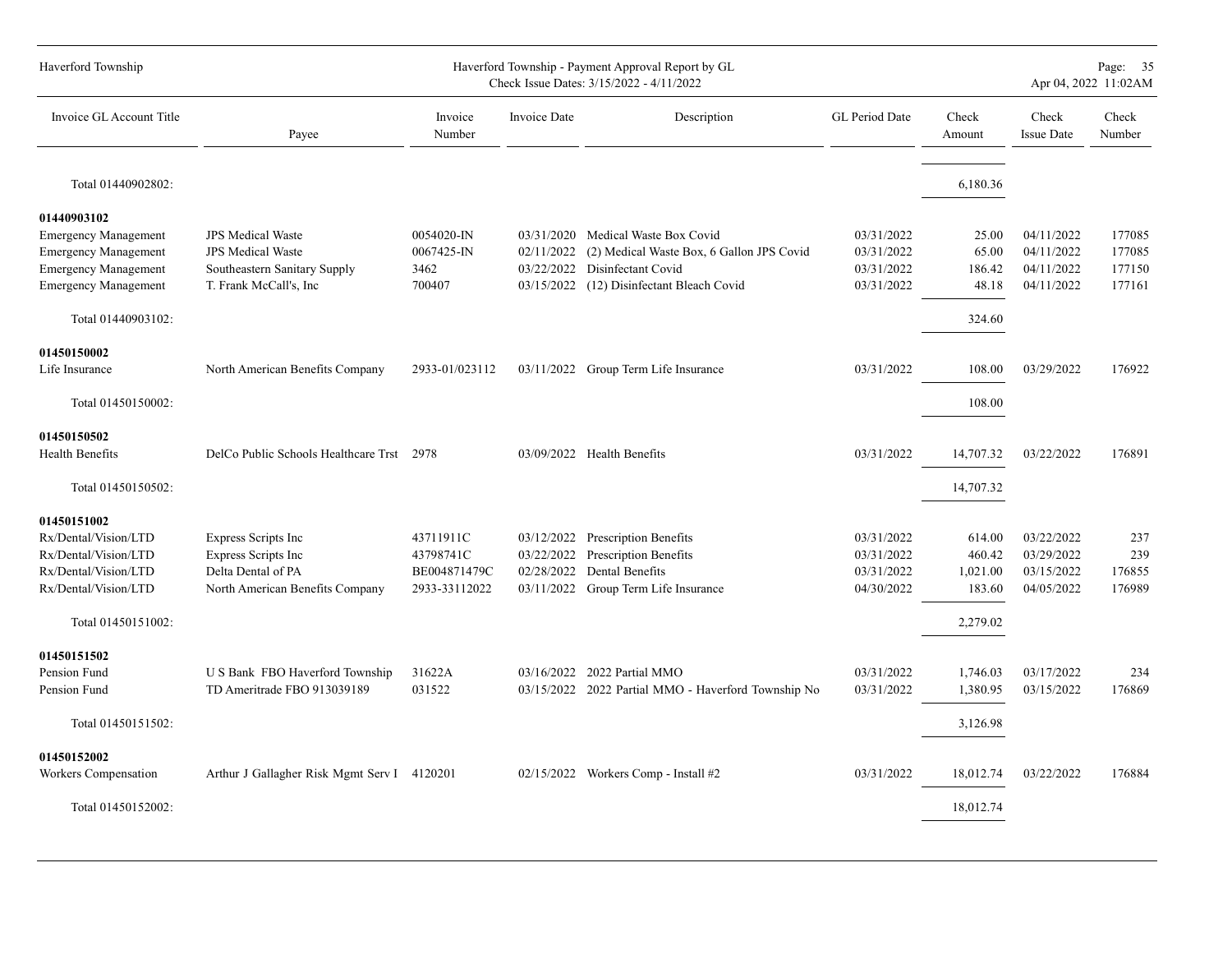| Invoice GL Account Title | Payee | Invoice Number | Invoice Date | Description | GL Period Date | Check Amount | Check Issue Date | Check Number |
|---|---|---|---|---|---|---|---|---|
| Total 01440902802: | | | | | | 6,180.36 | | |
| **01440903102** | | | | | | | | |
| Emergency Management | JPS Medical Waste | 0054020-IN | 03/31/2020 | Medical Waste Box Covid | 03/31/2022 | 25.00 | 04/11/2022 | 177085 |
| Emergency Management | JPS Medical Waste | 0067425-IN | 02/11/2022 | (2) Medical Waste Box, 6 Gallon JPS Covid | 03/31/2022 | 65.00 | 04/11/2022 | 177085 |
| Emergency Management | Southeastern Sanitary Supply | 3462 | 03/22/2022 | Disinfectant Covid | 03/31/2022 | 186.42 | 04/11/2022 | 177150 |
| Emergency Management | T. Frank McCall's, Inc | 700407 | 03/15/2022 | (12) Disinfectant Bleach Covid | 03/31/2022 | 48.18 | 04/11/2022 | 177161 |
| Total 01440903102: | | | | | | 324.60 | | |
| **01450150002** | | | | | | | | |
| Life Insurance | North American Benefits Company | 2933-01/023112 | 03/11/2022 | Group Term Life Insurance | 03/31/2022 | 108.00 | 03/29/2022 | 176922 |
| Total 01450150002: | | | | | | 108.00 | | |
| **01450150502** | | | | | | | | |
| Health Benefits | DelCo Public Schools Healthcare Trst | 2978 | 03/09/2022 | Health Benefits | 03/31/2022 | 14,707.32 | 03/22/2022 | 176891 |
| Total 01450150502: | | | | | | 14,707.32 | | |
| **01450151002** | | | | | | | | |
| Rx/Dental/Vision/LTD | Express Scripts Inc | 43711911C | 03/12/2022 | Prescription Benefits | 03/31/2022 | 614.00 | 03/22/2022 | 237 |
| Rx/Dental/Vision/LTD | Express Scripts Inc | 43798741C | 03/22/2022 | Prescription Benefits | 03/31/2022 | 460.42 | 03/29/2022 | 239 |
| Rx/Dental/Vision/LTD | Delta Dental of PA | BE004871479C | 02/28/2022 | Dental Benefits | 03/31/2022 | 1,021.00 | 03/15/2022 | 176855 |
| Rx/Dental/Vision/LTD | North American Benefits Company | 2933-33112022 | 03/11/2022 | Group Term Life Insurance | 04/30/2022 | 183.60 | 04/05/2022 | 176989 |
| Total 01450151002: | | | | | | 2,279.02 | | |
| **01450151502** | | | | | | | | |
| Pension Fund | U S Bank FBO Haverford Township | 31622A | 03/16/2022 | 2022 Partial MMO | 03/31/2022 | 1,746.03 | 03/17/2022 | 234 |
| Pension Fund | TD Ameritrade FBO 913039189 | 031522 | 03/15/2022 | 2022 Partial MMO - Haverford Township No | 03/31/2022 | 1,380.95 | 03/15/2022 | 176869 |
| Total 01450151502: | | | | | | 3,126.98 | | |
| **01450152002** | | | | | | | | |
| Workers Compensation | Arthur J Gallagher Risk Mgmt Serv I | 4120201 | 02/15/2022 | Workers Comp - Install #2 | 03/31/2022 | 18,012.74 | 03/22/2022 | 176884 |
| Total 01450152002: | | | | | | 18,012.74 | | |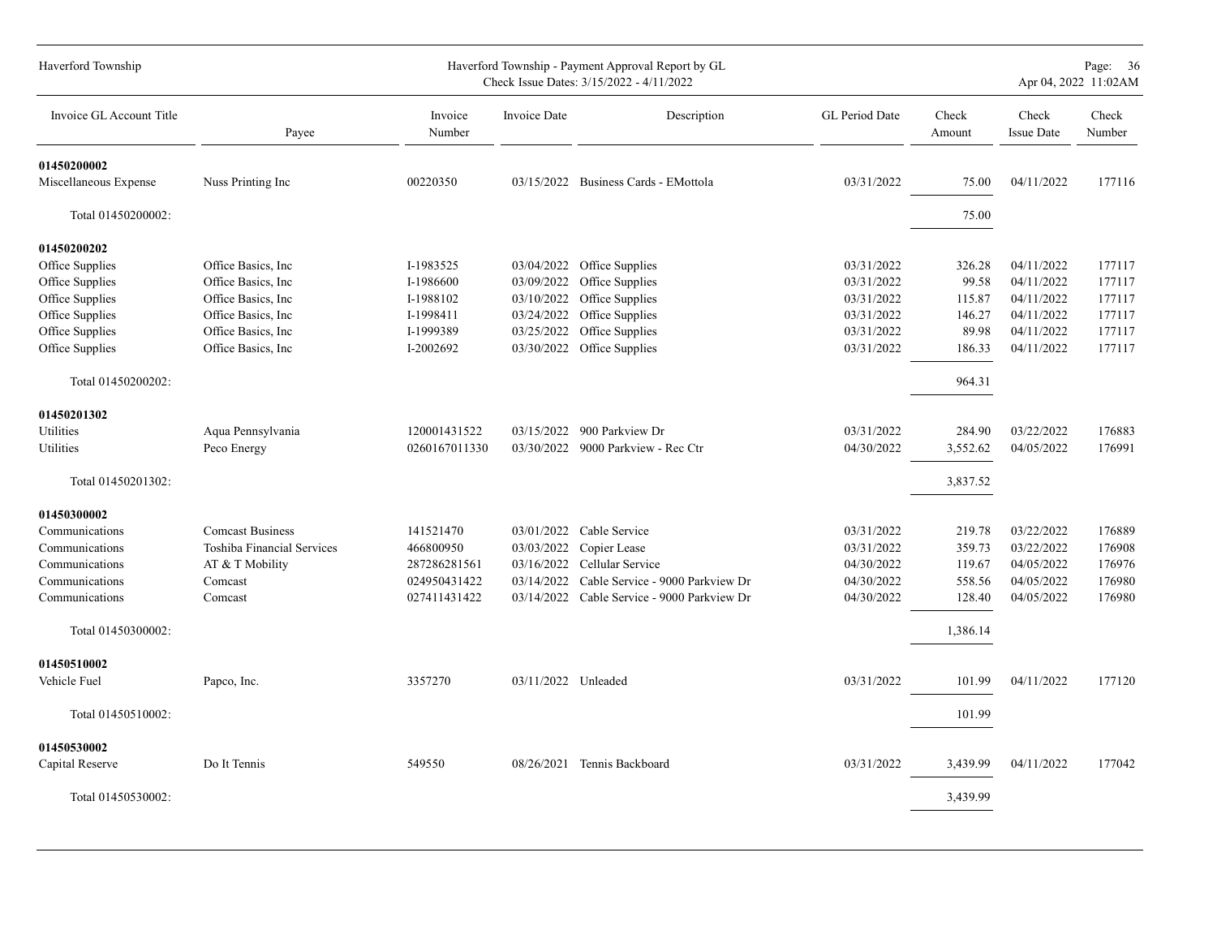# Haverford Township - Payment Approval Report by GL

Check Issue Dates: 3/15/2022 - 4/11/2022

| Invoice GL Account Title | Payee | Invoice Number | Invoice Date | Description | GL Period Date | Check Amount | Check Issue Date | Check Number |
|---|---|---|---|---|---|---|---|---|
| **01450200002** | | | | | | | | |
| Miscellaneous Expense | Nuss Printing Inc | 00220350 | 03/15/2022 | Business Cards - EMottola | 03/31/2022 | 75.00 | 04/11/2022 | 177116 |
| Total 01450200002: | | | | | | 75.00 | | |
| **01450200202** | | | | | | | | |
| Office Supplies | Office Basics, Inc | I-1983525 | 03/04/2022 | Office Supplies | 03/31/2022 | 326.28 | 04/11/2022 | 177117 |
| Office Supplies | Office Basics, Inc | I-1986600 | 03/09/2022 | Office Supplies | 03/31/2022 | 99.58 | 04/11/2022 | 177117 |
| Office Supplies | Office Basics, Inc | I-1988102 | 03/10/2022 | Office Supplies | 03/31/2022 | 115.87 | 04/11/2022 | 177117 |
| Office Supplies | Office Basics, Inc | I-1998411 | 03/24/2022 | Office Supplies | 03/31/2022 | 146.27 | 04/11/2022 | 177117 |
| Office Supplies | Office Basics, Inc | I-1999389 | 03/25/2022 | Office Supplies | 03/31/2022 | 89.98 | 04/11/2022 | 177117 |
| Office Supplies | Office Basics, Inc | I-2002692 | 03/30/2022 | Office Supplies | 03/31/2022 | 186.33 | 04/11/2022 | 177117 |
| Total 01450200202: | | | | | | 964.31 | | |
| **01450201302** | | | | | | | | |
| Utilities | Aqua Pennsylvania | 120001431522 | 03/15/2022 | 900 Parkview Dr | 03/31/2022 | 284.90 | 03/22/2022 | 176883 |
| Utilities | Peco Energy | 0260167011330 | 03/30/2022 | 9000 Parkview - Rec Ctr | 04/30/2022 | 3,552.62 | 04/05/2022 | 176991 |
| Total 01450201302: | | | | | | 3,837.52 | | |
| **01450300002** | | | | | | | | |
| Communications | Comcast Business | 141521470 | 03/01/2022 | Cable Service | 03/31/2022 | 219.78 | 03/22/2022 | 176889 |
| Communications | Toshiba Financial Services | 466800950 | 03/03/2022 | Copier Lease | 03/31/2022 | 359.73 | 03/22/2022 | 176908 |
| Communications | AT & T Mobility | 287286281561 | 03/16/2022 | Cellular Service | 04/30/2022 | 119.67 | 04/05/2022 | 176976 |
| Communications | Comcast | 024950431422 | 03/14/2022 | Cable Service - 9000 Parkview Dr | 04/30/2022 | 558.56 | 04/05/2022 | 176980 |
| Communications | Comcast | 027411431422 | 03/14/2022 | Cable Service - 9000 Parkview Dr | 04/30/2022 | 128.40 | 04/05/2022 | 176980 |
| Total 01450300002: | | | | | | 1,386.14 | | |
| **01450510002** | | | | | | | | |
| Vehicle Fuel | Papco, Inc. | 3357270 | 03/11/2022 | Unleaded | 03/31/2022 | 101.99 | 04/11/2022 | 177120 |
| Total 01450510002: | | | | | | 101.99 | | |
| **01450530002** | | | | | | | | |
| Capital Reserve | Do It Tennis | 549550 | 08/26/2021 | Tennis Backboard | 03/31/2022 | 3,439.99 | 04/11/2022 | 177042 |
| Total 01450530002: | | | | | | 3,439.99 | | |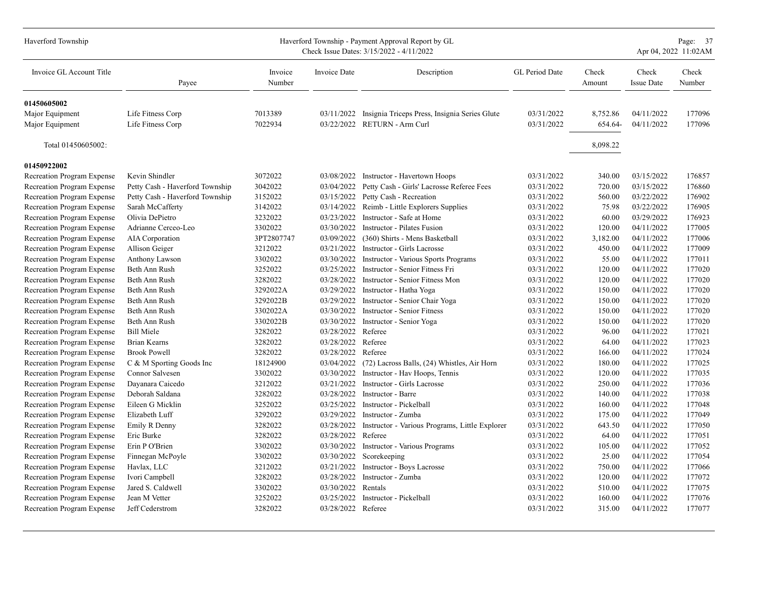| Invoice GL Account Title | Payee | Invoice Number | Invoice Date | Description | GL Period Date | Check Amount | Check Issue Date | Check Number |
|---|---|---|---|---|---|---|---|---|
| **01450605002** | | | | | | | | |
| Major Equipment | Life Fitness Corp | 7013389 | 03/11/2022 | Insignia Triceps Press, Insignia Series Glute | 03/31/2022 | 8,752.86 | 04/11/2022 | 177096 |
| Major Equipment | Life Fitness Corp | 7022934 | 03/22/2022 | RETURN - Arm Curl | 03/31/2022 | 654.64- | 04/11/2022 | 177096 |
| Total 01450605002: | | | | | | 8,098.22 | | |
| **01450922002** | | | | | | | | |
| Recreation Program Expense | Kevin Shindler | 3072022 | 03/08/2022 | Instructor - Havertown Hoops | 03/31/2022 | 340.00 | 03/15/2022 | 176857 |
| Recreation Program Expense | Petty Cash - Haverford Township | 3042022 | 03/04/2022 | Petty Cash - Girls' Lacrosse Referee Fees | 03/31/2022 | 720.00 | 03/15/2022 | 176860 |
| Recreation Program Expense | Petty Cash - Haverford Township | 3152022 | 03/15/2022 | Petty Cash - Recreation | 03/31/2022 | 560.00 | 03/22/2022 | 176902 |
| Recreation Program Expense | Sarah McCafferty | 3142022 | 03/14/2022 | Reimb - Little Explorers Supplies | 03/31/2022 | 75.98 | 03/22/2022 | 176905 |
| Recreation Program Expense | Olivia DePietro | 3232022 | 03/23/2022 | Instructor - Safe at Home | 03/31/2022 | 60.00 | 03/29/2022 | 176923 |
| Recreation Program Expense | Adrianne Cerceo-Leo | 3302022 | 03/30/2022 | Instructor - Pilates Fusion | 03/31/2022 | 120.00 | 04/11/2022 | 177005 |
| Recreation Program Expense | AIA Corporation | 3PT2807747 | 03/09/2022 | (360) Shirts - Mens Basketball | 03/31/2022 | 3,182.00 | 04/11/2022 | 177006 |
| Recreation Program Expense | Allison Geiger | 3212022 | 03/21/2022 | Instructor - Girls Lacrosse | 03/31/2022 | 450.00 | 04/11/2022 | 177009 |
| Recreation Program Expense | Anthony Lawson | 3302022 | 03/30/2022 | Instructor - Various Sports Programs | 03/31/2022 | 55.00 | 04/11/2022 | 177011 |
| Recreation Program Expense | Beth Ann Rush | 3252022 | 03/25/2022 | Instructor - Senior Fitness Fri | 03/31/2022 | 120.00 | 04/11/2022 | 177020 |
| Recreation Program Expense | Beth Ann Rush | 3282022 | 03/28/2022 | Instructor - Senior Fitness Mon | 03/31/2022 | 120.00 | 04/11/2022 | 177020 |
| Recreation Program Expense | Beth Ann Rush | 3292022A | 03/29/2022 | Instructor - Hatha Yoga | 03/31/2022 | 150.00 | 04/11/2022 | 177020 |
| Recreation Program Expense | Beth Ann Rush | 3292022B | 03/29/2022 | Instructor - Senior Chair Yoga | 03/31/2022 | 150.00 | 04/11/2022 | 177020 |
| Recreation Program Expense | Beth Ann Rush | 3302022A | 03/30/2022 | Instructor - Senior Fitness | 03/31/2022 | 150.00 | 04/11/2022 | 177020 |
| Recreation Program Expense | Beth Ann Rush | 3302022B | 03/30/2022 | Instructor - Senior Yoga | 03/31/2022 | 150.00 | 04/11/2022 | 177020 |
| Recreation Program Expense | Bill Miele | 3282022 | 03/28/2022 | Referee | 03/31/2022 | 96.00 | 04/11/2022 | 177021 |
| Recreation Program Expense | Brian Kearns | 3282022 | 03/28/2022 | Referee | 03/31/2022 | 64.00 | 04/11/2022 | 177023 |
| Recreation Program Expense | Brook Powell | 3282022 | 03/28/2022 | Referee | 03/31/2022 | 166.00 | 04/11/2022 | 177024 |
| Recreation Program Expense | C & M Sporting Goods Inc | 18124900 | 03/04/2022 | (72) Lacross Balls, (24) Whistles, Air Horn | 03/31/2022 | 180.00 | 04/11/2022 | 177025 |
| Recreation Program Expense | Connor Salvesen | 3302022 | 03/30/2022 | Instructor - Hav Hoops, Tennis | 03/31/2022 | 120.00 | 04/11/2022 | 177035 |
| Recreation Program Expense | Dayanara Caicedo | 3212022 | 03/21/2022 | Instructor - Girls Lacrosse | 03/31/2022 | 250.00 | 04/11/2022 | 177036 |
| Recreation Program Expense | Deborah Saldana | 3282022 | 03/28/2022 | Instructor - Barre | 03/31/2022 | 140.00 | 04/11/2022 | 177038 |
| Recreation Program Expense | Eileen G Micklin | 3252022 | 03/25/2022 | Instructor - Pickelball | 03/31/2022 | 160.00 | 04/11/2022 | 177048 |
| Recreation Program Expense | Elizabeth Luff | 3292022 | 03/29/2022 | Instructor - Zumba | 03/31/2022 | 175.00 | 04/11/2022 | 177049 |
| Recreation Program Expense | Emily R Denny | 3282022 | 03/28/2022 | Instructor - Various Programs, Little Explorer | 03/31/2022 | 643.50 | 04/11/2022 | 177050 |
| Recreation Program Expense | Eric Burke | 3282022 | 03/28/2022 | Referee | 03/31/2022 | 64.00 | 04/11/2022 | 177051 |
| Recreation Program Expense | Erin P O'Brien | 3302022 | 03/30/2022 | Instructor - Various Programs | 03/31/2022 | 105.00 | 04/11/2022 | 177052 |
| Recreation Program Expense | Finnegan McPoyle | 3302022 | 03/30/2022 | Scorekeeping | 03/31/2022 | 25.00 | 04/11/2022 | 177054 |
| Recreation Program Expense | Havlax, LLC | 3212022 | 03/21/2022 | Instructor - Boys Lacrosse | 03/31/2022 | 750.00 | 04/11/2022 | 177066 |
| Recreation Program Expense | Ivori Campbell | 3282022 | 03/28/2022 | Instructor - Zumba | 03/31/2022 | 120.00 | 04/11/2022 | 177072 |
| Recreation Program Expense | Jared S. Caldwell | 3302022 | 03/30/2022 | Rentals | 03/31/2022 | 510.00 | 04/11/2022 | 177075 |
| Recreation Program Expense | Jean M Vetter | 3252022 | 03/25/2022 | Instructor - Pickelball | 03/31/2022 | 160.00 | 04/11/2022 | 177076 |
| Recreation Program Expense | Jeff Cederstrom | 3282022 | 03/28/2022 | Referee | 03/31/2022 | 315.00 | 04/11/2022 | 177077 |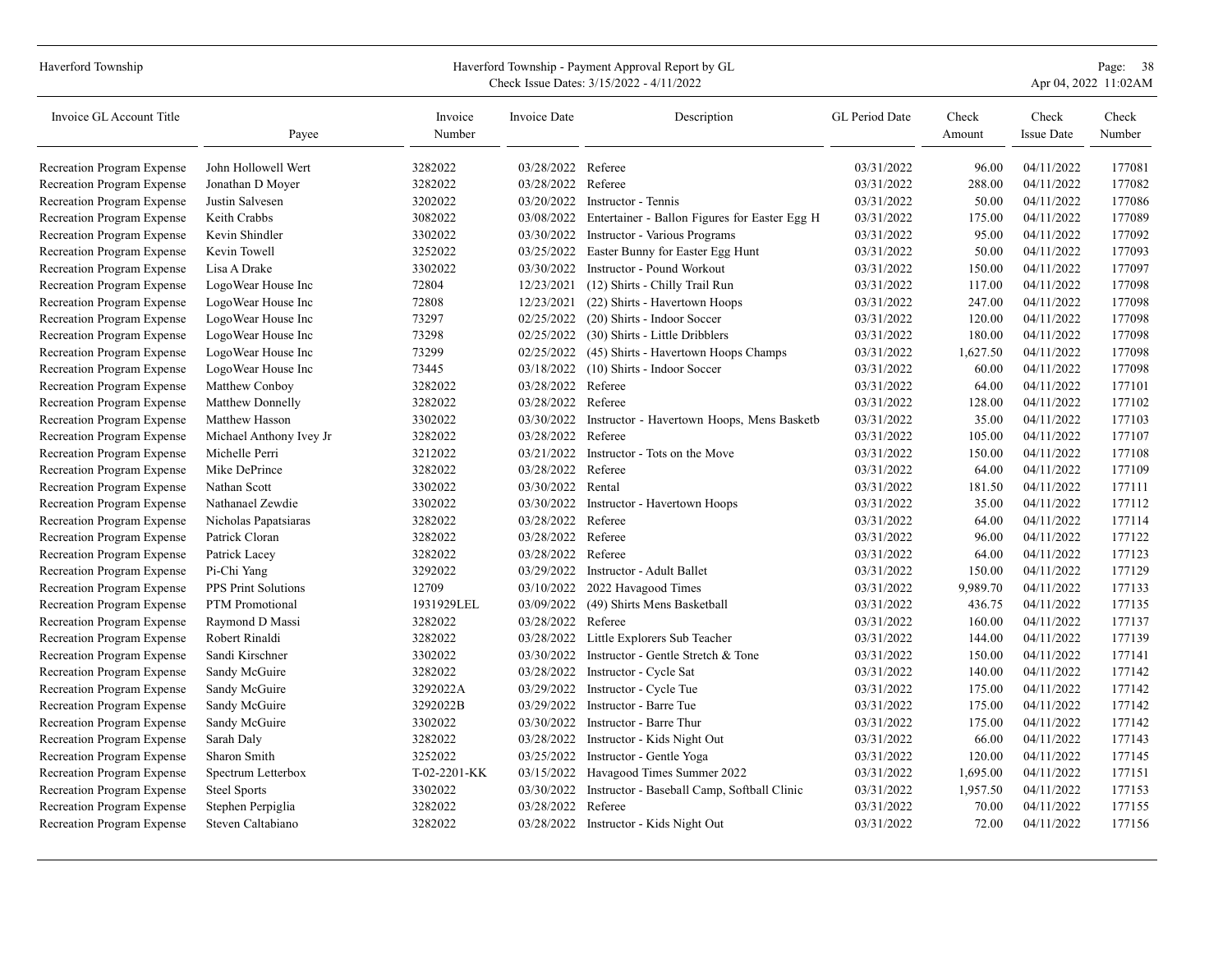| Invoice GL Account Title | Payee | Invoice Number | Invoice Date | Description | GL Period Date | Check Amount | Check Issue Date | Check Number |
|---|---|---|---|---|---|---|---|---|
| Recreation Program Expense | John Hollowell Wert | 3282022 | 03/28/2022 | Referee | 03/31/2022 | 96.00 | 04/11/2022 | 177081 |
| Recreation Program Expense | Jonathan D Moyer | 3282022 | 03/28/2022 | Referee | 03/31/2022 | 288.00 | 04/11/2022 | 177082 |
| Recreation Program Expense | Justin Salvesen | 3202022 | 03/20/2022 | Instructor - Tennis | 03/31/2022 | 50.00 | 04/11/2022 | 177086 |
| Recreation Program Expense | Keith Crabbs | 3082022 | 03/08/2022 | Entertainer - Ballon Figures for Easter Egg H | 03/31/2022 | 175.00 | 04/11/2022 | 177089 |
| Recreation Program Expense | Kevin Shindler | 3302022 | 03/30/2022 | Instructor - Various Programs | 03/31/2022 | 95.00 | 04/11/2022 | 177092 |
| Recreation Program Expense | Kevin Towell | 3252022 | 03/25/2022 | Easter Bunny for Easter Egg Hunt | 03/31/2022 | 50.00 | 04/11/2022 | 177093 |
| Recreation Program Expense | Lisa A Drake | 3302022 | 03/30/2022 | Instructor - Pound Workout | 03/31/2022 | 150.00 | 04/11/2022 | 177097 |
| Recreation Program Expense | LogoWear House Inc | 72804 | 12/23/2021 | (12) Shirts - Chilly Trail Run | 03/31/2022 | 117.00 | 04/11/2022 | 177098 |
| Recreation Program Expense | LogoWear House Inc | 72808 | 12/23/2021 | (22) Shirts - Havertown Hoops | 03/31/2022 | 247.00 | 04/11/2022 | 177098 |
| Recreation Program Expense | LogoWear House Inc | 73297 | 02/25/2022 | (20) Shirts - Indoor Soccer | 03/31/2022 | 120.00 | 04/11/2022 | 177098 |
| Recreation Program Expense | LogoWear House Inc | 73298 | 02/25/2022 | (30) Shirts - Little Dribblers | 03/31/2022 | 180.00 | 04/11/2022 | 177098 |
| Recreation Program Expense | LogoWear House Inc | 73299 | 02/25/2022 | (45) Shirts - Havertown Hoops Champs | 03/31/2022 | 1,627.50 | 04/11/2022 | 177098 |
| Recreation Program Expense | LogoWear House Inc | 73445 | 03/18/2022 | (10) Shirts - Indoor Soccer | 03/31/2022 | 60.00 | 04/11/2022 | 177098 |
| Recreation Program Expense | Matthew Conboy | 3282022 | 03/28/2022 | Referee | 03/31/2022 | 64.00 | 04/11/2022 | 177101 |
| Recreation Program Expense | Matthew Donnelly | 3282022 | 03/28/2022 | Referee | 03/31/2022 | 128.00 | 04/11/2022 | 177102 |
| Recreation Program Expense | Matthew Hasson | 3302022 | 03/30/2022 | Instructor - Havertown Hoops, Mens Basketb | 03/31/2022 | 35.00 | 04/11/2022 | 177103 |
| Recreation Program Expense | Michael Anthony Ivey Jr | 3282022 | 03/28/2022 | Referee | 03/31/2022 | 105.00 | 04/11/2022 | 177107 |
| Recreation Program Expense | Michelle Perri | 3212022 | 03/21/2022 | Instructor - Tots on the Move | 03/31/2022 | 150.00 | 04/11/2022 | 177108 |
| Recreation Program Expense | Mike DePrince | 3282022 | 03/28/2022 | Referee | 03/31/2022 | 64.00 | 04/11/2022 | 177109 |
| Recreation Program Expense | Nathan Scott | 3302022 | 03/30/2022 | Rental | 03/31/2022 | 181.50 | 04/11/2022 | 177111 |
| Recreation Program Expense | Nathanael Zewdie | 3302022 | 03/30/2022 | Instructor - Havertown Hoops | 03/31/2022 | 35.00 | 04/11/2022 | 177112 |
| Recreation Program Expense | Nicholas Papatsiaras | 3282022 | 03/28/2022 | Referee | 03/31/2022 | 64.00 | 04/11/2022 | 177114 |
| Recreation Program Expense | Patrick Cloran | 3282022 | 03/28/2022 | Referee | 03/31/2022 | 96.00 | 04/11/2022 | 177122 |
| Recreation Program Expense | Patrick Lacey | 3282022 | 03/28/2022 | Referee | 03/31/2022 | 64.00 | 04/11/2022 | 177123 |
| Recreation Program Expense | Pi-Chi Yang | 3292022 | 03/29/2022 | Instructor - Adult Ballet | 03/31/2022 | 150.00 | 04/11/2022 | 177129 |
| Recreation Program Expense | PPS Print Solutions | 12709 | 03/10/2022 | 2022 Havagood Times | 03/31/2022 | 9,989.70 | 04/11/2022 | 177133 |
| Recreation Program Expense | PTM Promotional | 1931929LEL | 03/09/2022 | (49) Shirts Mens Basketball | 03/31/2022 | 436.75 | 04/11/2022 | 177135 |
| Recreation Program Expense | Raymond D Massi | 3282022 | 03/28/2022 | Referee | 03/31/2022 | 160.00 | 04/11/2022 | 177137 |
| Recreation Program Expense | Robert Rinaldi | 3282022 | 03/28/2022 | Little Explorers Sub Teacher | 03/31/2022 | 144.00 | 04/11/2022 | 177139 |
| Recreation Program Expense | Sandi Kirschner | 3302022 | 03/30/2022 | Instructor - Gentle Stretch & Tone | 03/31/2022 | 150.00 | 04/11/2022 | 177141 |
| Recreation Program Expense | Sandy McGuire | 3282022 | 03/28/2022 | Instructor - Cycle Sat | 03/31/2022 | 140.00 | 04/11/2022 | 177142 |
| Recreation Program Expense | Sandy McGuire | 3292022A | 03/29/2022 | Instructor - Cycle Tue | 03/31/2022 | 175.00 | 04/11/2022 | 177142 |
| Recreation Program Expense | Sandy McGuire | 3292022B | 03/29/2022 | Instructor - Barre Tue | 03/31/2022 | 175.00 | 04/11/2022 | 177142 |
| Recreation Program Expense | Sandy McGuire | 3302022 | 03/30/2022 | Instructor - Barre Thur | 03/31/2022 | 175.00 | 04/11/2022 | 177142 |
| Recreation Program Expense | Sarah Daly | 3282022 | 03/28/2022 | Instructor - Kids Night Out | 03/31/2022 | 66.00 | 04/11/2022 | 177143 |
| Recreation Program Expense | Sharon Smith | 3252022 | 03/25/2022 | Instructor - Gentle Yoga | 03/31/2022 | 120.00 | 04/11/2022 | 177145 |
| Recreation Program Expense | Spectrum Letterbox | T-02-2201-KK | 03/15/2022 | Havagood Times Summer 2022 | 03/31/2022 | 1,695.00 | 04/11/2022 | 177151 |
| Recreation Program Expense | Steel Sports | 3302022 | 03/30/2022 | Instructor - Baseball Camp, Softball Clinic | 03/31/2022 | 1,957.50 | 04/11/2022 | 177153 |
| Recreation Program Expense | Stephen Perpiglia | 3282022 | 03/28/2022 | Referee | 03/31/2022 | 70.00 | 04/11/2022 | 177155 |
| Recreation Program Expense | Steven Caltabiano | 3282022 | 03/28/2022 | Instructor - Kids Night Out | 03/31/2022 | 72.00 | 04/11/2022 | 177156 |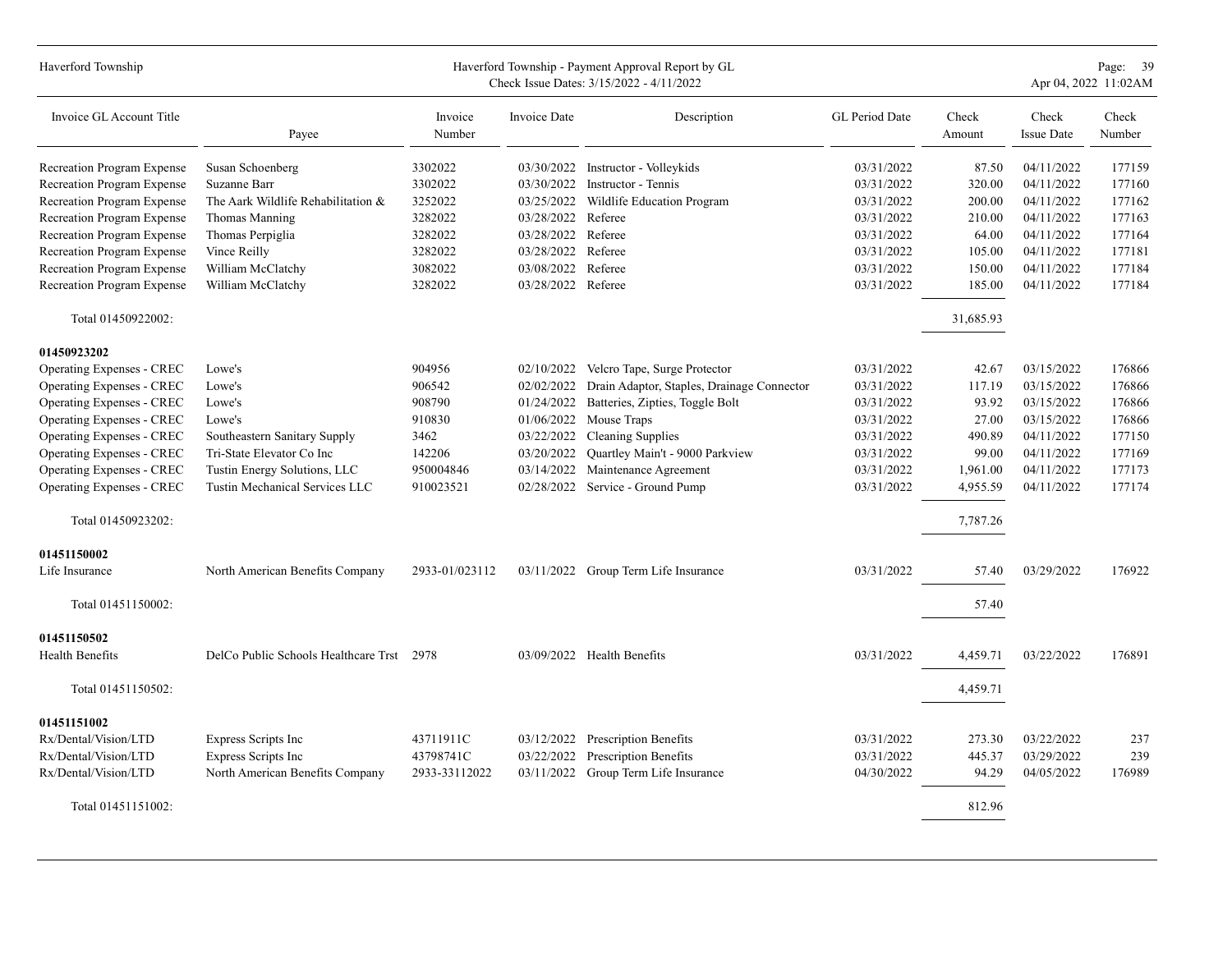| Invoice GL Account Title | Payee | Invoice Number | Invoice Date | Description | GL Period Date | Check Amount | Check Issue Date | Check Number |
|---|---|---|---|---|---|---|---|---|
| Recreation Program Expense | Susan Schoenberg | 3302022 | 03/30/2022 | Instructor - Volleykids | 03/31/2022 | 87.50 | 04/11/2022 | 177159 |
| Recreation Program Expense | Suzanne Barr | 3302022 | 03/30/2022 | Instructor - Tennis | 03/31/2022 | 320.00 | 04/11/2022 | 177160 |
| Recreation Program Expense | The Aark Wildlife Rehabilitation & | 3252022 | 03/25/2022 | Wildlife Education Program | 03/31/2022 | 200.00 | 04/11/2022 | 177162 |
| Recreation Program Expense | Thomas Manning | 3282022 | 03/28/2022 | Referee | 03/31/2022 | 210.00 | 04/11/2022 | 177163 |
| Recreation Program Expense | Thomas Perpiglia | 3282022 | 03/28/2022 | Referee | 03/31/2022 | 64.00 | 04/11/2022 | 177164 |
| Recreation Program Expense | Vince Reilly | 3282022 | 03/28/2022 | Referee | 03/31/2022 | 105.00 | 04/11/2022 | 177181 |
| Recreation Program Expense | William McClatchy | 3082022 | 03/08/2022 | Referee | 03/31/2022 | 150.00 | 04/11/2022 | 177184 |
| Recreation Program Expense | William McClatchy | 3282022 | 03/28/2022 | Referee | 03/31/2022 | 185.00 | 04/11/2022 | 177184 |
| Total 01450922002: | | | | | | 31,685.93 | | |
| **01450923202** | | | | | | | | |
| Operating Expenses - CREC | Lowe's | 904956 | 02/10/2022 | Velcro Tape, Surge Protector | 03/31/2022 | 42.67 | 03/15/2022 | 176866 |
| Operating Expenses - CREC | Lowe's | 906542 | 02/02/2022 | Drain Adaptor, Staples, Drainage Connector | 03/31/2022 | 117.19 | 03/15/2022 | 176866 |
| Operating Expenses - CREC | Lowe's | 908790 | 01/24/2022 | Batteries, Zipties, Toggle Bolt | 03/31/2022 | 93.92 | 03/15/2022 | 176866 |
| Operating Expenses - CREC | Lowe's | 910830 | 01/06/2022 | Mouse Traps | 03/31/2022 | 27.00 | 03/15/2022 | 176866 |
| Operating Expenses - CREC | Southeastern Sanitary Supply | 3462 | 03/22/2022 | Cleaning Supplies | 03/31/2022 | 490.89 | 04/11/2022 | 177150 |
| Operating Expenses - CREC | Tri-State Elevator Co Inc | 142206 | 03/20/2022 | Quartley Main't - 9000 Parkview | 03/31/2022 | 99.00 | 04/11/2022 | 177169 |
| Operating Expenses - CREC | Tustin Energy Solutions, LLC | 950004846 | 03/14/2022 | Maintenance Agreement | 03/31/2022 | 1,961.00 | 04/11/2022 | 177173 |
| Operating Expenses - CREC | Tustin Mechanical Services LLC | 910023521 | 02/28/2022 | Service - Ground Pump | 03/31/2022 | 4,955.59 | 04/11/2022 | 177174 |
| Total 01450923202: | | | | | | 7,787.26 | | |
| **01451150002** | | | | | | | | |
| Life Insurance | North American Benefits Company | 2933-01/023112 | 03/11/2022 | Group Term Life Insurance | 03/31/2022 | 57.40 | 03/29/2022 | 176922 |
| Total 01451150002: | | | | | | 57.40 | | |
| **01451150502** | | | | | | | | |
| Health Benefits | DelCo Public Schools Healthcare Trst | 2978 | 03/09/2022 | Health Benefits | 03/31/2022 | 4,459.71 | 03/22/2022 | 176891 |
| Total 01451150502: | | | | | | 4,459.71 | | |
| **01451151002** | | | | | | | | |
| Rx/Dental/Vision/LTD | Express Scripts Inc | 43711911C | 03/12/2022 | Prescription Benefits | 03/31/2022 | 273.30 | 03/22/2022 | 237 |
| Rx/Dental/Vision/LTD | Express Scripts Inc | 43798741C | 03/22/2022 | Prescription Benefits | 03/31/2022 | 445.37 | 03/29/2022 | 239 |
| Rx/Dental/Vision/LTD | North American Benefits Company | 2933-33112022 | 03/11/2022 | Group Term Life Insurance | 04/30/2022 | 94.29 | 04/05/2022 | 176989 |
| Total 01451151002: | | | | | | 812.96 | | |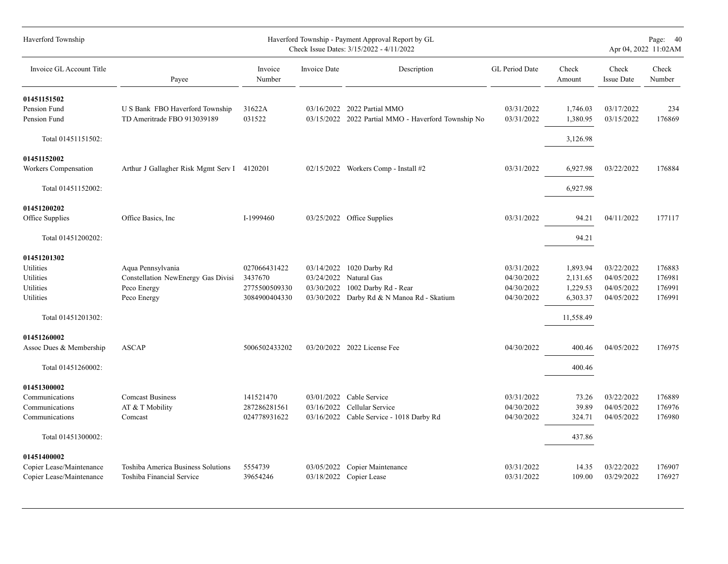| Invoice GL Account Title | Payee | Invoice Number | Invoice Date | Description | GL Period Date | Check Amount | Check Issue Date | Check Number |
|---|---|---|---|---|---|---|---|---|
| **01451151502** | | | | | | | | |
| Pension Fund | U S Bank FBO Haverford Township | 31622A | 03/16/2022 | 2022 Partial MMO | 03/31/2022 | 1,746.03 | 03/17/2022 | 234 |
| Pension Fund | TD Ameritrade FBO 913039189 | 031522 | 03/15/2022 | 2022 Partial MMO - Haverford Township No | 03/31/2022 | 1,380.95 | 03/15/2022 | 176869 |
| Total 01451151502: | | | | | | 3,126.98 | | |
| **01451152002** | | | | | | | | |
| Workers Compensation | Arthur J Gallagher Risk Mgmt Serv I | 4120201 | 02/15/2022 | Workers Comp - Install #2 | 03/31/2022 | 6,927.98 | 03/22/2022 | 176884 |
| Total 01451152002: | | | | | | 6,927.98 | | |
| **01451200202** | | | | | | | | |
| Office Supplies | Office Basics, Inc | I-1999460 | 03/25/2022 | Office Supplies | 03/31/2022 | 94.21 | 04/11/2022 | 177117 |
| Total 01451200202: | | | | | | 94.21 | | |
| **01451201302** | | | | | | | | |
| Utilities | Aqua Pennsylvania | 027066431422 | 03/14/2022 | 1020 Darby Rd | 03/31/2022 | 1,893.94 | 03/22/2022 | 176883 |
| Utilities | Constellation NewEnergy Gas Divisi | 3437670 | 03/24/2022 | Natural Gas | 04/30/2022 | 2,131.65 | 04/05/2022 | 176981 |
| Utilities | Peco Energy | 2775500509330 | 03/30/2022 | 1002 Darby Rd - Rear | 04/30/2022 | 1,229.53 | 04/05/2022 | 176991 |
| Utilities | Peco Energy | 3084900404330 | 03/30/2022 | Darby Rd & N Manoa Rd - Skatium | 04/30/2022 | 6,303.37 | 04/05/2022 | 176991 |
| Total 01451201302: | | | | | | 11,558.49 | | |
| **01451260002** | | | | | | | | |
| Assoc Dues & Membership | ASCAP | 5006502433202 | 03/20/2022 | 2022 License Fee | 04/30/2022 | 400.46 | 04/05/2022 | 176975 |
| Total 01451260002: | | | | | | 400.46 | | |
| **01451300002** | | | | | | | | |
| Communications | Comcast Business | 141521470 | 03/01/2022 | Cable Service | 03/31/2022 | 73.26 | 03/22/2022 | 176889 |
| Communications | AT & T Mobility | 287286281561 | 03/16/2022 | Cellular Service | 04/30/2022 | 39.89 | 04/05/2022 | 176976 |
| Communications | Comcast | 024778931622 | 03/16/2022 | Cable Service - 1018 Darby Rd | 04/30/2022 | 324.71 | 04/05/2022 | 176980 |
| Total 01451300002: | | | | | | 437.86 | | |
| **01451400002** | | | | | | | | |
| Copier Lease/Maintenance | Toshiba America Business Solutions | 5554739 | 03/05/2022 | Copier Maintenance | 03/31/2022 | 14.35 | 03/22/2022 | 176907 |
| Copier Lease/Maintenance | Toshiba Financial Service | 39654246 | 03/18/2022 | Copier Lease | 03/31/2022 | 109.00 | 03/29/2022 | 176927 |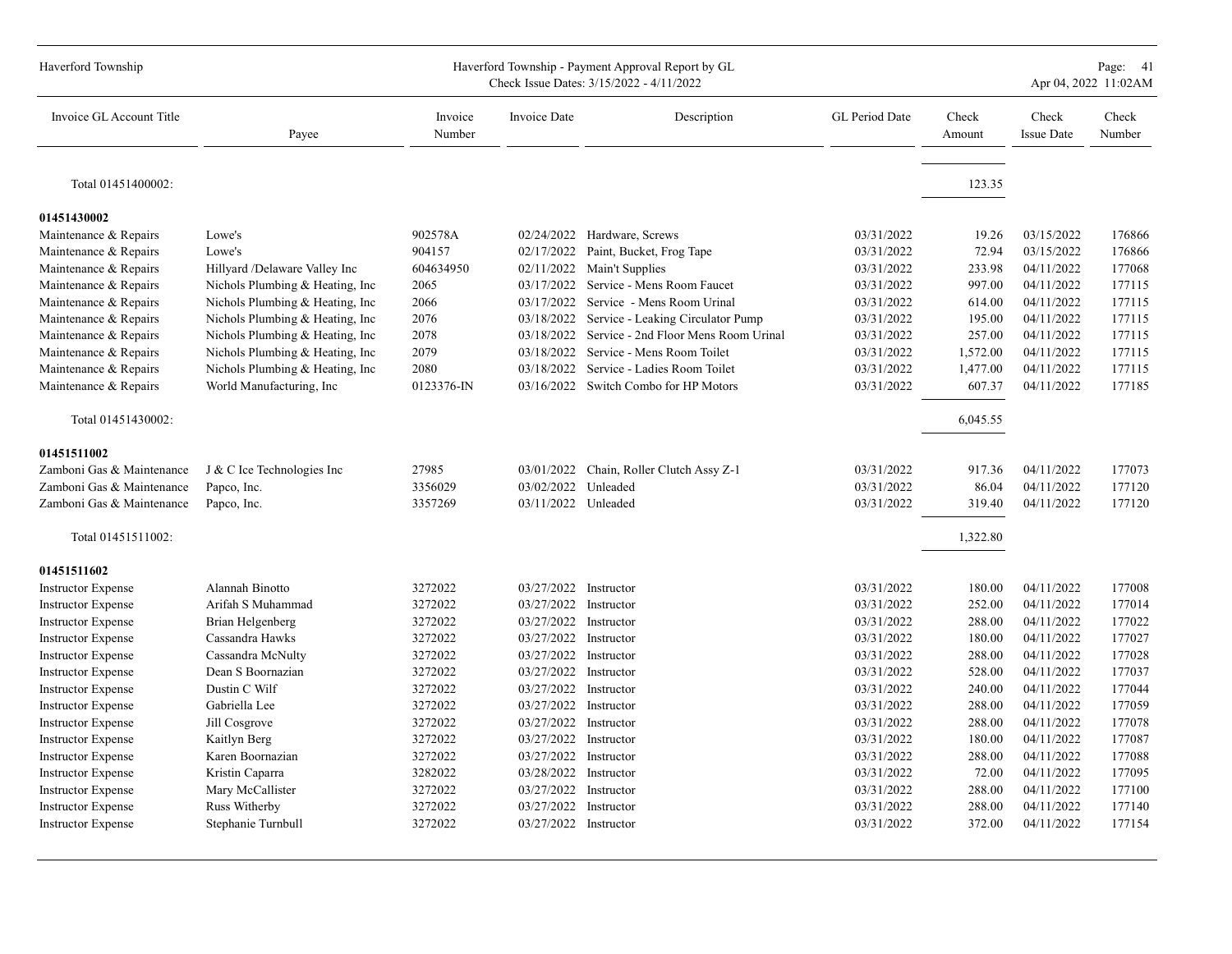| Invoice GL Account Title | Payee | Invoice Number | Invoice Date | Description | GL Period Date | Check Amount | Check Issue Date | Check Number |
|---|---|---|---|---|---|---|---|---|
| Total 01451400002: | | | | | | 123.35 | | |
| **01451430002** | | | | | | | | |
| Maintenance & Repairs | Lowe's | 902578A | 02/24/2022 | Hardware, Screws | 03/31/2022 | 19.26 | 03/15/2022 | 176866 |
| Maintenance & Repairs | Lowe's | 904157 | 02/17/2022 | Paint, Bucket, Frog Tape | 03/31/2022 | 72.94 | 03/15/2022 | 176866 |
| Maintenance & Repairs | Hillyard /Delaware Valley Inc | 604634950 | 02/11/2022 | Main't Supplies | 03/31/2022 | 233.98 | 04/11/2022 | 177068 |
| Maintenance & Repairs | Nichols Plumbing & Heating, Inc | 2065 | 03/17/2022 | Service - Mens Room Faucet | 03/31/2022 | 997.00 | 04/11/2022 | 177115 |
| Maintenance & Repairs | Nichols Plumbing & Heating, Inc | 2066 | 03/17/2022 | Service - Mens Room Urinal | 03/31/2022 | 614.00 | 04/11/2022 | 177115 |
| Maintenance & Repairs | Nichols Plumbing & Heating, Inc | 2076 | 03/18/2022 | Service - Leaking Circulator Pump | 03/31/2022 | 195.00 | 04/11/2022 | 177115 |
| Maintenance & Repairs | Nichols Plumbing & Heating, Inc | 2078 | 03/18/2022 | Service - 2nd Floor Mens Room Urinal | 03/31/2022 | 257.00 | 04/11/2022 | 177115 |
| Maintenance & Repairs | Nichols Plumbing & Heating, Inc | 2079 | 03/18/2022 | Service - Mens Room Toilet | 03/31/2022 | 1,572.00 | 04/11/2022 | 177115 |
| Maintenance & Repairs | Nichols Plumbing & Heating, Inc | 2080 | 03/18/2022 | Service - Ladies Room Toilet | 03/31/2022 | 1,477.00 | 04/11/2022 | 177115 |
| Maintenance & Repairs | World Manufacturing, Inc | 0123376-IN | 03/16/2022 | Switch Combo for HP Motors | 03/31/2022 | 607.37 | 04/11/2022 | 177185 |
| Total 01451430002: | | | | | | 6,045.55 | | |
| **01451511002** | | | | | | | | |
| Zamboni Gas & Maintenance | J & C Ice Technologies Inc | 27985 | 03/01/2022 | Chain, Roller Clutch Assy Z-1 | 03/31/2022 | 917.36 | 04/11/2022 | 177073 |
| Zamboni Gas & Maintenance | Papco, Inc. | 3356029 | 03/02/2022 | Unleaded | 03/31/2022 | 86.04 | 04/11/2022 | 177120 |
| Zamboni Gas & Maintenance | Papco, Inc. | 3357269 | 03/11/2022 | Unleaded | 03/31/2022 | 319.40 | 04/11/2022 | 177120 |
| Total 01451511002: | | | | | | 1,322.80 | | |
| **01451511602** | | | | | | | | |
| Instructor Expense | Alannah Binotto | 3272022 | 03/27/2022 | Instructor | 03/31/2022 | 180.00 | 04/11/2022 | 177008 |
| Instructor Expense | Arifah S Muhammad | 3272022 | 03/27/2022 | Instructor | 03/31/2022 | 252.00 | 04/11/2022 | 177014 |
| Instructor Expense | Brian Helgenberg | 3272022 | 03/27/2022 | Instructor | 03/31/2022 | 288.00 | 04/11/2022 | 177022 |
| Instructor Expense | Cassandra Hawks | 3272022 | 03/27/2022 | Instructor | 03/31/2022 | 180.00 | 04/11/2022 | 177027 |
| Instructor Expense | Cassandra McNulty | 3272022 | 03/27/2022 | Instructor | 03/31/2022 | 288.00 | 04/11/2022 | 177028 |
| Instructor Expense | Dean S Boornazian | 3272022 | 03/27/2022 | Instructor | 03/31/2022 | 528.00 | 04/11/2022 | 177037 |
| Instructor Expense | Dustin C Wilf | 3272022 | 03/27/2022 | Instructor | 03/31/2022 | 240.00 | 04/11/2022 | 177044 |
| Instructor Expense | Gabriella Lee | 3272022 | 03/27/2022 | Instructor | 03/31/2022 | 288.00 | 04/11/2022 | 177059 |
| Instructor Expense | Jill Cosgrove | 3272022 | 03/27/2022 | Instructor | 03/31/2022 | 288.00 | 04/11/2022 | 177078 |
| Instructor Expense | Kaitlyn Berg | 3272022 | 03/27/2022 | Instructor | 03/31/2022 | 180.00 | 04/11/2022 | 177087 |
| Instructor Expense | Karen Boornazian | 3272022 | 03/27/2022 | Instructor | 03/31/2022 | 288.00 | 04/11/2022 | 177088 |
| Instructor Expense | Kristin Caparra | 3282022 | 03/28/2022 | Instructor | 03/31/2022 | 72.00 | 04/11/2022 | 177095 |
| Instructor Expense | Mary McCallister | 3272022 | 03/27/2022 | Instructor | 03/31/2022 | 288.00 | 04/11/2022 | 177100 |
| Instructor Expense | Russ Witherby | 3272022 | 03/27/2022 | Instructor | 03/31/2022 | 288.00 | 04/11/2022 | 177140 |
| Instructor Expense | Stephanie Turnbull | 3272022 | 03/27/2022 | Instructor | 03/31/2022 | 372.00 | 04/11/2022 | 177154 |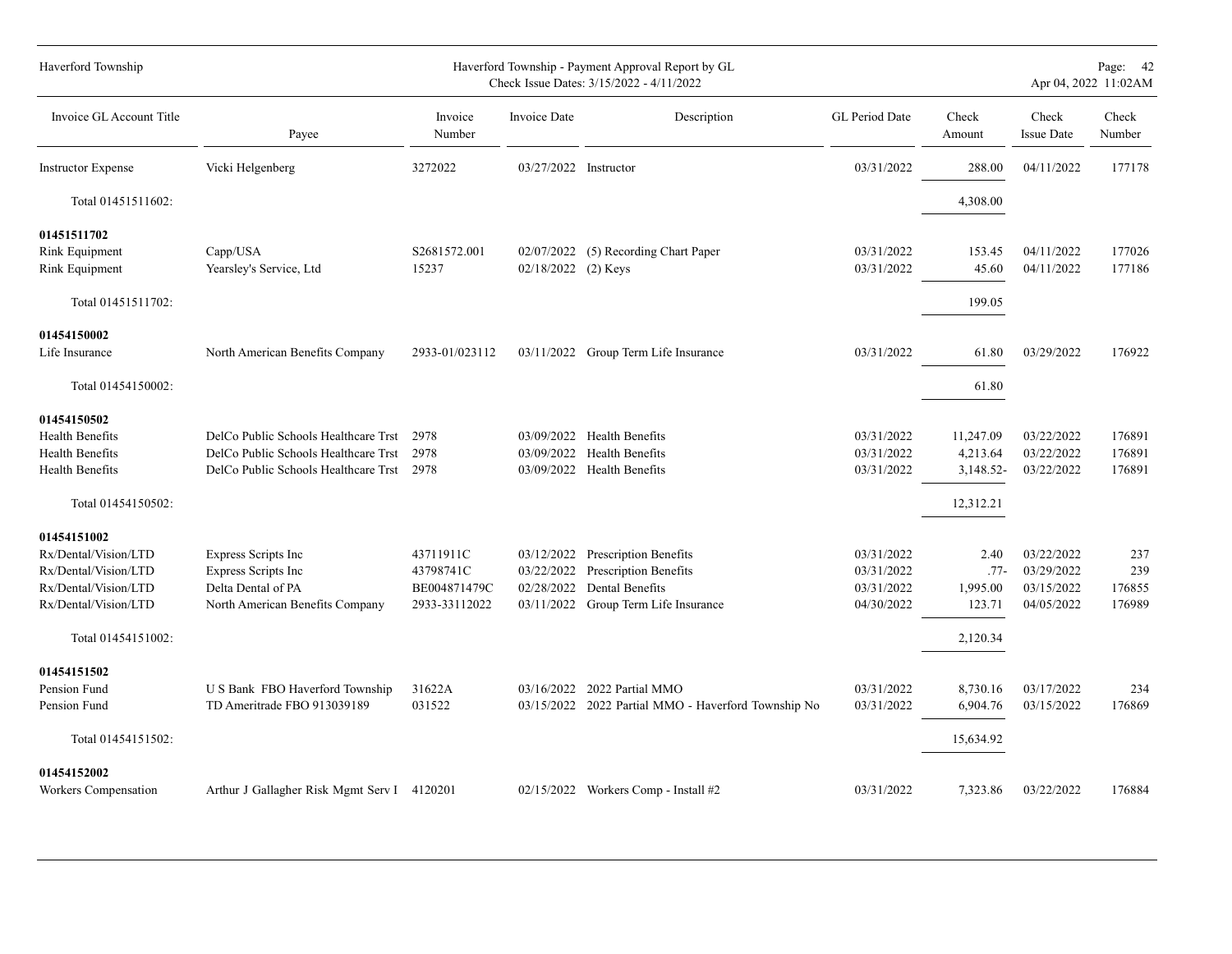| Invoice GL Account Title | Payee | Invoice Number | Invoice Date | Description | GL Period Date | Check Amount | Check Issue Date | Check Number |
|---|---|---|---|---|---|---|---|---|
| Instructor Expense | Vicki Helgenberg | 3272022 | 03/27/2022 | Instructor | 03/31/2022 | 288.00 | 04/11/2022 | 177178 |
| Total 01451511602: | | | | | | 4,308.00 | | |
| **01451511702** | | | | | | | | |
| Rink Equipment | Capp/USA | S2681572.001 | 02/07/2022 | (5) Recording Chart Paper | 03/31/2022 | 153.45 | 04/11/2022 | 177026 |
| Rink Equipment | Yearsley's Service, Ltd | 15237 | 02/18/2022 | (2) Keys | 03/31/2022 | 45.60 | 04/11/2022 | 177186 |
| Total 01451511702: | | | | | | 199.05 | | |
| **01454150002** | | | | | | | | |
| Life Insurance | North American Benefits Company | 2933-01/023112 | 03/11/2022 | Group Term Life Insurance | 03/31/2022 | 61.80 | 03/29/2022 | 176922 |
| Total 01454150002: | | | | | | 61.80 | | |
| **01454150502** | | | | | | | | |
| Health Benefits | DelCo Public Schools Healthcare Trst | 2978 | 03/09/2022 | Health Benefits | 03/31/2022 | 11,247.09 | 03/22/2022 | 176891 |
| Health Benefits | DelCo Public Schools Healthcare Trst | 2978 | 03/09/2022 | Health Benefits | 03/31/2022 | 4,213.64 | 03/22/2022 | 176891 |
| Health Benefits | DelCo Public Schools Healthcare Trst | 2978 | 03/09/2022 | Health Benefits | 03/31/2022 | 3,148.52- | 03/22/2022 | 176891 |
| Total 01454150502: | | | | | | 12,312.21 | | |
| **01454151002** | | | | | | | | |
| Rx/Dental/Vision/LTD | Express Scripts Inc | 43711911C | 03/12/2022 | Prescription Benefits | 03/31/2022 | 2.40 | 03/22/2022 | 237 |
| Rx/Dental/Vision/LTD | Express Scripts Inc | 43798741C | 03/22/2022 | Prescription Benefits | 03/31/2022 | .77- | 03/29/2022 | 239 |
| Rx/Dental/Vision/LTD | Delta Dental of PA | BE004871479C | 02/28/2022 | Dental Benefits | 03/31/2022 | 1,995.00 | 03/15/2022 | 176855 |
| Rx/Dental/Vision/LTD | North American Benefits Company | 2933-33112022 | 03/11/2022 | Group Term Life Insurance | 04/30/2022 | 123.71 | 04/05/2022 | 176989 |
| Total 01454151002: | | | | | | 2,120.34 | | |
| **01454151502** | | | | | | | | |
| Pension Fund | U S Bank FBO Haverford Township | 31622A | 03/16/2022 | 2022 Partial MMO | 03/31/2022 | 8,730.16 | 03/17/2022 | 234 |
| Pension Fund | TD Ameritrade FBO 913039189 | 031522 | 03/15/2022 | 2022 Partial MMO - Haverford Township No | 03/31/2022 | 6,904.76 | 03/15/2022 | 176869 |
| Total 01454151502: | | | | | | 15,634.92 | | |
| **01454152002** | | | | | | | | |
| Workers Compensation | Arthur J Gallagher Risk Mgmt Serv I | 4120201 | 02/15/2022 | Workers Comp - Install #2 | 03/31/2022 | 7,323.86 | 03/22/2022 | 176884 |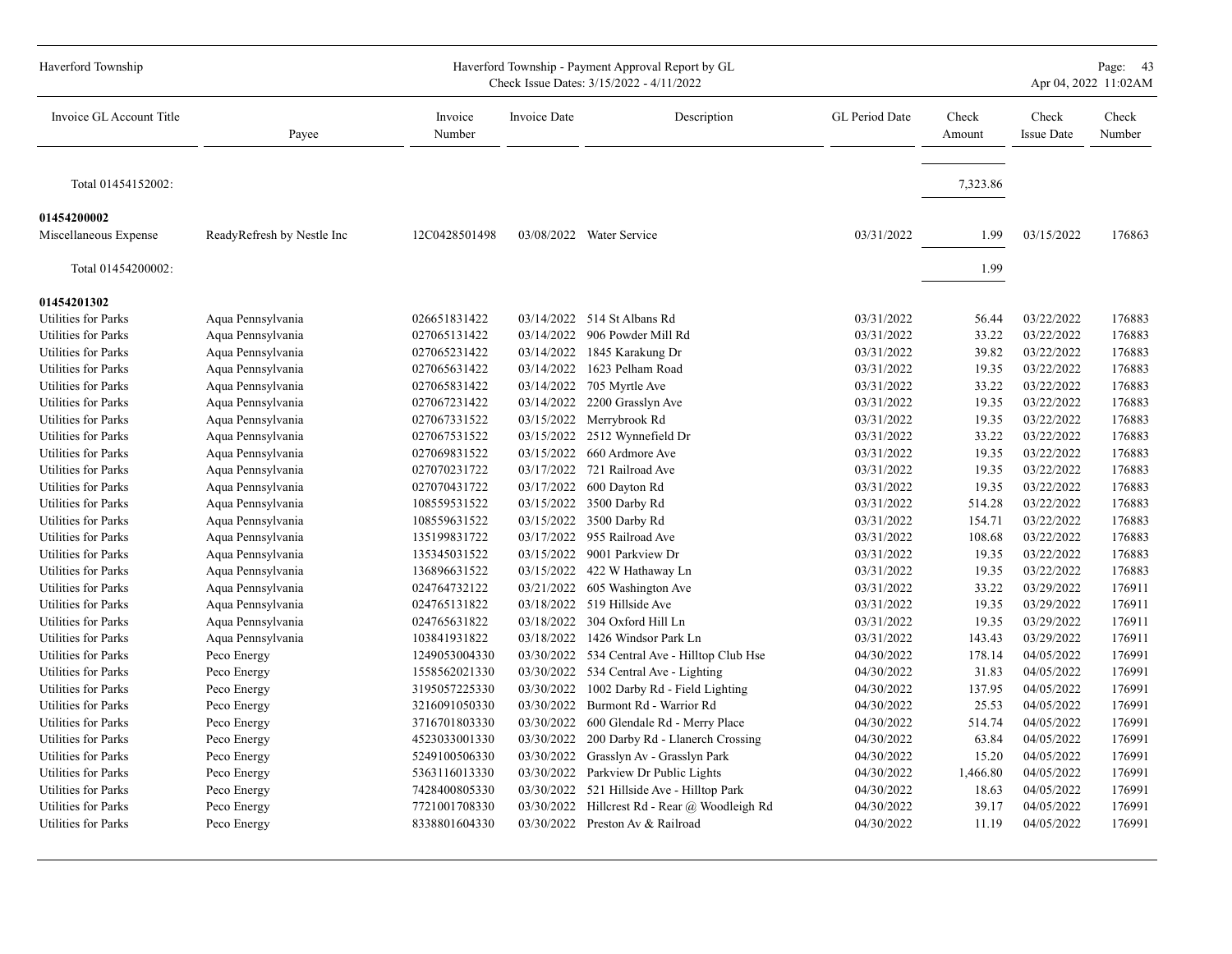| Invoice GL Account Title | Payee | Invoice Number | Invoice Date | Description | GL Period Date | Check Amount | Check Issue Date | Check Number |
|---|---|---|---|---|---|---|---|---|
| Total 01454152002: | | | | | | 7,323.86 | | |
| **01454200002** | | | | | | | | |
| Miscellaneous Expense | ReadyRefresh by Nestle Inc | 12C0428501498 | 03/08/2022 | Water Service | 03/31/2022 | 1.99 | 03/15/2022 | 176863 |
| Total 01454200002: | | | | | | 1.99 | | |
| **01454201302** | | | | | | | | |
| Utilities for Parks | Aqua Pennsylvania | 026651831422 | 03/14/2022 | 514 St Albans Rd | 03/31/2022 | 56.44 | 03/22/2022 | 176883 |
| Utilities for Parks | Aqua Pennsylvania | 027065131422 | 03/14/2022 | 906 Powder Mill Rd | 03/31/2022 | 33.22 | 03/22/2022 | 176883 |
| Utilities for Parks | Aqua Pennsylvania | 027065231422 | 03/14/2022 | 1845 Karakung Dr | 03/31/2022 | 39.82 | 03/22/2022 | 176883 |
| Utilities for Parks | Aqua Pennsylvania | 027065631422 | 03/14/2022 | 1623 Pelham Road | 03/31/2022 | 19.35 | 03/22/2022 | 176883 |
| Utilities for Parks | Aqua Pennsylvania | 027065831422 | 03/14/2022 | 705 Myrtle Ave | 03/31/2022 | 33.22 | 03/22/2022 | 176883 |
| Utilities for Parks | Aqua Pennsylvania | 027067231422 | 03/14/2022 | 2200 Grasslyn Ave | 03/31/2022 | 19.35 | 03/22/2022 | 176883 |
| Utilities for Parks | Aqua Pennsylvania | 027067331522 | 03/15/2022 | Merrybrook Rd | 03/31/2022 | 19.35 | 03/22/2022 | 176883 |
| Utilities for Parks | Aqua Pennsylvania | 027067531522 | 03/15/2022 | 2512 Wynnefield Dr | 03/31/2022 | 33.22 | 03/22/2022 | 176883 |
| Utilities for Parks | Aqua Pennsylvania | 027069831522 | 03/15/2022 | 660 Ardmore Ave | 03/31/2022 | 19.35 | 03/22/2022 | 176883 |
| Utilities for Parks | Aqua Pennsylvania | 027070231722 | 03/17/2022 | 721 Railroad Ave | 03/31/2022 | 19.35 | 03/22/2022 | 176883 |
| Utilities for Parks | Aqua Pennsylvania | 027070431722 | 03/17/2022 | 600 Dayton Rd | 03/31/2022 | 19.35 | 03/22/2022 | 176883 |
| Utilities for Parks | Aqua Pennsylvania | 108559531522 | 03/15/2022 | 3500 Darby Rd | 03/31/2022 | 514.28 | 03/22/2022 | 176883 |
| Utilities for Parks | Aqua Pennsylvania | 108559631522 | 03/15/2022 | 3500 Darby Rd | 03/31/2022 | 154.71 | 03/22/2022 | 176883 |
| Utilities for Parks | Aqua Pennsylvania | 135199831722 | 03/17/2022 | 955 Railroad Ave | 03/31/2022 | 108.68 | 03/22/2022 | 176883 |
| Utilities for Parks | Aqua Pennsylvania | 135345031522 | 03/15/2022 | 9001 Parkview Dr | 03/31/2022 | 19.35 | 03/22/2022 | 176883 |
| Utilities for Parks | Aqua Pennsylvania | 136896631522 | 03/15/2022 | 422 W Hathaway Ln | 03/31/2022 | 19.35 | 03/22/2022 | 176883 |
| Utilities for Parks | Aqua Pennsylvania | 024764732122 | 03/21/2022 | 605 Washington Ave | 03/31/2022 | 33.22 | 03/29/2022 | 176911 |
| Utilities for Parks | Aqua Pennsylvania | 024765131822 | 03/18/2022 | 519 Hillside Ave | 03/31/2022 | 19.35 | 03/29/2022 | 176911 |
| Utilities for Parks | Aqua Pennsylvania | 024765631822 | 03/18/2022 | 304 Oxford Hill Ln | 03/31/2022 | 19.35 | 03/29/2022 | 176911 |
| Utilities for Parks | Aqua Pennsylvania | 103841931822 | 03/18/2022 | 1426 Windsor Park Ln | 03/31/2022 | 143.43 | 03/29/2022 | 176911 |
| Utilities for Parks | Peco Energy | 1249053004330 | 03/30/2022 | 534 Central Ave - Hilltop Club Hse | 04/30/2022 | 178.14 | 04/05/2022 | 176991 |
| Utilities for Parks | Peco Energy | 1558562021330 | 03/30/2022 | 534 Central Ave - Lighting | 04/30/2022 | 31.83 | 04/05/2022 | 176991 |
| Utilities for Parks | Peco Energy | 3195057225330 | 03/30/2022 | 1002 Darby Rd - Field Lighting | 04/30/2022 | 137.95 | 04/05/2022 | 176991 |
| Utilities for Parks | Peco Energy | 3216091050330 | 03/30/2022 | Burmont Rd - Warrior Rd | 04/30/2022 | 25.53 | 04/05/2022 | 176991 |
| Utilities for Parks | Peco Energy | 3716701803330 | 03/30/2022 | 600 Glendale Rd - Merry Place | 04/30/2022 | 514.74 | 04/05/2022 | 176991 |
| Utilities for Parks | Peco Energy | 4523033001330 | 03/30/2022 | 200 Darby Rd - Llanerch Crossing | 04/30/2022 | 63.84 | 04/05/2022 | 176991 |
| Utilities for Parks | Peco Energy | 5249100506330 | 03/30/2022 | Grasslyn Av - Grasslyn Park | 04/30/2022 | 15.20 | 04/05/2022 | 176991 |
| Utilities for Parks | Peco Energy | 5363116013330 | 03/30/2022 | Parkview Dr Public Lights | 04/30/2022 | 1,466.80 | 04/05/2022 | 176991 |
| Utilities for Parks | Peco Energy | 7428400805330 | 03/30/2022 | 521 Hillside Ave - Hilltop Park | 04/30/2022 | 18.63 | 04/05/2022 | 176991 |
| Utilities for Parks | Peco Energy | 7721001708330 | 03/30/2022 | Hillcrest Rd - Rear @ Woodleigh Rd | 04/30/2022 | 39.17 | 04/05/2022 | 176991 |
| Utilities for Parks | Peco Energy | 8338801604330 | 03/30/2022 | Preston Av & Railroad | 04/30/2022 | 11.19 | 04/05/2022 | 176991 |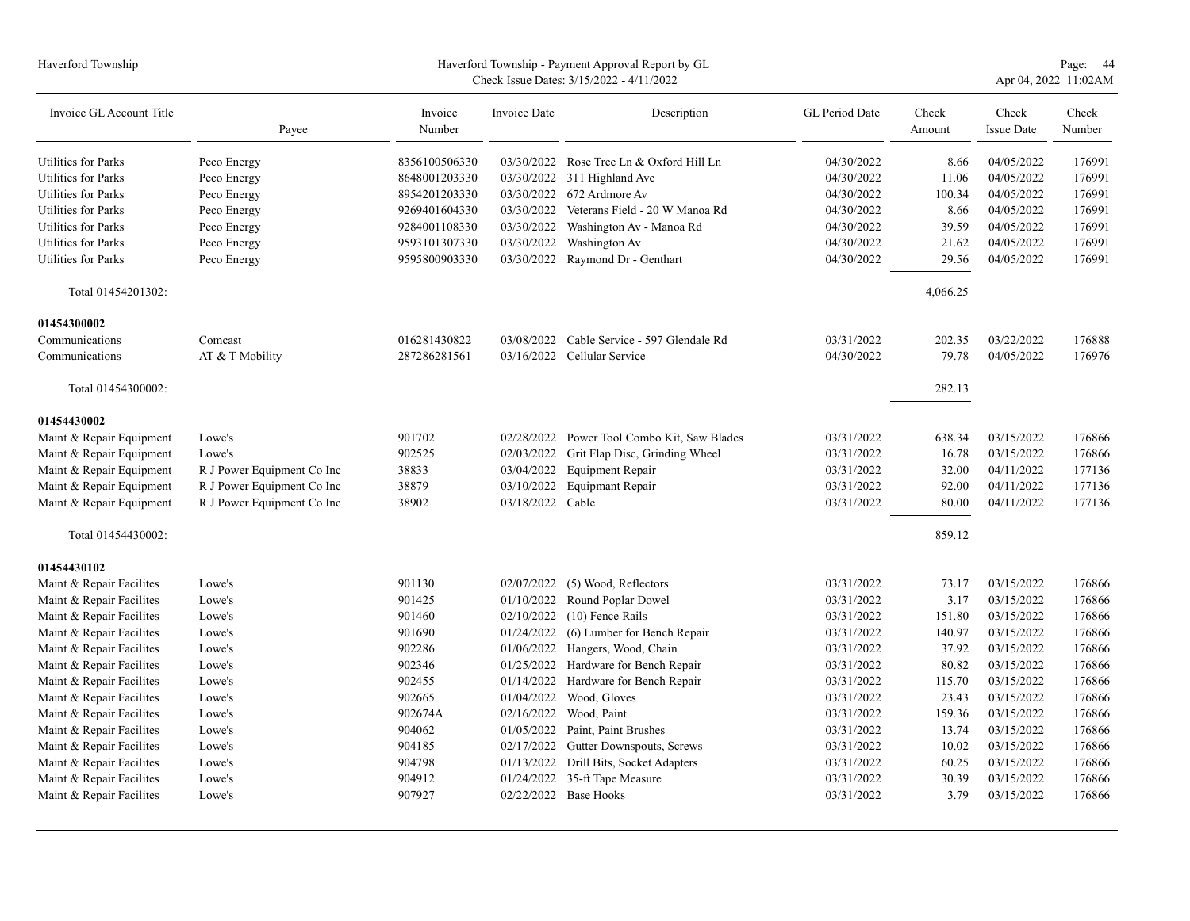| Invoice GL Account Title | Payee | Invoice Number | Invoice Date | Description | GL Period Date | Check Amount | Check Issue Date | Check Number |
|---|---|---|---|---|---|---|---|---|
| Utilities for Parks | Peco Energy | 8356100506330 | 03/30/2022 | Rose Tree Ln & Oxford Hill Ln | 04/30/2022 | 8.66 | 04/05/2022 | 176991 |
| Utilities for Parks | Peco Energy | 8648001203330 | 03/30/2022 | 311 Highland Ave | 04/30/2022 | 11.06 | 04/05/2022 | 176991 |
| Utilities for Parks | Peco Energy | 8954201203330 | 03/30/2022 | 672 Ardmore Av | 04/30/2022 | 100.34 | 04/05/2022 | 176991 |
| Utilities for Parks | Peco Energy | 9269401604330 | 03/30/2022 | Veterans Field - 20 W Manoa Rd | 04/30/2022 | 8.66 | 04/05/2022 | 176991 |
| Utilities for Parks | Peco Energy | 9284001108330 | 03/30/2022 | Washington Av - Manoa Rd | 04/30/2022 | 39.59 | 04/05/2022 | 176991 |
| Utilities for Parks | Peco Energy | 9593101307330 | 03/30/2022 | Washington Av | 04/30/2022 | 21.62 | 04/05/2022 | 176991 |
| Utilities for Parks | Peco Energy | 9595800903330 | 03/30/2022 | Raymond Dr - Genthart | 04/30/2022 | 29.56 | 04/05/2022 | 176991 |
| Total 01454201302: | | | | | | 4,066.25 | | |
| **01454300002** | | | | | | | | |
| Communications | Comcast | 016281430822 | 03/08/2022 | Cable Service - 597 Glendale Rd | 03/31/2022 | 202.35 | 03/22/2022 | 176888 |
| Communications | AT & T Mobility | 287286281561 | 03/16/2022 | Cellular Service | 04/30/2022 | 79.78 | 04/05/2022 | 176976 |
| Total 01454300002: | | | | | | 282.13 | | |
| **01454430002** | | | | | | | | |
| Maint & Repair Equipment | Lowe's | 901702 | 02/28/2022 | Power Tool Combo Kit, Saw Blades | 03/31/2022 | 638.34 | 03/15/2022 | 176866 |
| Maint & Repair Equipment | Lowe's | 902525 | 02/03/2022 | Grit Flap Disc, Grinding Wheel | 03/31/2022 | 16.78 | 03/15/2022 | 176866 |
| Maint & Repair Equipment | R J Power Equipment Co Inc | 38833 | 03/04/2022 | Equipment Repair | 03/31/2022 | 32.00 | 04/11/2022 | 177136 |
| Maint & Repair Equipment | R J Power Equipment Co Inc | 38879 | 03/10/2022 | Equipmant Repair | 03/31/2022 | 92.00 | 04/11/2022 | 177136 |
| Maint & Repair Equipment | R J Power Equipment Co Inc | 38902 | 03/18/2022 | Cable | 03/31/2022 | 80.00 | 04/11/2022 | 177136 |
| Total 01454430002: | | | | | | 859.12 | | |
| **01454430102** | | | | | | | | |
| Maint & Repair Facilites | Lowe's | 901130 | 02/07/2022 | (5) Wood, Reflectors | 03/31/2022 | 73.17 | 03/15/2022 | 176866 |
| Maint & Repair Facilites | Lowe's | 901425 | 01/10/2022 | Round Poplar Dowel | 03/31/2022 | 3.17 | 03/15/2022 | 176866 |
| Maint & Repair Facilites | Lowe's | 901460 | 02/10/2022 | (10) Fence Rails | 03/31/2022 | 151.80 | 03/15/2022 | 176866 |
| Maint & Repair Facilites | Lowe's | 901690 | 01/24/2022 | (6) Lumber for Bench Repair | 03/31/2022 | 140.97 | 03/15/2022 | 176866 |
| Maint & Repair Facilites | Lowe's | 902286 | 01/06/2022 | Hangers, Wood, Chain | 03/31/2022 | 37.92 | 03/15/2022 | 176866 |
| Maint & Repair Facilites | Lowe's | 902346 | 01/25/2022 | Hardware for Bench Repair | 03/31/2022 | 80.82 | 03/15/2022 | 176866 |
| Maint & Repair Facilites | Lowe's | 902455 | 01/14/2022 | Hardware for Bench Repair | 03/31/2022 | 115.70 | 03/15/2022 | 176866 |
| Maint & Repair Facilites | Lowe's | 902665 | 01/04/2022 | Wood, Gloves | 03/31/2022 | 23.43 | 03/15/2022 | 176866 |
| Maint & Repair Facilites | Lowe's | 902674A | 02/16/2022 | Wood, Paint | 03/31/2022 | 159.36 | 03/15/2022 | 176866 |
| Maint & Repair Facilites | Lowe's | 904062 | 01/05/2022 | Paint, Paint Brushes | 03/31/2022 | 13.74 | 03/15/2022 | 176866 |
| Maint & Repair Facilites | Lowe's | 904185 | 02/17/2022 | Gutter Downspouts, Screws | 03/31/2022 | 10.02 | 03/15/2022 | 176866 |
| Maint & Repair Facilites | Lowe's | 904798 | 01/13/2022 | Drill Bits, Socket Adapters | 03/31/2022 | 60.25 | 03/15/2022 | 176866 |
| Maint & Repair Facilites | Lowe's | 904912 | 01/24/2022 | 35-ft Tape Measure | 03/31/2022 | 30.39 | 03/15/2022 | 176866 |
| Maint & Repair Facilites | Lowe's | 907927 | 02/22/2022 | Base Hooks | 03/31/2022 | 3.79 | 03/15/2022 | 176866 |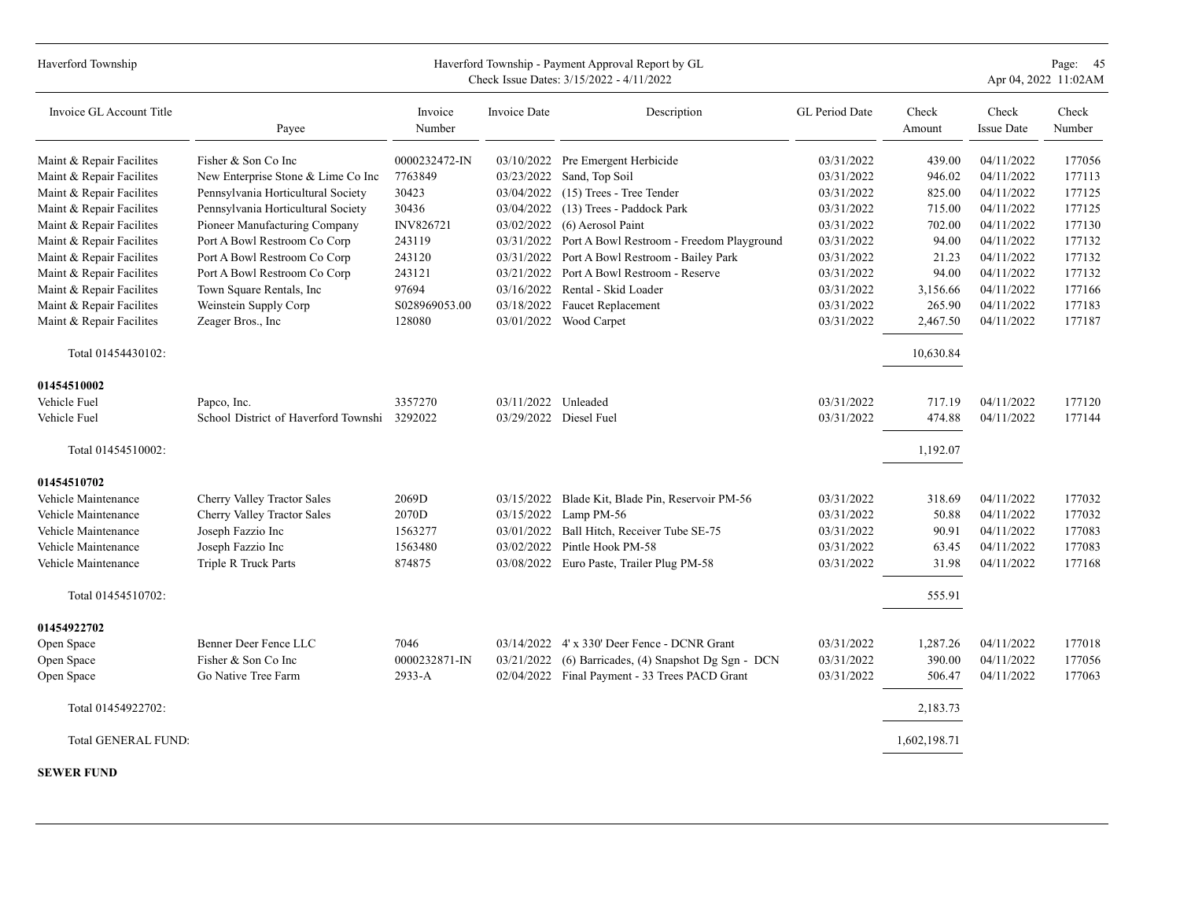| Invoice GL Account Title | Payee | Invoice Number | Invoice Date | Description | GL Period Date | Check Amount | Check Issue Date | Check Number |
|---|---|---|---|---|---|---|---|---|
| Maint & Repair Facilites | Fisher & Son Co Inc | 0000232472-IN | 03/10/2022 | Pre Emergent Herbicide | 03/31/2022 | 439.00 | 04/11/2022 | 177056 |
| Maint & Repair Facilites | New Enterprise Stone & Lime Co Inc | 7763849 | 03/23/2022 | Sand, Top Soil | 03/31/2022 | 946.02 | 04/11/2022 | 177113 |
| Maint & Repair Facilites | Pennsylvania Horticultural Society | 30423 | 03/04/2022 | (15) Trees - Tree Tender | 03/31/2022 | 825.00 | 04/11/2022 | 177125 |
| Maint & Repair Facilites | Pennsylvania Horticultural Society | 30436 | 03/04/2022 | (13) Trees - Paddock Park | 03/31/2022 | 715.00 | 04/11/2022 | 177125 |
| Maint & Repair Facilites | Pioneer Manufacturing Company | INV826721 | 03/02/2022 | (6) Aerosol Paint | 03/31/2022 | 702.00 | 04/11/2022 | 177130 |
| Maint & Repair Facilites | Port A Bowl Restroom Co Corp | 243119 | 03/31/2022 | Port A Bowl Restroom - Freedom Playground | 03/31/2022 | 94.00 | 04/11/2022 | 177132 |
| Maint & Repair Facilites | Port A Bowl Restroom Co Corp | 243120 | 03/31/2022 | Port A Bowl Restroom - Bailey Park | 03/31/2022 | 21.23 | 04/11/2022 | 177132 |
| Maint & Repair Facilites | Port A Bowl Restroom Co Corp | 243121 | 03/21/2022 | Port A Bowl Restroom - Reserve | 03/31/2022 | 94.00 | 04/11/2022 | 177132 |
| Maint & Repair Facilites | Town Square Rentals, Inc | 97694 | 03/16/2022 | Rental - Skid Loader | 03/31/2022 | 3,156.66 | 04/11/2022 | 177166 |
| Maint & Repair Facilites | Weinstein Supply Corp | S028969053.00 | 03/18/2022 | Faucet Replacement | 03/31/2022 | 265.90 | 04/11/2022 | 177183 |
| Maint & Repair Facilites | Zeager Bros., Inc | 128080 | 03/01/2022 | Wood Carpet | 03/31/2022 | 2,467.50 | 04/11/2022 | 177187 |
| Total 01454430102: | | | | | | 10,630.84 | | |
| **01454510002** | | | | | | | | |
| Vehicle Fuel | Papco, Inc. | 3357270 | 03/11/2022 | Unleaded | 03/31/2022 | 717.19 | 04/11/2022 | 177120 |
| Vehicle Fuel | School District of Haverford Townshi | 3292022 | 03/29/2022 | Diesel Fuel | 03/31/2022 | 474.88 | 04/11/2022 | 177144 |
| Total 01454510002: | | | | | | 1,192.07 | | |
| **01454510702** | | | | | | | | |
| Vehicle Maintenance | Cherry Valley Tractor Sales | 2069D | 03/15/2022 | Blade Kit, Blade Pin, Reservoir PM-56 | 03/31/2022 | 318.69 | 04/11/2022 | 177032 |
| Vehicle Maintenance | Cherry Valley Tractor Sales | 2070D | 03/15/2022 | Lamp PM-56 | 03/31/2022 | 50.88 | 04/11/2022 | 177032 |
| Vehicle Maintenance | Joseph Fazzio Inc | 1563277 | 03/01/2022 | Ball Hitch, Receiver Tube SE-75 | 03/31/2022 | 90.91 | 04/11/2022 | 177083 |
| Vehicle Maintenance | Joseph Fazzio Inc | 1563480 | 03/02/2022 | Pintle Hook PM-58 | 03/31/2022 | 63.45 | 04/11/2022 | 177083 |
| Vehicle Maintenance | Triple R Truck Parts | 874875 | 03/08/2022 | Euro Paste, Trailer Plug PM-58 | 03/31/2022 | 31.98 | 04/11/2022 | 177168 |
| Total 01454510702: | | | | | | 555.91 | | |
| **01454922702** | | | | | | | | |
| Open Space | Benner Deer Fence LLC | 7046 | 03/14/2022 | 4' x 330' Deer Fence - DCNR Grant | 03/31/2022 | 1,287.26 | 04/11/2022 | 177018 |
| Open Space | Fisher & Son Co Inc | 0000232871-IN | 03/21/2022 | (6) Barricades, (4) Snapshot Dg Sgn - DCN | 03/31/2022 | 390.00 | 04/11/2022 | 177056 |
| Open Space | Go Native Tree Farm | 2933-A | 02/04/2022 | Final Payment - 33 Trees PACD Grant | 03/31/2022 | 506.47 | 04/11/2022 | 177063 |
| Total 01454922702: | | | | | | 2,183.73 | | |
| Total GENERAL FUND: | | | | | | 1,602,198.71 | | |

**SEWER FUND**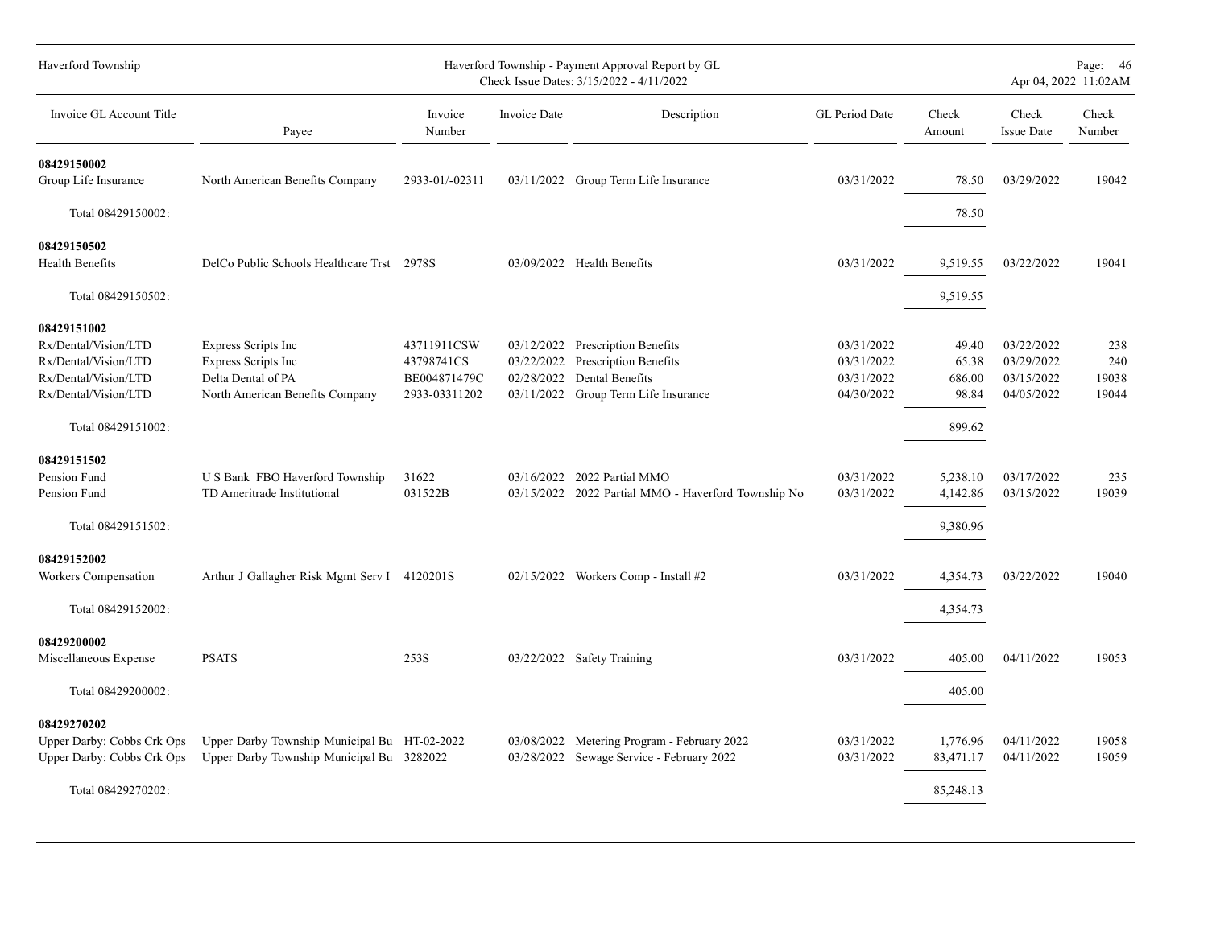| Invoice GL Account Title | Payee | Invoice Number | Invoice Date | Description | GL Period Date | Check Amount | Check Issue Date | Check Number |
|---|---|---|---|---|---|---|---|---|
| **08429150002** | | | | | | | | |
| Group Life Insurance | North American Benefits Company | 2933-01/-02311 | 03/11/2022 | Group Term Life Insurance | 03/31/2022 | 78.50 | 03/29/2022 | 19042 |
| Total 08429150002: | | | | | | 78.50 | | |
| **08429150502** | | | | | | | | |
| Health Benefits | DelCo Public Schools Healthcare Trst | 2978S | 03/09/2022 | Health Benefits | 03/31/2022 | 9,519.55 | 03/22/2022 | 19041 |
| Total 08429150502: | | | | | | 9,519.55 | | |
| **08429151002** | | | | | | | | |
| Rx/Dental/Vision/LTD | Express Scripts Inc | 43711911CSW | 03/12/2022 | Prescription Benefits | 03/31/2022 | 49.40 | 03/22/2022 | 238 |
| Rx/Dental/Vision/LTD | Express Scripts Inc | 43798741CS | 03/22/2022 | Prescription Benefits | 03/31/2022 | 65.38 | 03/29/2022 | 240 |
| Rx/Dental/Vision/LTD | Delta Dental of PA | BE004871479C | 02/28/2022 | Dental Benefits | 03/31/2022 | 686.00 | 03/15/2022 | 19038 |
| Rx/Dental/Vision/LTD | North American Benefits Company | 2933-03311202 | 03/11/2022 | Group Term Life Insurance | 04/30/2022 | 98.84 | 04/05/2022 | 19044 |
| Total 08429151002: | | | | | | 899.62 | | |
| **08429151502** | | | | | | | | |
| Pension Fund | U S Bank FBO Haverford Township | 31622 | 03/16/2022 | 2022 Partial MMO | 03/31/2022 | 5,238.10 | 03/17/2022 | 235 |
| Pension Fund | TD Ameritrade Institutional | 031522B | 03/15/2022 | 2022 Partial MMO - Haverford Township No | 03/31/2022 | 4,142.86 | 03/15/2022 | 19039 |
| Total 08429151502: | | | | | | 9,380.96 | | |
| **08429152002** | | | | | | | | |
| Workers Compensation | Arthur J Gallagher Risk Mgmt Serv I | 4120201S | 02/15/2022 | Workers Comp - Install #2 | 03/31/2022 | 4,354.73 | 03/22/2022 | 19040 |
| Total 08429152002: | | | | | | 4,354.73 | | |
| **08429200002** | | | | | | | | |
| Miscellaneous Expense | PSATS | 253S | 03/22/2022 | Safety Training | 03/31/2022 | 405.00 | 04/11/2022 | 19053 |
| Total 08429200002: | | | | | | 405.00 | | |
| **08429270202** | | | | | | | | |
| Upper Darby: Cobbs Crk Ops | Upper Darby Township Municipal Bu | HT-02-2022 | 03/08/2022 | Metering Program - February 2022 | 03/31/2022 | 1,776.96 | 04/11/2022 | 19058 |
| Upper Darby: Cobbs Crk Ops | Upper Darby Township Municipal Bu | 3282022 | 03/28/2022 | Sewage Service - February 2022 | 03/31/2022 | 83,471.17 | 04/11/2022 | 19059 |
| Total 08429270202: | | | | | | 85,248.13 | | |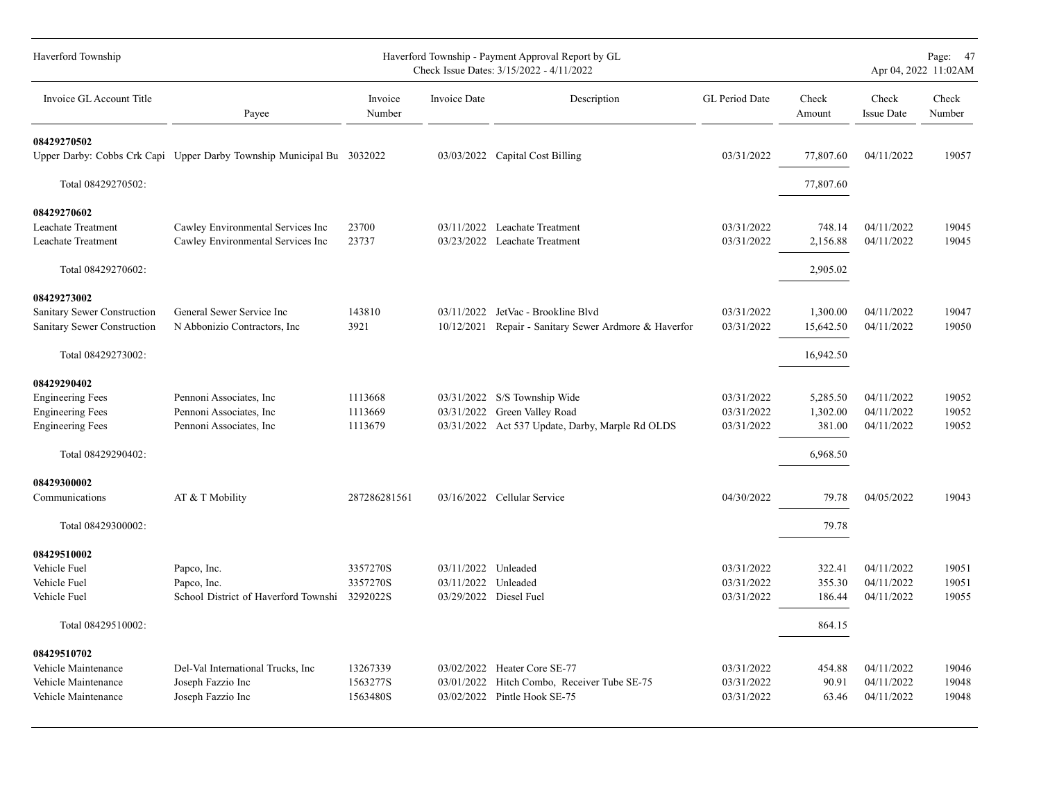| Invoice GL Account Title | Payee | Invoice Number | Invoice Date | Description | GL Period Date | Check Amount | Check Issue Date | Check Number |
|---|---|---|---|---|---|---|---|---|
| **08429270502** | | | | | | | | |
| Upper Darby: Cobbs Crk Capi | Upper Darby Township Municipal Bu | 3032022 | 03/03/2022 | Capital Cost Billing | 03/31/2022 | 77,807.60 | 04/11/2022 | 19057 |
| Total 08429270502: | | | | | | 77,807.60 | | |
| **08429270602** | | | | | | | | |
| Leachate Treatment | Cawley Environmental Services Inc | 23700 | 03/11/2022 | Leachate Treatment | 03/31/2022 | 748.14 | 04/11/2022 | 19045 |
| Leachate Treatment | Cawley Environmental Services Inc | 23737 | 03/23/2022 | Leachate Treatment | 03/31/2022 | 2,156.88 | 04/11/2022 | 19045 |
| Total 08429270602: | | | | | | 2,905.02 | | |
| **08429273002** | | | | | | | | |
| Sanitary Sewer Construction | General Sewer Service Inc | 143810 | 03/11/2022 | JetVac - Brookline Blvd | 03/31/2022 | 1,300.00 | 04/11/2022 | 19047 |
| Sanitary Sewer Construction | N Abbonizio Contractors, Inc | 3921 | 10/12/2021 | Repair - Sanitary Sewer Ardmore & Haverfor | 03/31/2022 | 15,642.50 | 04/11/2022 | 19050 |
| Total 08429273002: | | | | | | 16,942.50 | | |
| **08429290402** | | | | | | | | |
| Engineering Fees | Pennoni Associates, Inc | 1113668 | 03/31/2022 | S/S Township Wide | 03/31/2022 | 5,285.50 | 04/11/2022 | 19052 |
| Engineering Fees | Pennoni Associates, Inc | 1113669 | 03/31/2022 | Green Valley Road | 03/31/2022 | 1,302.00 | 04/11/2022 | 19052 |
| Engineering Fees | Pennoni Associates, Inc | 1113679 | 03/31/2022 | Act 537 Update, Darby, Marple Rd OLDS | 03/31/2022 | 381.00 | 04/11/2022 | 19052 |
| Total 08429290402: | | | | | | 6,968.50 | | |
| **08429300002** | | | | | | | | |
| Communications | AT & T Mobility | 287286281561 | 03/16/2022 | Cellular Service | 04/30/2022 | 79.78 | 04/05/2022 | 19043 |
| Total 08429300002: | | | | | | 79.78 | | |
| **08429510002** | | | | | | | | |
| Vehicle Fuel | Papco, Inc. | 3357270S | 03/11/2022 | Unleaded | 03/31/2022 | 322.41 | 04/11/2022 | 19051 |
| Vehicle Fuel | Papco, Inc. | 3357270S | 03/11/2022 | Unleaded | 03/31/2022 | 355.30 | 04/11/2022 | 19051 |
| Vehicle Fuel | School District of Haverford Townshi | 3292022S | 03/29/2022 | Diesel Fuel | 03/31/2022 | 186.44 | 04/11/2022 | 19055 |
| Total 08429510002: | | | | | | 864.15 | | |
| **08429510702** | | | | | | | | |
| Vehicle Maintenance | Del-Val International Trucks, Inc | 13267339 | 03/02/2022 | Heater Core SE-77 | 03/31/2022 | 454.88 | 04/11/2022 | 19046 |
| Vehicle Maintenance | Joseph Fazzio Inc | 1563277S | 03/01/2022 | Hitch Combo, Receiver Tube SE-75 | 03/31/2022 | 90.91 | 04/11/2022 | 19048 |
| Vehicle Maintenance | Joseph Fazzio Inc | 1563480S | 03/02/2022 | Pintle Hook SE-75 | 03/31/2022 | 63.46 | 04/11/2022 | 19048 |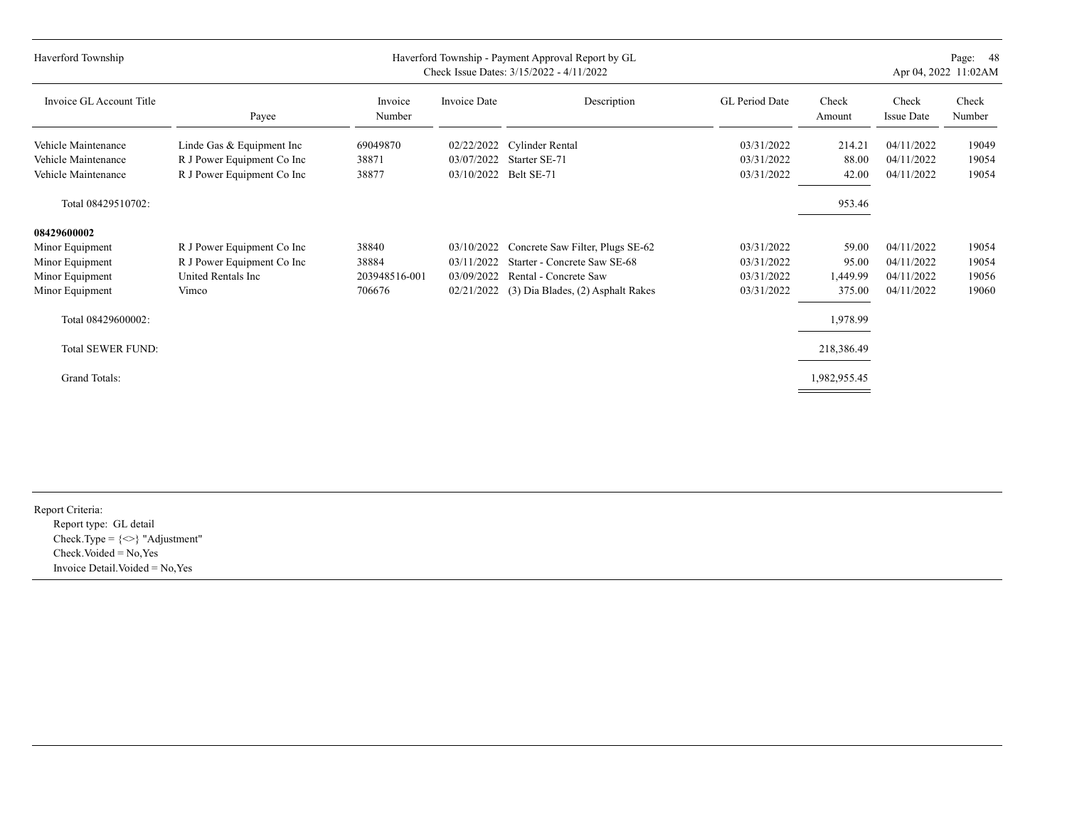| Invoice GL Account Title | Payee | Invoice Number | Invoice Date | Description | GL Period Date | Check Amount | Check Issue Date | Check Number |
|---|---|---|---|---|---|---|---|---|
| Vehicle Maintenance | Linde Gas & Equipment Inc | 69049870 | 02/22/2022 | Cylinder Rental | 03/31/2022 | 214.21 | 04/11/2022 | 19049 |
| Vehicle Maintenance | R J Power Equipment Co Inc | 38871 | 03/07/2022 | Starter SE-71 | 03/31/2022 | 88.00 | 04/11/2022 | 19054 |
| Vehicle Maintenance | R J Power Equipment Co Inc | 38877 | 03/10/2022 | Belt SE-71 | 03/31/2022 | 42.00 | 04/11/2022 | 19054 |
| Total 08429510702: | | | | | | 953.46 | | |
| **08429600002** | | | | | | | | |
| Minor Equipment | R J Power Equipment Co Inc | 38840 | 03/10/2022 | Concrete Saw Filter, Plugs SE-62 | 03/31/2022 | 59.00 | 04/11/2022 | 19054 |
| Minor Equipment | R J Power Equipment Co Inc | 38884 | 03/11/2022 | Starter - Concrete Saw SE-68 | 03/31/2022 | 95.00 | 04/11/2022 | 19054 |
| Minor Equipment | United Rentals Inc | 203948516-001 | 03/09/2022 | Rental - Concrete Saw | 03/31/2022 | 1,449.99 | 04/11/2022 | 19056 |
| Minor Equipment | Vimco | 706676 | 02/21/2022 | (3) Dia Blades, (2) Asphalt Rakes | 03/31/2022 | 375.00 | 04/11/2022 | 19060 |
| Total 08429600002: | | | | | | 1,978.99 | | |
| Total SEWER FUND: | | | | | | 218,386.49 | | |
| Grand Totals: | | | | | | 1,982,955.45 | | |

Report Criteria:
- Report type: GL detail
- Check.Type = {<>} "Adjustment"
- Check.Voided = No,Yes
- Invoice Detail.Voided = No,Yes